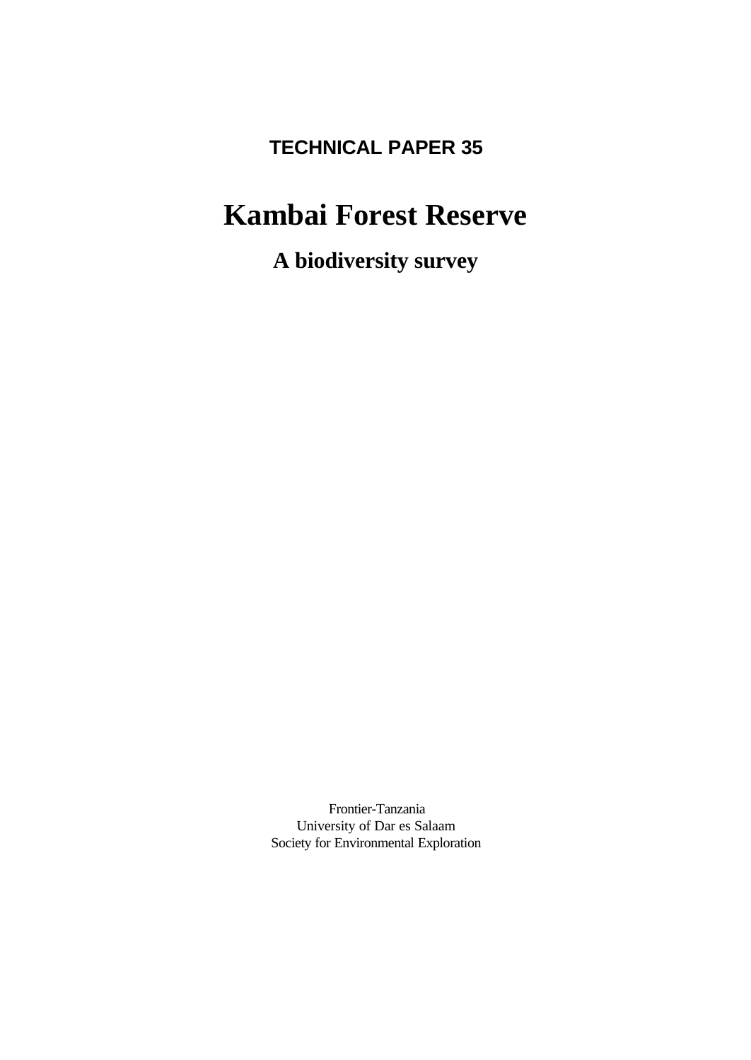**TECHNICAL PAPER 35**

# Kambai Forest Reserve

## A biodiversity survey

Frontier-Tanzania
University of Dar es Salaam
Society for Environmental Exploration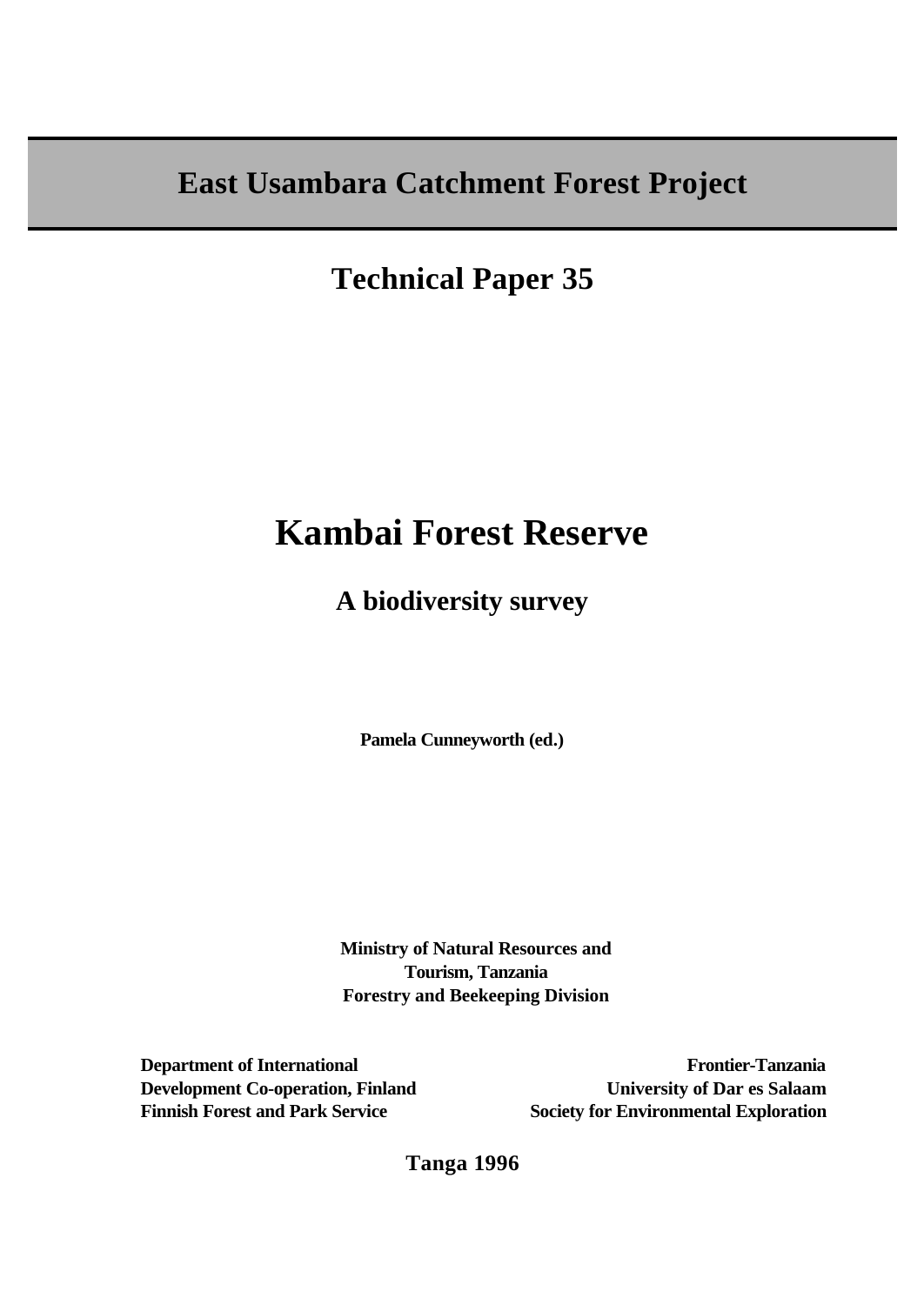# East Usambara Catchment Forest Project

## Technical Paper 35

# Kambai Forest Reserve

## A biodiversity survey

**Pamela Cunneyworth (ed.)**

**Ministry of Natural Resources and Tourism, Tanzania**
**Forestry and Beekeeping Division**

**Department of International Development Co-operation, Finland**
**Finnish Forest and Park Service**

**Frontier-Tanzania**
**University of Dar es Salaam**
**Society for Environmental Exploration**

**Tanga 1996**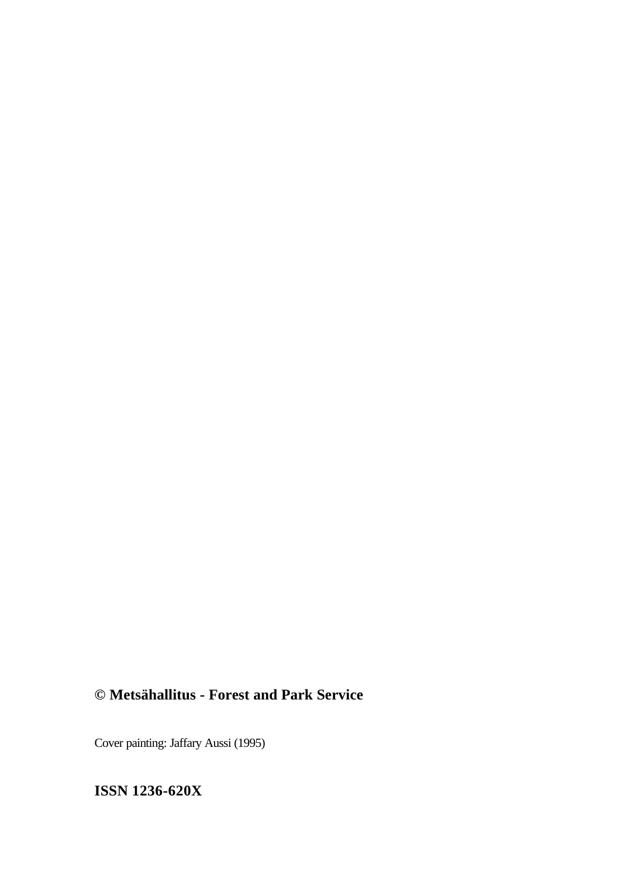**© Metsähallitus - Forest and Park Service**

Cover painting: Jaffary Aussi (1995)

**ISSN 1236-620X**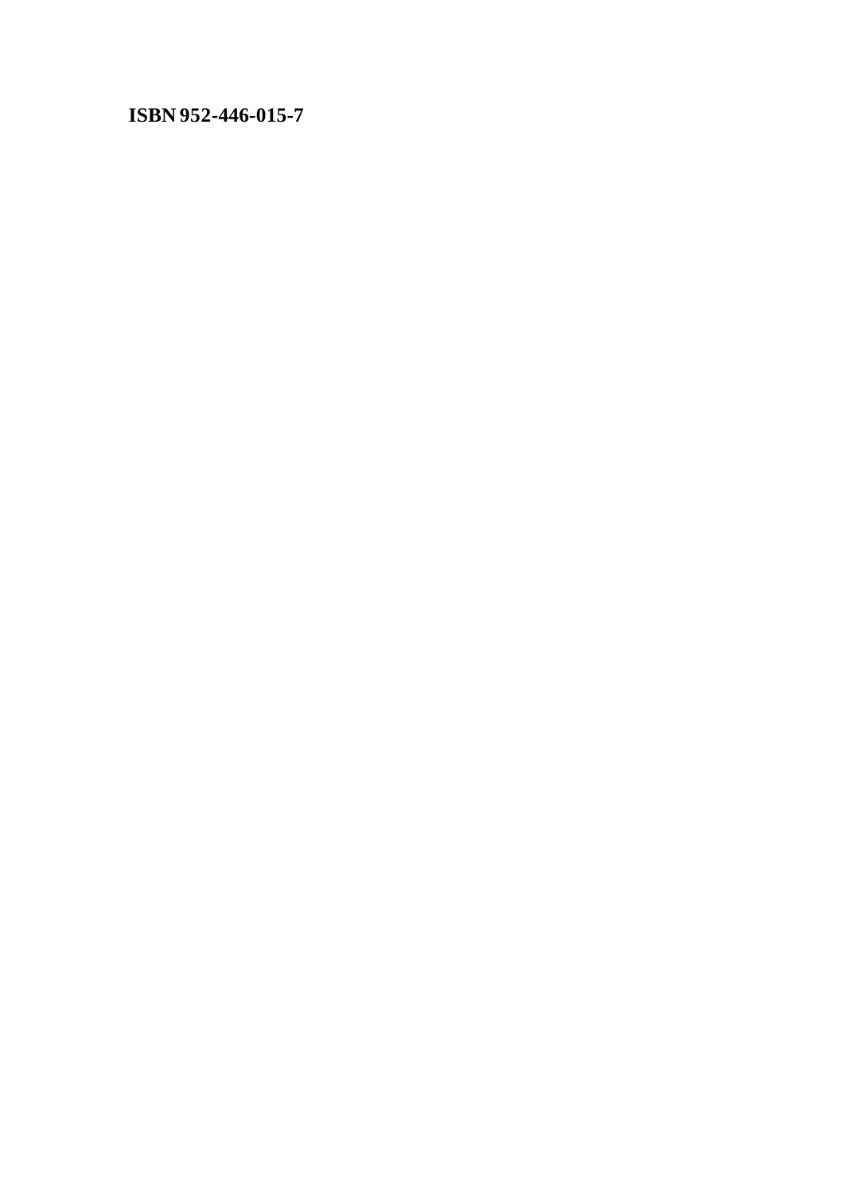**ISBN 952-446-015-7**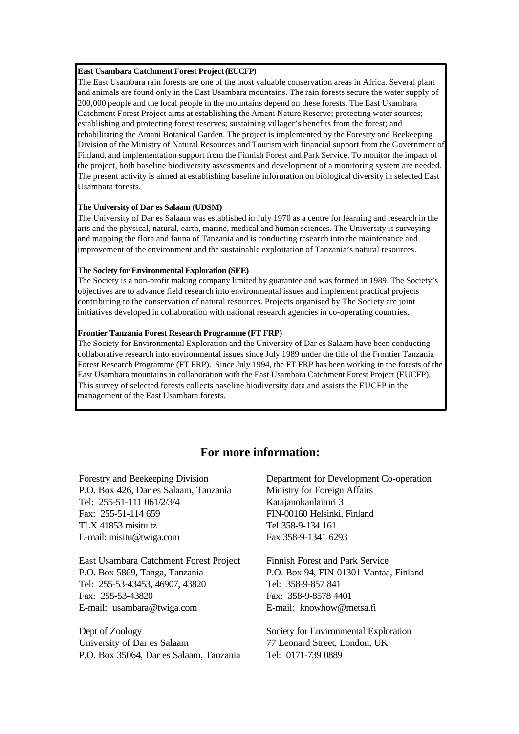**East Usambara Catchment Forest Project (EUCFP)**

The East Usambara rain forests are one of the most valuable conservation areas in Africa. Several plant and animals are found only in the East Usambara mountains. The rain forests secure the water supply of 200,000 people and the local people in the mountains depend on these forests. The East Usambara Catchment Forest Project aims at establishing the Amani Nature Reserve; protecting water sources; establishing and protecting forest reserves; sustaining villager's benefits from the forest; and rehabilitating the Amani Botanical Garden. The project is implemented by the Forestry and Beekeeping Division of the Ministry of Natural Resources and Tourism with financial support from the Government of Finland, and implementation support from the Finnish Forest and Park Service. To monitor the impact of the project, both baseline biodiversity assessments and development of a monitoring system are needed. The present activity is aimed at establishing baseline information on biological diversity in selected East Usambara forests.

**The University of Dar es Salaam (UDSM)**

The University of Dar es Salaam was established in July 1970 as a centre for learning and research in the arts and the physical, natural, earth, marine, medical and human sciences. The University is surveying and mapping the flora and fauna of Tanzania and is conducting research into the maintenance and improvement of the environment and the sustainable exploitation of Tanzania's natural resources.

**The Society for Environmental Exploration (SEE)**

The Society is a non-profit making company limited by guarantee and was formed in 1989. The Society's objectives are to advance field research into environmental issues and implement practical projects contributing to the conservation of natural resources. Projects organised by The Society are joint initiatives developed in collaboration with national research agencies in co-operating countries.

**Frontier Tanzania Forest Research Programme (FT FRP)**

The Society for Environmental Exploration and the University of Dar es Salaam have been conducting collaborative research into environmental issues since July 1989 under the title of the Frontier Tanzania Forest Research Programme (FT FRP). Since July 1994, the FT FRP has been working in the forests of the East Usambara mountains in collaboration with the East Usambara Catchment Forest Project (EUCFP). This survey of selected forests collects baseline biodiversity data and assists the EUCFP in the management of the East Usambara forests.

## For more information:

Forestry and Beekeeping Division
P.O. Box 426, Dar es Salaam, Tanzania
Tel: 255-51-111 061/2/3/4
Fax: 255-51-114 659
TLX 41853 misitu tz
E-mail: misitu@twiga.com

East Usambara Catchment Forest Project
P.O. Box 5869, Tanga, Tanzania
Tel: 255-53-43453, 46907, 43820
Fax: 255-53-43820
E-mail: usambara@twiga.com

Dept of Zoology
University of Dar es Salaam
P.O. Box 35064, Dar es Salaam, Tanzania

Department for Development Co-operation
Ministry for Foreign Affairs
Katajanokanlaituri 3
FIN-00160 Helsinki, Finland
Tel 358-9-134 161
Fax 358-9-1341 6293

Finnish Forest and Park Service
P.O. Box 94, FIN-01301 Vantaa, Finland
Tel: 358-9-857 841
Fax: 358-9-8578 4401
E-mail: knowhow@metsa.fi

Society for Environmental Exploration
77 Leonard Street, London, UK
Tel: 0171-739 0889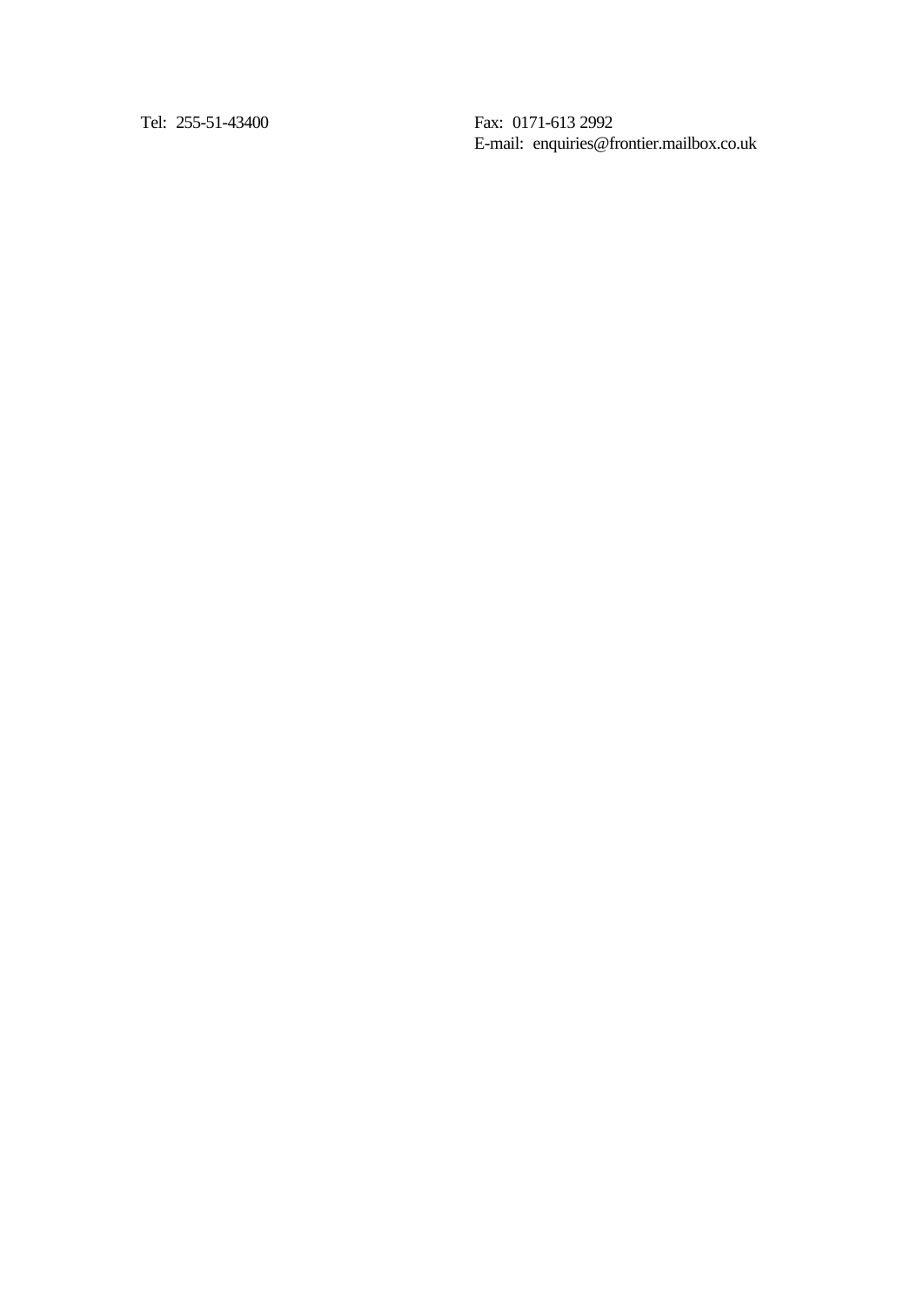Tel: 255-51-43400

Fax: 0171-613 2992
E-mail: enquiries@frontier.mailbox.co.uk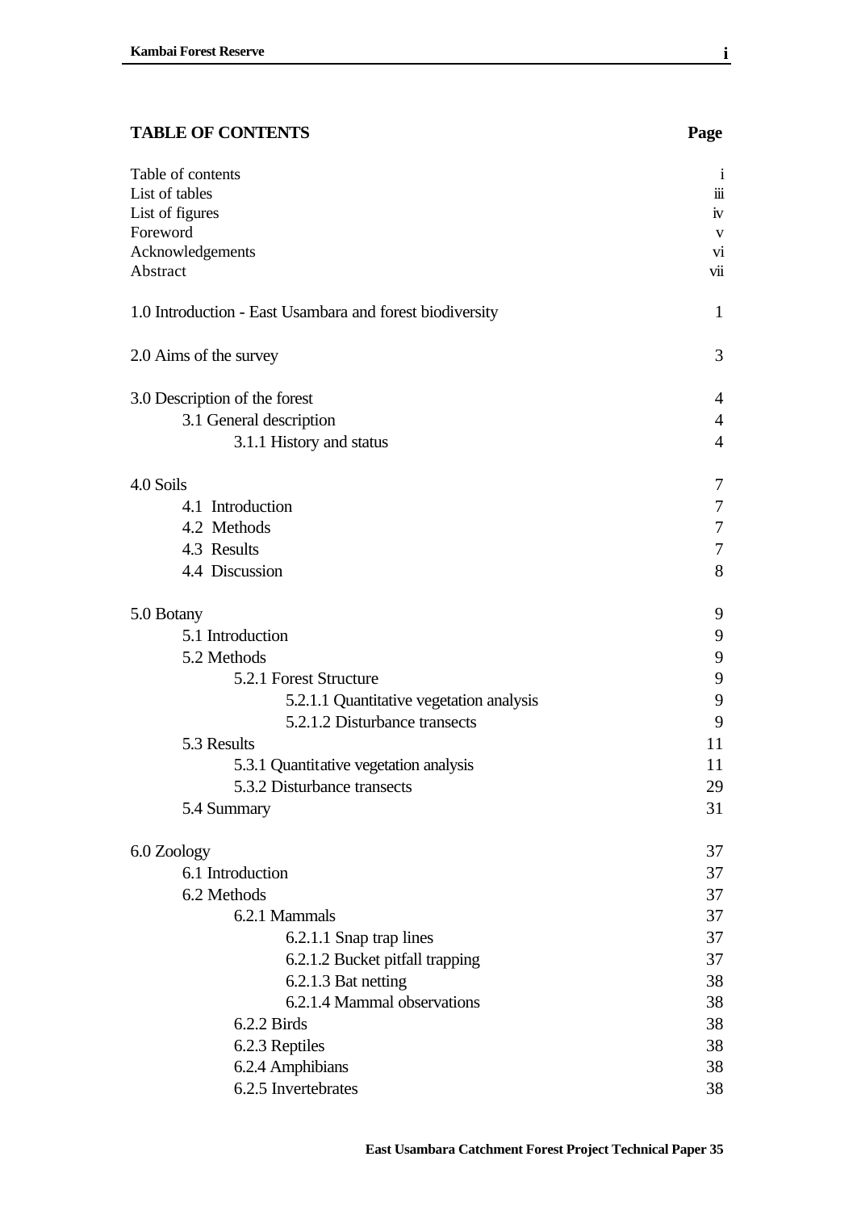## TABLE OF CONTENTS

| | Page |
|---|---|
| Table of contents | i |
| List of tables | iii |
| List of figures | iv |
| Foreword | v |
| Acknowledgements | vi |
| Abstract | vii |
| 1.0 Introduction - East Usambara and forest biodiversity | 1 |
| 2.0 Aims of the survey | 3 |
| 3.0 Description of the forest | 4 |
| 3.1 General description | 4 |
| 3.1.1 History and status | 4 |
| 4.0 Soils | 7 |
| 4.1 Introduction | 7 |
| 4.2 Methods | 7 |
| 4.3 Results | 7 |
| 4.4 Discussion | 8 |
| 5.0 Botany | 9 |
| 5.1 Introduction | 9 |
| 5.2 Methods | 9 |
| 5.2.1 Forest Structure | 9 |
| 5.2.1.1 Quantitative vegetation analysis | 9 |
| 5.2.1.2 Disturbance transects | 9 |
| 5.3 Results | 11 |
| 5.3.1 Quantitative vegetation analysis | 11 |
| 5.3.2 Disturbance transects | 29 |
| 5.4 Summary | 31 |
| 6.0 Zoology | 37 |
| 6.1 Introduction | 37 |
| 6.2 Methods | 37 |
| 6.2.1 Mammals | 37 |
| 6.2.1.1 Snap trap lines | 37 |
| 6.2.1.2 Bucket pitfall trapping | 37 |
| 6.2.1.3 Bat netting | 38 |
| 6.2.1.4 Mammal observations | 38 |
| 6.2.2 Birds | 38 |
| 6.2.3 Reptiles | 38 |
| 6.2.4 Amphibians | 38 |
| 6.2.5 Invertebrates | 38 |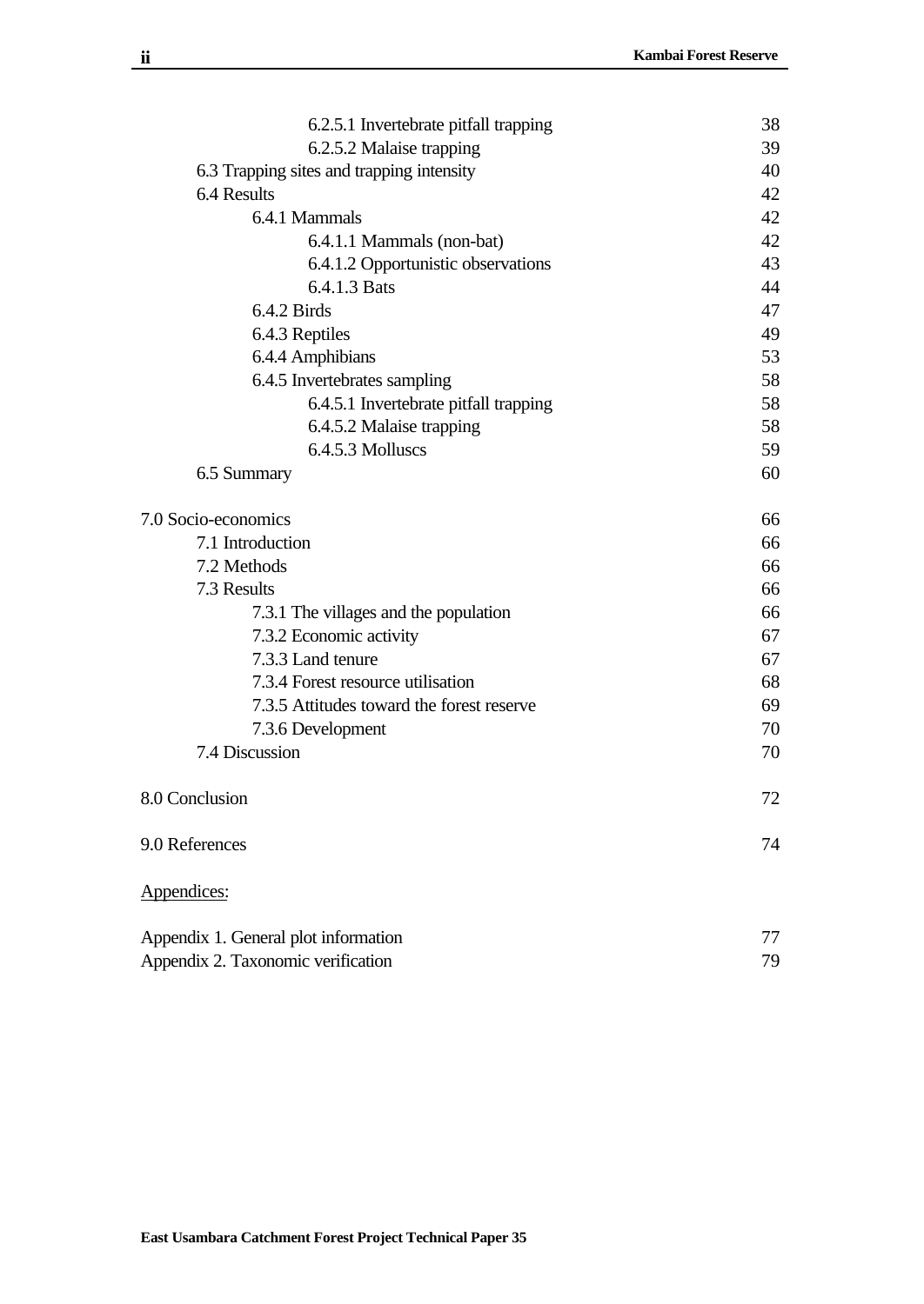| | |
|---|---|
| 6.2.5.1 Invertebrate pitfall trapping | 38 |
| 6.2.5.2 Malaise trapping | 39 |
| 6.3 Trapping sites and trapping intensity | 40 |
| 6.4 Results | 42 |
| 6.4.1 Mammals | 42 |
| 6.4.1.1 Mammals (non-bat) | 42 |
| 6.4.1.2 Opportunistic observations | 43 |
| 6.4.1.3 Bats | 44 |
| 6.4.2 Birds | 47 |
| 6.4.3 Reptiles | 49 |
| 6.4.4 Amphibians | 53 |
| 6.4.5 Invertebrates sampling | 58 |
| 6.4.5.1 Invertebrate pitfall trapping | 58 |
| 6.4.5.2 Malaise trapping | 58 |
| 6.4.5.3 Molluscs | 59 |
| 6.5 Summary | 60 |
| | |
| 7.0 Socio-economics | 66 |
| 7.1 Introduction | 66 |
| 7.2 Methods | 66 |
| 7.3 Results | 66 |
| 7.3.1 The villages and the population | 66 |
| 7.3.2 Economic activity | 67 |
| 7.3.3 Land tenure | 67 |
| 7.3.4 Forest resource utilisation | 68 |
| 7.3.5 Attitudes toward the forest reserve | 69 |
| 7.3.6 Development | 70 |
| 7.4 Discussion | 70 |
| | |
| 8.0 Conclusion | 72 |
| | |
| 9.0 References | 74 |

Appendices:

| | |
|---|---|
| Appendix 1. General plot information | 77 |
| Appendix 2. Taxonomic verification | 79 |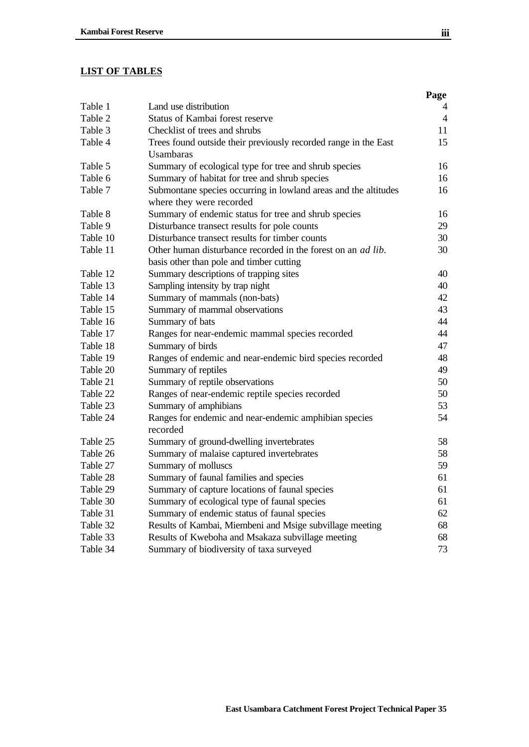## LIST OF TABLES

| | | Page |
|---|---|---|
| Table 1 | Land use distribution | 4 |
| Table 2 | Status of Kambai forest reserve | 4 |
| Table 3 | Checklist of trees and shrubs | 11 |
| Table 4 | Trees found outside their previously recorded range in the East Usambaras | 15 |
| Table 5 | Summary of ecological type for tree and shrub species | 16 |
| Table 6 | Summary of habitat for tree and shrub species | 16 |
| Table 7 | Submontane species occurring in lowland areas and the altitudes where they were recorded | 16 |
| Table 8 | Summary of endemic status for tree and shrub species | 16 |
| Table 9 | Disturbance transect results for pole counts | 29 |
| Table 10 | Disturbance transect results for timber counts | 30 |
| Table 11 | Other human disturbance recorded in the forest on an *ad lib.* basis other than pole and timber cutting | 30 |
| Table 12 | Summary descriptions of trapping sites | 40 |
| Table 13 | Sampling intensity by trap night | 40 |
| Table 14 | Summary of mammals (non-bats) | 42 |
| Table 15 | Summary of mammal observations | 43 |
| Table 16 | Summary of bats | 44 |
| Table 17 | Ranges for near-endemic mammal species recorded | 44 |
| Table 18 | Summary of birds | 47 |
| Table 19 | Ranges of endemic and near-endemic bird species recorded | 48 |
| Table 20 | Summary of reptiles | 49 |
| Table 21 | Summary of reptile observations | 50 |
| Table 22 | Ranges of near-endemic reptile species recorded | 50 |
| Table 23 | Summary of amphibians | 53 |
| Table 24 | Ranges for endemic and near-endemic amphibian species recorded | 54 |
| Table 25 | Summary of ground-dwelling invertebrates | 58 |
| Table 26 | Summary of malaise captured invertebrates | 58 |
| Table 27 | Summary of molluscs | 59 |
| Table 28 | Summary of faunal families and species | 61 |
| Table 29 | Summary of capture locations of faunal species | 61 |
| Table 30 | Summary of ecological type of faunal species | 61 |
| Table 31 | Summary of endemic status of faunal species | 62 |
| Table 32 | Results of Kambai, Miembeni and Msige subvillage meeting | 68 |
| Table 33 | Results of Kweboha and Msakaza subvillage meeting | 68 |
| Table 34 | Summary of biodiversity of taxa surveyed | 73 |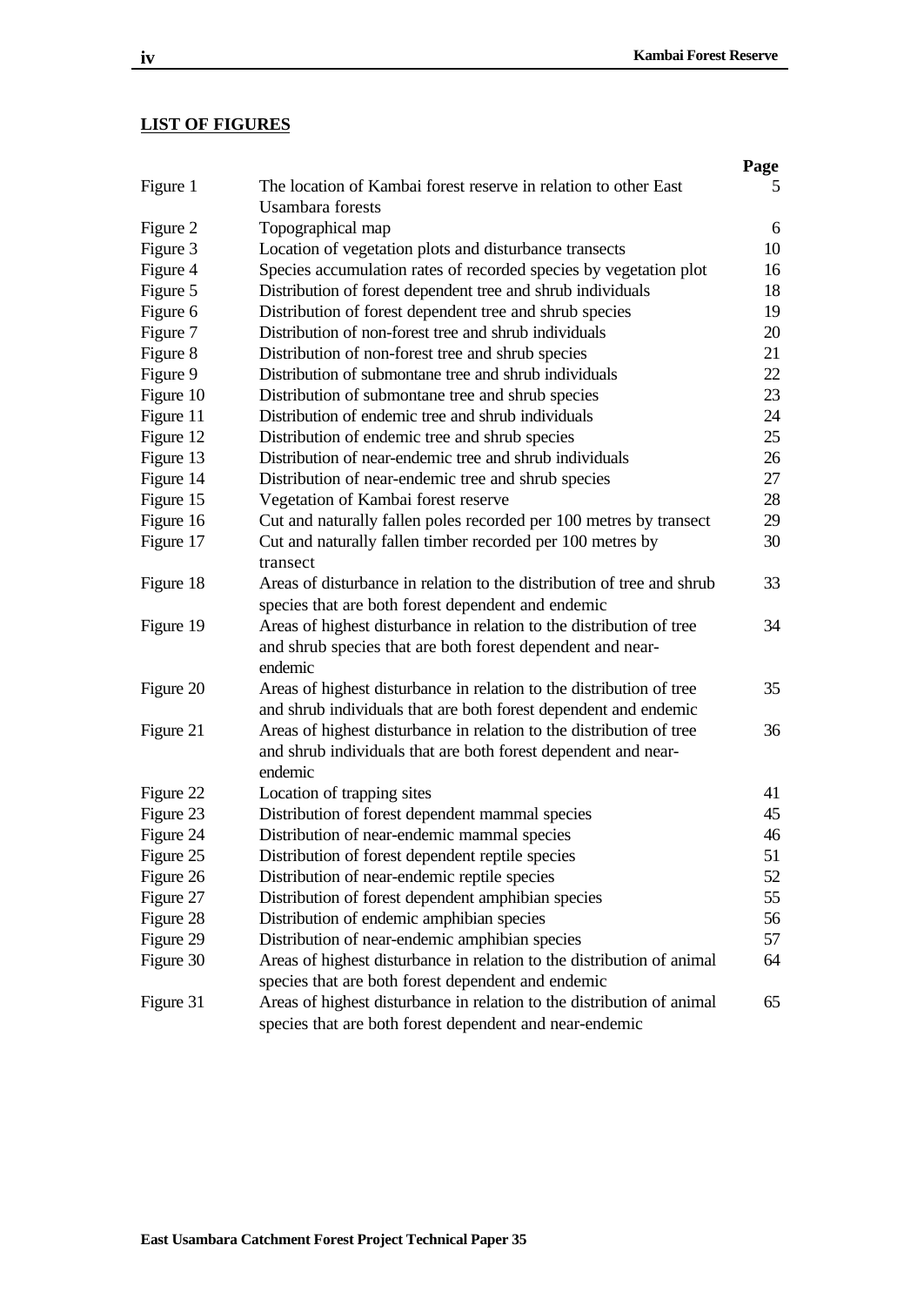## LIST OF FIGURES

| | | Page |
|---|---|---|
| Figure 1 | The location of Kambai forest reserve in relation to other East Usambara forests | 5 |
| Figure 2 | Topographical map | 6 |
| Figure 3 | Location of vegetation plots and disturbance transects | 10 |
| Figure 4 | Species accumulation rates of recorded species by vegetation plot | 16 |
| Figure 5 | Distribution of forest dependent tree and shrub individuals | 18 |
| Figure 6 | Distribution of forest dependent tree and shrub species | 19 |
| Figure 7 | Distribution of non-forest tree and shrub individuals | 20 |
| Figure 8 | Distribution of non-forest tree and shrub species | 21 |
| Figure 9 | Distribution of submontane tree and shrub individuals | 22 |
| Figure 10 | Distribution of submontane tree and shrub species | 23 |
| Figure 11 | Distribution of endemic tree and shrub individuals | 24 |
| Figure 12 | Distribution of endemic tree and shrub species | 25 |
| Figure 13 | Distribution of near-endemic tree and shrub individuals | 26 |
| Figure 14 | Distribution of near-endemic tree and shrub species | 27 |
| Figure 15 | Vegetation of Kambai forest reserve | 28 |
| Figure 16 | Cut and naturally fallen poles recorded per 100 metres by transect | 29 |
| Figure 17 | Cut and naturally fallen timber recorded per 100 metres by transect | 30 |
| Figure 18 | Areas of disturbance in relation to the distribution of tree and shrub species that are both forest dependent and endemic | 33 |
| Figure 19 | Areas of highest disturbance in relation to the distribution of tree and shrub species that are both forest dependent and near-endemic | 34 |
| Figure 20 | Areas of highest disturbance in relation to the distribution of tree and shrub individuals that are both forest dependent and endemic | 35 |
| Figure 21 | Areas of highest disturbance in relation to the distribution of tree and shrub individuals that are both forest dependent and near-endemic | 36 |
| Figure 22 | Location of trapping sites | 41 |
| Figure 23 | Distribution of forest dependent mammal species | 45 |
| Figure 24 | Distribution of near-endemic mammal species | 46 |
| Figure 25 | Distribution of forest dependent reptile species | 51 |
| Figure 26 | Distribution of near-endemic reptile species | 52 |
| Figure 27 | Distribution of forest dependent amphibian species | 55 |
| Figure 28 | Distribution of endemic amphibian species | 56 |
| Figure 29 | Distribution of near-endemic amphibian species | 57 |
| Figure 30 | Areas of highest disturbance in relation to the distribution of animal species that are both forest dependent and endemic | 64 |
| Figure 31 | Areas of highest disturbance in relation to the distribution of animal species that are both forest dependent and near-endemic | 65 |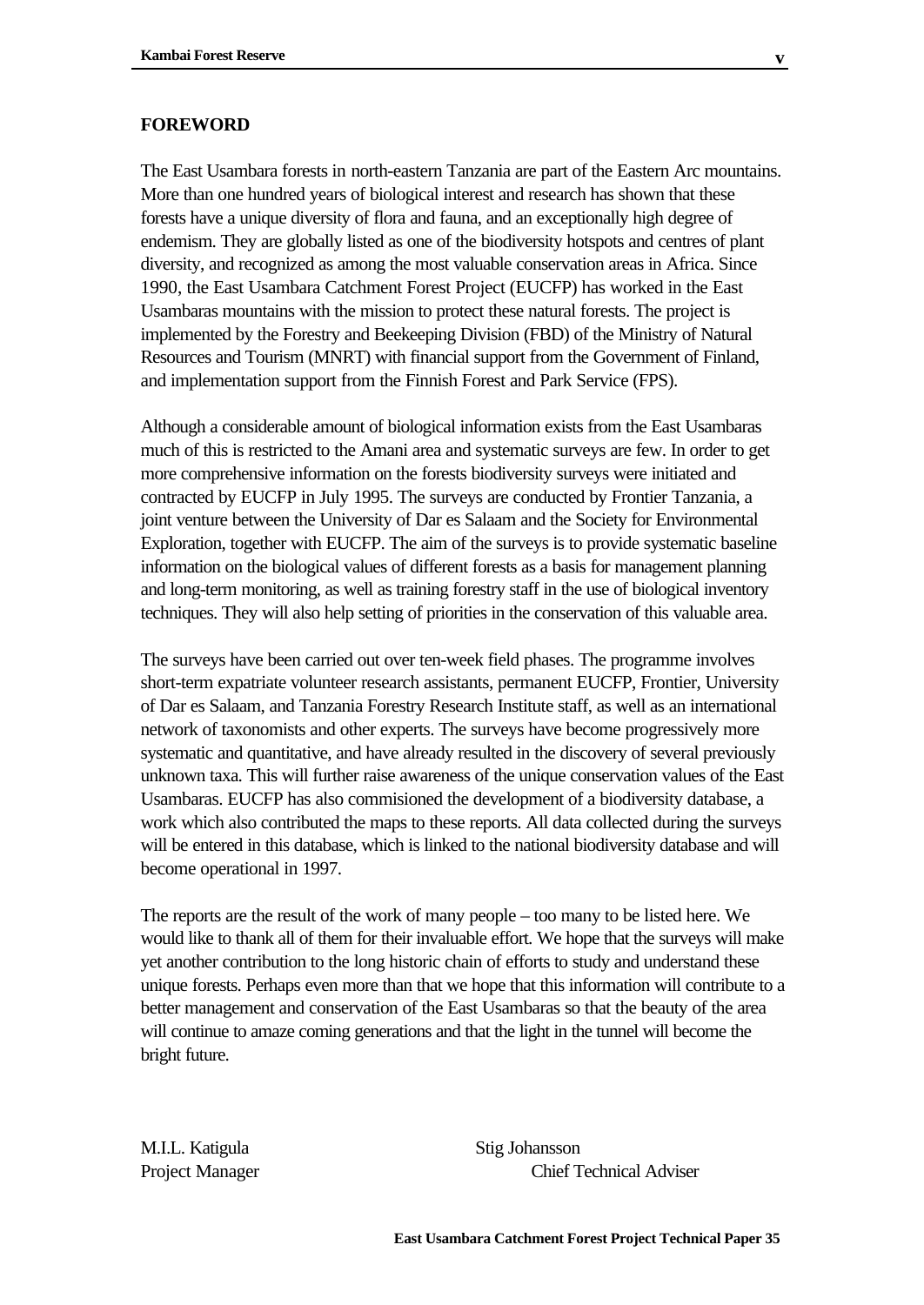## FOREWORD

The East Usambara forests in north-eastern Tanzania are part of the Eastern Arc mountains. More than one hundred years of biological interest and research has shown that these forests have a unique diversity of flora and fauna, and an exceptionally high degree of endemism. They are globally listed as one of the biodiversity hotspots and centres of plant diversity, and recognized as among the most valuable conservation areas in Africa. Since 1990, the East Usambara Catchment Forest Project (EUCFP) has worked in the East Usambaras mountains with the mission to protect these natural forests. The project is implemented by the Forestry and Beekeeping Division (FBD) of the Ministry of Natural Resources and Tourism (MNRT) with financial support from the Government of Finland, and implementation support from the Finnish Forest and Park Service (FPS).

Although a considerable amount of biological information exists from the East Usambaras much of this is restricted to the Amani area and systematic surveys are few. In order to get more comprehensive information on the forests biodiversity surveys were initiated and contracted by EUCFP in July 1995. The surveys are conducted by Frontier Tanzania, a joint venture between the University of Dar es Salaam and the Society for Environmental Exploration, together with EUCFP. The aim of the surveys is to provide systematic baseline information on the biological values of different forests as a basis for management planning and long-term monitoring, as well as training forestry staff in the use of biological inventory techniques. They will also help setting of priorities in the conservation of this valuable area.

The surveys have been carried out over ten-week field phases. The programme involves short-term expatriate volunteer research assistants, permanent EUCFP, Frontier, University of Dar es Salaam, and Tanzania Forestry Research Institute staff, as well as an international network of taxonomists and other experts. The surveys have become progressively more systematic and quantitative, and have already resulted in the discovery of several previously unknown taxa. This will further raise awareness of the unique conservation values of the East Usambaras. EUCFP has also commisioned the development of a biodiversity database, a work which also contributed the maps to these reports. All data collected during the surveys will be entered in this database, which is linked to the national biodiversity database and will become operational in 1997.

The reports are the result of the work of many people – too many to be listed here. We would like to thank all of them for their invaluable effort. We hope that the surveys will make yet another contribution to the long historic chain of efforts to study and understand these unique forests. Perhaps even more than that we hope that this information will contribute to a better management and conservation of the East Usambaras so that the beauty of the area will continue to amaze coming generations and that the light in the tunnel will become the bright future.

M.I.L. Katigula
Project Manager

Stig Johansson
Chief Technical Adviser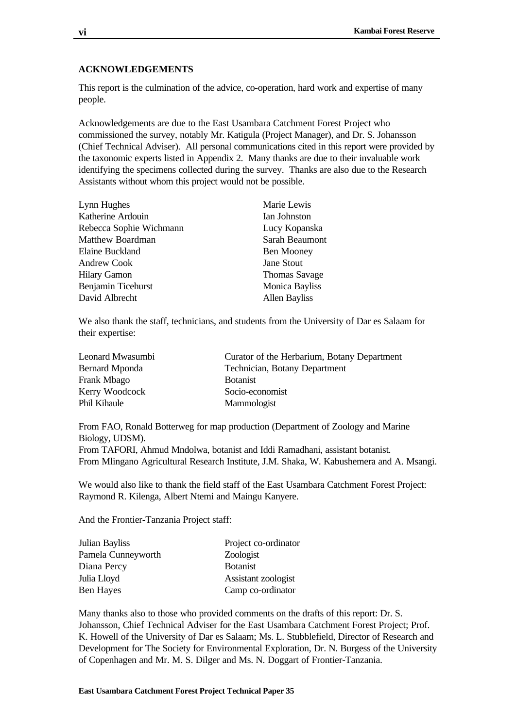## ACKNOWLEDGEMENTS

This report is the culmination of the advice, co-operation, hard work and expertise of many people.

Acknowledgements are due to the East Usambara Catchment Forest Project who commissioned the survey, notably Mr. Katigula (Project Manager), and Dr. S. Johansson (Chief Technical Adviser). All personal communications cited in this report were provided by the taxonomic experts listed in Appendix 2. Many thanks are due to their invaluable work identifying the specimens collected during the survey. Thanks are also due to the Research Assistants without whom this project would not be possible.

| | |
|---|---|
| Lynn Hughes | Marie Lewis |
| Katherine Ardouin | Ian Johnston |
| Rebecca Sophie Wichmann | Lucy Kopanska |
| Matthew Boardman | Sarah Beaumont |
| Elaine Buckland | Ben Mooney |
| Andrew Cook | Jane Stout |
| Hilary Gamon | Thomas Savage |
| Benjamin Ticehurst | Monica Bayliss |
| David Albrecht | Allen Bayliss |

We also thank the staff, technicians, and students from the University of Dar es Salaam for their expertise:

| | |
|---|---|
| Leonard Mwasumbi | Curator of the Herbarium, Botany Department |
| Bernard Mponda | Technician, Botany Department |
| Frank Mbago | Botanist |
| Kerry Woodcock | Socio-economist |
| Phil Kihaule | Mammologist |

From FAO, Ronald Botterweg for map production (Department of Zoology and Marine Biology, UDSM).
From TAFORI, Ahmud Mndolwa, botanist and Iddi Ramadhani, assistant botanist.
From Mlingano Agricultural Research Institute, J.M. Shaka, W. Kabushemera and A. Msangi.

We would also like to thank the field staff of the East Usambara Catchment Forest Project: Raymond R. Kilenga, Albert Ntemi and Maingu Kanyere.

And the Frontier-Tanzania Project staff:

| | |
|---|---|
| Julian Bayliss | Project co-ordinator |
| Pamela Cunneyworth | Zoologist |
| Diana Percy | Botanist |
| Julia Lloyd | Assistant zoologist |
| Ben Hayes | Camp co-ordinator |

Many thanks also to those who provided comments on the drafts of this report: Dr. S. Johansson, Chief Technical Adviser for the East Usambara Catchment Forest Project; Prof. K. Howell of the University of Dar es Salaam; Ms. L. Stubblefield, Director of Research and Development for The Society for Environmental Exploration, Dr. N. Burgess of the University of Copenhagen and Mr. M. S. Dilger and Ms. N. Doggart of Frontier-Tanzania.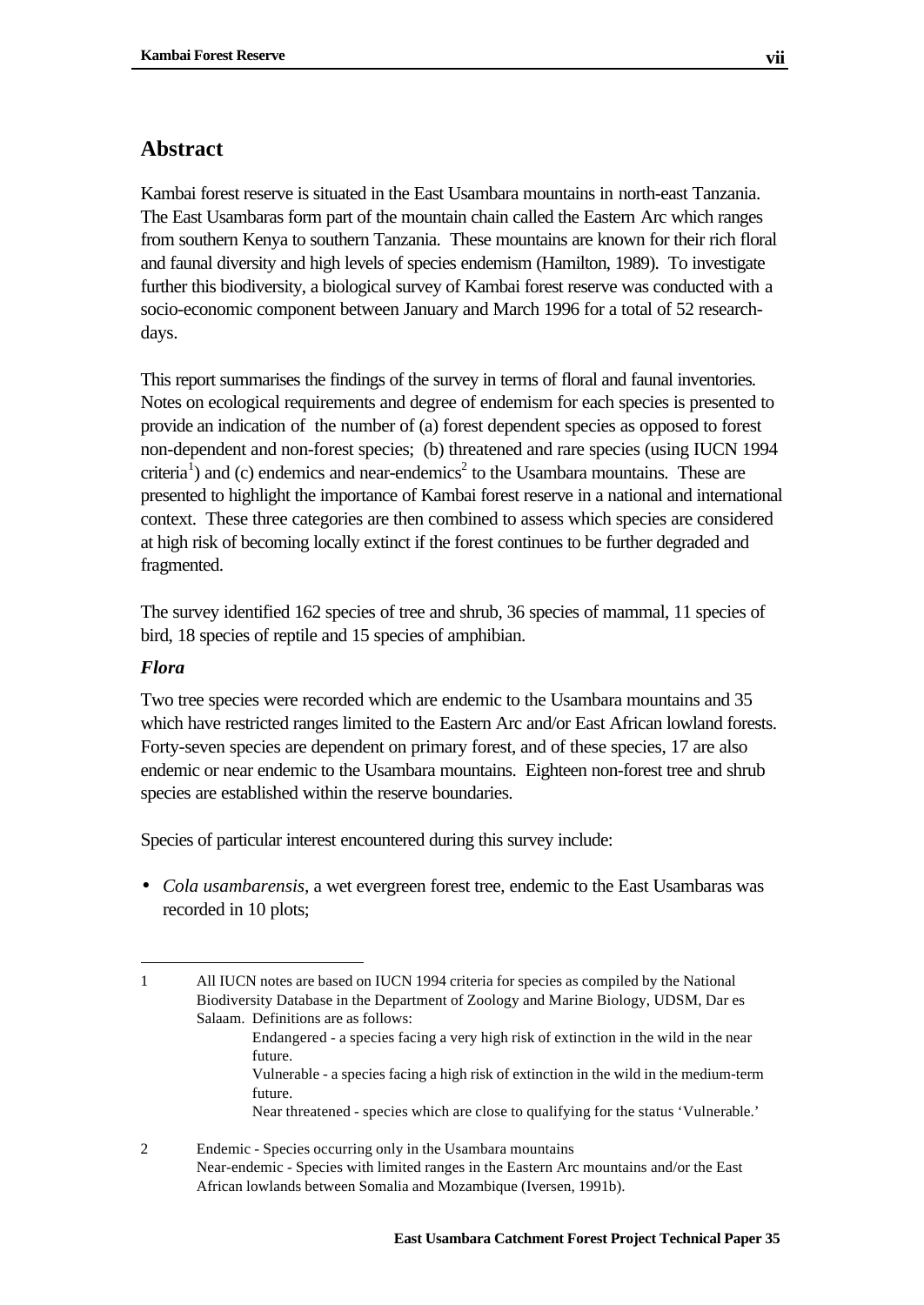## Abstract

Kambai forest reserve is situated in the East Usambara mountains in north-east Tanzania. The East Usambaras form part of the mountain chain called the Eastern Arc which ranges from southern Kenya to southern Tanzania. These mountains are known for their rich floral and faunal diversity and high levels of species endemism (Hamilton, 1989). To investigate further this biodiversity, a biological survey of Kambai forest reserve was conducted with a socio-economic component between January and March 1996 for a total of 52 research-days.

This report summarises the findings of the survey in terms of floral and faunal inventories. Notes on ecological requirements and degree of endemism for each species is presented to provide an indication of the number of (a) forest dependent species as opposed to forest non-dependent and non-forest species; (b) threatened and rare species (using IUCN 1994 criteria[1]) and (c) endemics and near-endemics[2] to the Usambara mountains. These are presented to highlight the importance of Kambai forest reserve in a national and international context. These three categories are then combined to assess which species are considered at high risk of becoming locally extinct if the forest continues to be further degraded and fragmented.

The survey identified 162 species of tree and shrub, 36 species of mammal, 11 species of bird, 18 species of reptile and 15 species of amphibian.

### *Flora*

Two tree species were recorded which are endemic to the Usambara mountains and 35 which have restricted ranges limited to the Eastern Arc and/or East African lowland forests. Forty-seven species are dependent on primary forest, and of these species, 17 are also endemic or near endemic to the Usambara mountains. Eighteen non-forest tree and shrub species are established within the reserve boundaries.

Species of particular interest encountered during this survey include:

- *Cola usambarensis*, a wet evergreen forest tree, endemic to the East Usambaras was recorded in 10 plots;

---

1 All IUCN notes are based on IUCN 1994 criteria for species as compiled by the National Biodiversity Database in the Department of Zoology and Marine Biology, UDSM, Dar es Salaam. Definitions are as follows:
 Endangered - a species facing a very high risk of extinction in the wild in the near future.
 Vulnerable - a species facing a high risk of extinction in the wild in the medium-term future.
 Near threatened - species which are close to qualifying for the status 'Vulnerable.'

2 Endemic - Species occurring only in the Usambara mountains
 Near-endemic - Species with limited ranges in the Eastern Arc mountains and/or the East African lowlands between Somalia and Mozambique (Iversen, 1991b).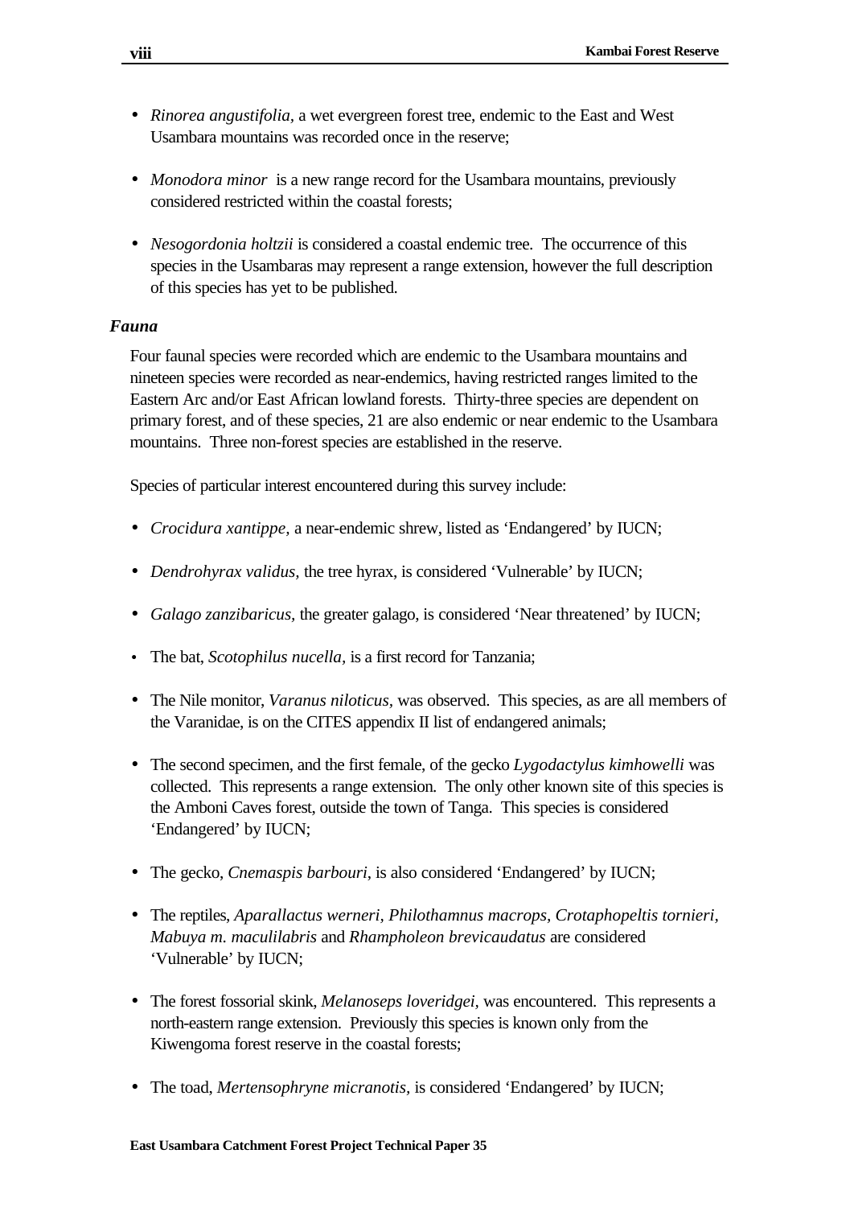- *Rinorea angustifolia*, a wet evergreen forest tree, endemic to the East and West Usambara mountains was recorded once in the reserve;

- *Monodora minor* is a new range record for the Usambara mountains, previously considered restricted within the coastal forests;

- *Nesogordonia holtzii* is considered a coastal endemic tree. The occurrence of this species in the Usambaras may represent a range extension, however the full description of this species has yet to be published.

### *Fauna*

Four faunal species were recorded which are endemic to the Usambara mountains and nineteen species were recorded as near-endemics, having restricted ranges limited to the Eastern Arc and/or East African lowland forests. Thirty-three species are dependent on primary forest, and of these species, 21 are also endemic or near endemic to the Usambara mountains. Three non-forest species are established in the reserve.

Species of particular interest encountered during this survey include:

- *Crocidura xantippe,* a near-endemic shrew, listed as 'Endangered' by IUCN;

- *Dendrohyrax validus,* the tree hyrax, is considered 'Vulnerable' by IUCN;

- *Galago zanzibaricus,* the greater galago, is considered 'Near threatened' by IUCN;

- The bat, *Scotophilus nucella,* is a first record for Tanzania;

- The Nile monitor, *Varanus niloticus*, was observed. This species, as are all members of the Varanidae, is on the CITES appendix II list of endangered animals;

- The second specimen, and the first female, of the gecko *Lygodactylus kimhowelli* was collected. This represents a range extension. The only other known site of this species is the Amboni Caves forest, outside the town of Tanga. This species is considered 'Endangered' by IUCN;

- The gecko, *Cnemaspis barbouri*, is also considered 'Endangered' by IUCN;

- The reptiles, *Aparallactus werneri, Philothamnus macrops, Crotaphopeltis tornieri, Mabuya m. maculilabris* and *Rhampholeon brevicaudatus* are considered 'Vulnerable' by IUCN;

- The forest fossorial skink, *Melanoseps loveridgei,* was encountered. This represents a north-eastern range extension. Previously this species is known only from the Kiwengoma forest reserve in the coastal forests;

- The toad, *Mertensophryne micranotis*, is considered 'Endangered' by IUCN;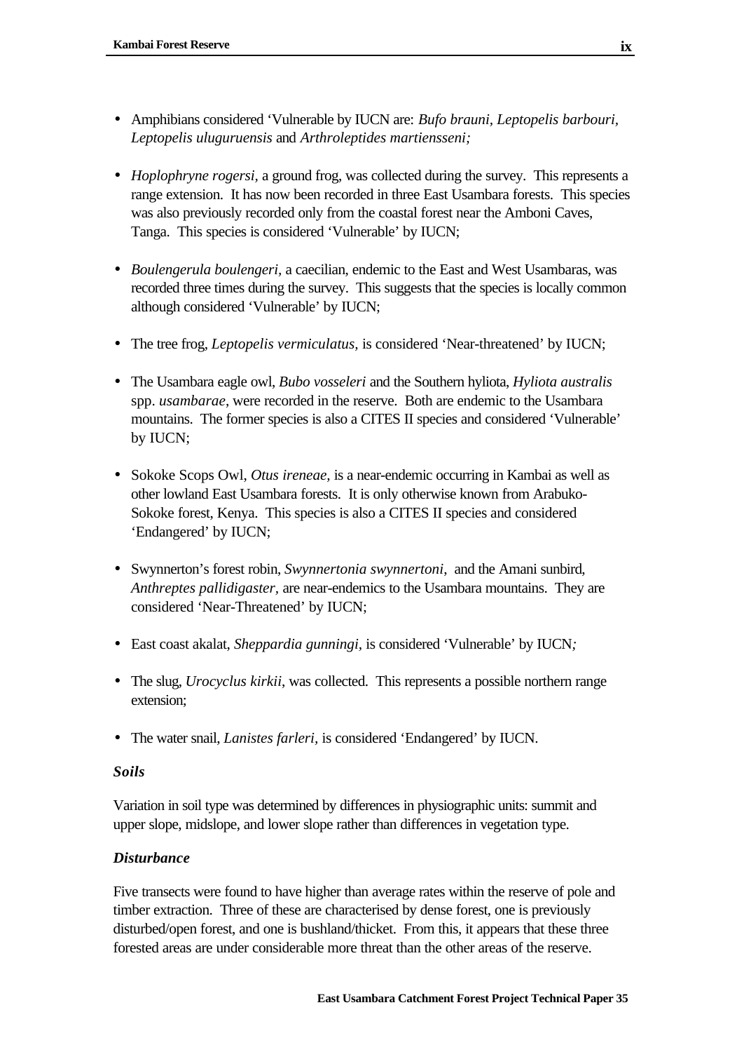- Amphibians considered 'Vulnerable by IUCN are: *Bufo brauni, Leptopelis barbouri, Leptopelis uluguruensis* and *Arthroleptides martiensseni;*

- *Hoplophryne rogersi*, a ground frog, was collected during the survey. This represents a range extension. It has now been recorded in three East Usambara forests. This species was also previously recorded only from the coastal forest near the Amboni Caves, Tanga. This species is considered 'Vulnerable' by IUCN;

- *Boulengerula boulengeri*, a caecilian, endemic to the East and West Usambaras, was recorded three times during the survey. This suggests that the species is locally common although considered 'Vulnerable' by IUCN;

- The tree frog, *Leptopelis vermiculatus*, is considered 'Near-threatened' by IUCN;

- The Usambara eagle owl, *Bubo vosseleri* and the Southern hyliota, *Hyliota australis* spp. *usambarae*, were recorded in the reserve. Both are endemic to the Usambara mountains. The former species is also a CITES II species and considered 'Vulnerable' by IUCN;

- Sokoke Scops Owl, *Otus ireneae*, is a near-endemic occurring in Kambai as well as other lowland East Usambara forests. It is only otherwise known from Arabuko-Sokoke forest, Kenya. This species is also a CITES II species and considered 'Endangered' by IUCN;

- Swynnerton's forest robin, *Swynnertonia swynnertoni*, and the Amani sunbird, *Anthreptes pallidigaster*, are near-endemics to the Usambara mountains. They are considered 'Near-Threatened' by IUCN;

- East coast akalat, *Sheppardia gunningi*, is considered 'Vulnerable' by IUCN*;*

- The slug, *Urocyclus kirkii*, was collected. This represents a possible northern range extension;

- The water snail, *Lanistes farleri*, is considered 'Endangered' by IUCN.

### *Soils*

Variation in soil type was determined by differences in physiographic units: summit and upper slope, midslope, and lower slope rather than differences in vegetation type.

### *Disturbance*

Five transects were found to have higher than average rates within the reserve of pole and timber extraction. Three of these are characterised by dense forest, one is previously disturbed/open forest, and one is bushland/thicket. From this, it appears that these three forested areas are under considerable more threat than the other areas of the reserve.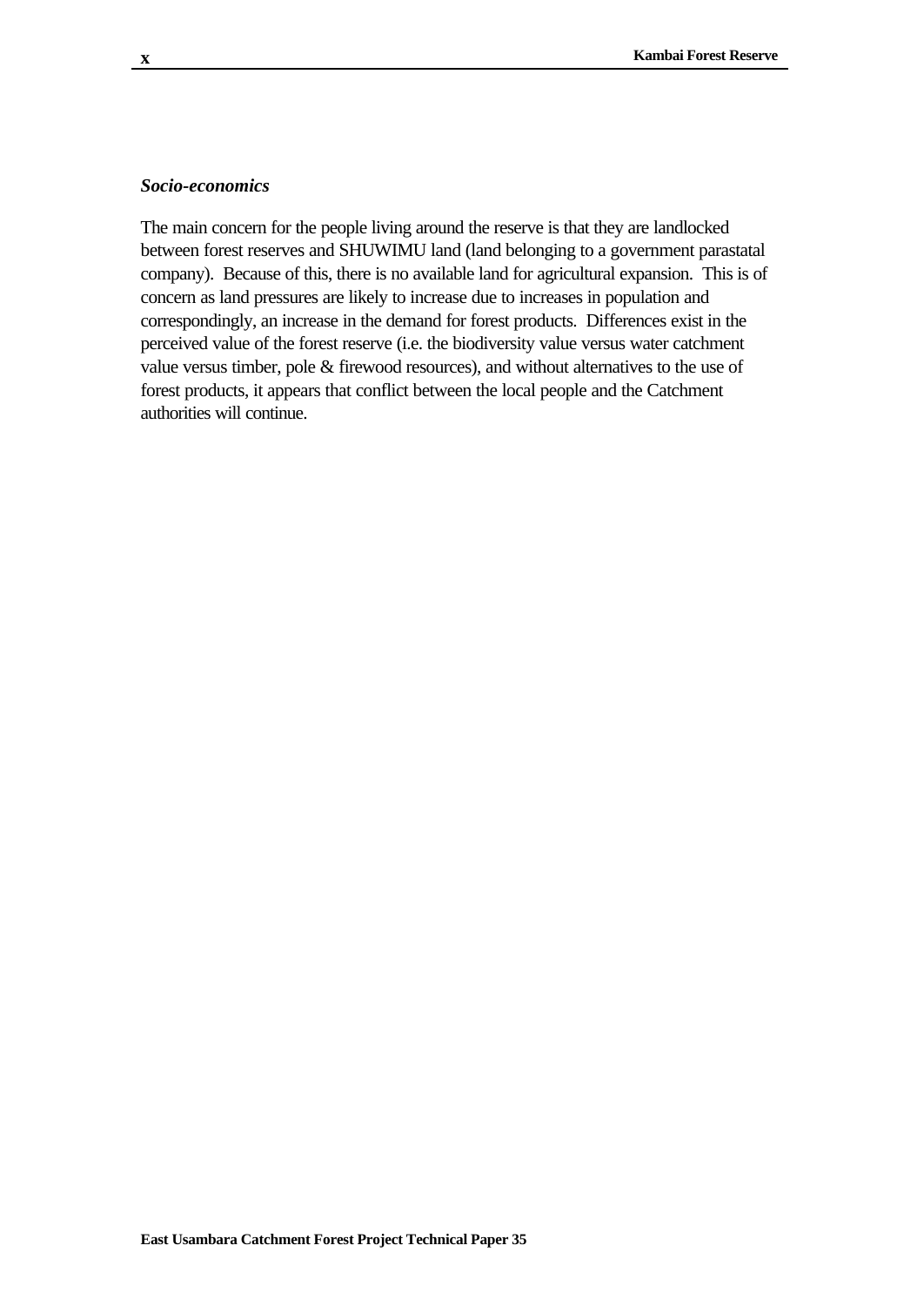*Socio-economics*

The main concern for the people living around the reserve is that they are landlocked between forest reserves and SHUWIMU land (land belonging to a government parastatal company). Because of this, there is no available land for agricultural expansion. This is of concern as land pressures are likely to increase due to increases in population and correspondingly, an increase in the demand for forest products. Differences exist in the perceived value of the forest reserve (i.e. the biodiversity value versus water catchment value versus timber, pole & firewood resources), and without alternatives to the use of forest products, it appears that conflict between the local people and the Catchment authorities will continue.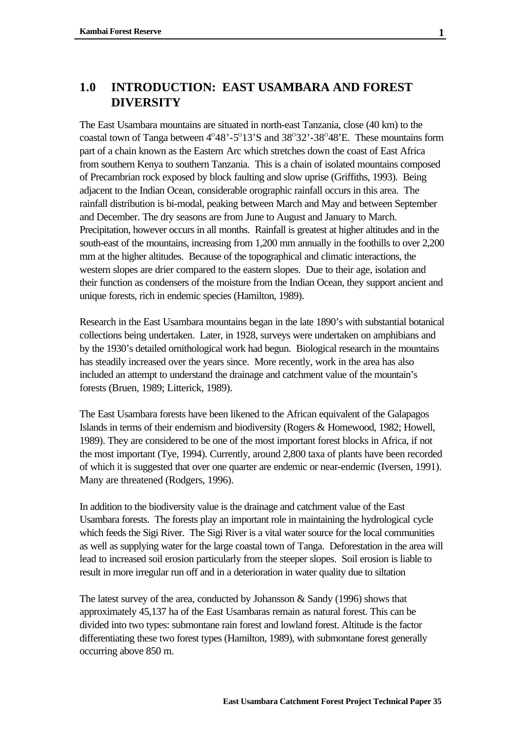# 1.0 INTRODUCTION: EAST USAMBARA AND FOREST DIVERSITY

The East Usambara mountains are situated in north-east Tanzania, close (40 km) to the coastal town of Tanga between $4^{o}48'$-$5^{o}13'$S and $38^{o}32'$-$38^{o}48'$E. These mountains form part of a chain known as the Eastern Arc which stretches down the coast of East Africa from southern Kenya to southern Tanzania. This is a chain of isolated mountains composed of Precambrian rock exposed by block faulting and slow uprise (Griffiths, 1993). Being adjacent to the Indian Ocean, considerable orographic rainfall occurs in this area. The rainfall distribution is bi-modal, peaking between March and May and between September and December. The dry seasons are from June to August and January to March. Precipitation, however occurs in all months. Rainfall is greatest at higher altitudes and in the south-east of the mountains, increasing from 1,200 mm annually in the foothills to over 2,200 mm at the higher altitudes. Because of the topographical and climatic interactions, the western slopes are drier compared to the eastern slopes. Due to their age, isolation and their function as condensers of the moisture from the Indian Ocean, they support ancient and unique forests, rich in endemic species (Hamilton, 1989).

Research in the East Usambara mountains began in the late 1890's with substantial botanical collections being undertaken. Later, in 1928, surveys were undertaken on amphibians and by the 1930's detailed ornithological work had begun. Biological research in the mountains has steadily increased over the years since. More recently, work in the area has also included an attempt to understand the drainage and catchment value of the mountain's forests (Bruen, 1989; Litterick, 1989).

The East Usambara forests have been likened to the African equivalent of the Galapagos Islands in terms of their endemism and biodiversity (Rogers & Homewood, 1982; Howell, 1989). They are considered to be one of the most important forest blocks in Africa, if not the most important (Tye, 1994). Currently, around 2,800 taxa of plants have been recorded of which it is suggested that over one quarter are endemic or near-endemic (Iversen, 1991). Many are threatened (Rodgers, 1996).

In addition to the biodiversity value is the drainage and catchment value of the East Usambara forests. The forests play an important role in maintaining the hydrological cycle which feeds the Sigi River. The Sigi River is a vital water source for the local communities as well as supplying water for the large coastal town of Tanga. Deforestation in the area will lead to increased soil erosion particularly from the steeper slopes. Soil erosion is liable to result in more irregular run off and in a deterioration in water quality due to siltation

The latest survey of the area, conducted by Johansson & Sandy (1996) shows that approximately 45,137 ha of the East Usambaras remain as natural forest. This can be divided into two types: submontane rain forest and lowland forest. Altitude is the factor differentiating these two forest types (Hamilton, 1989), with submontane forest generally occurring above 850 m.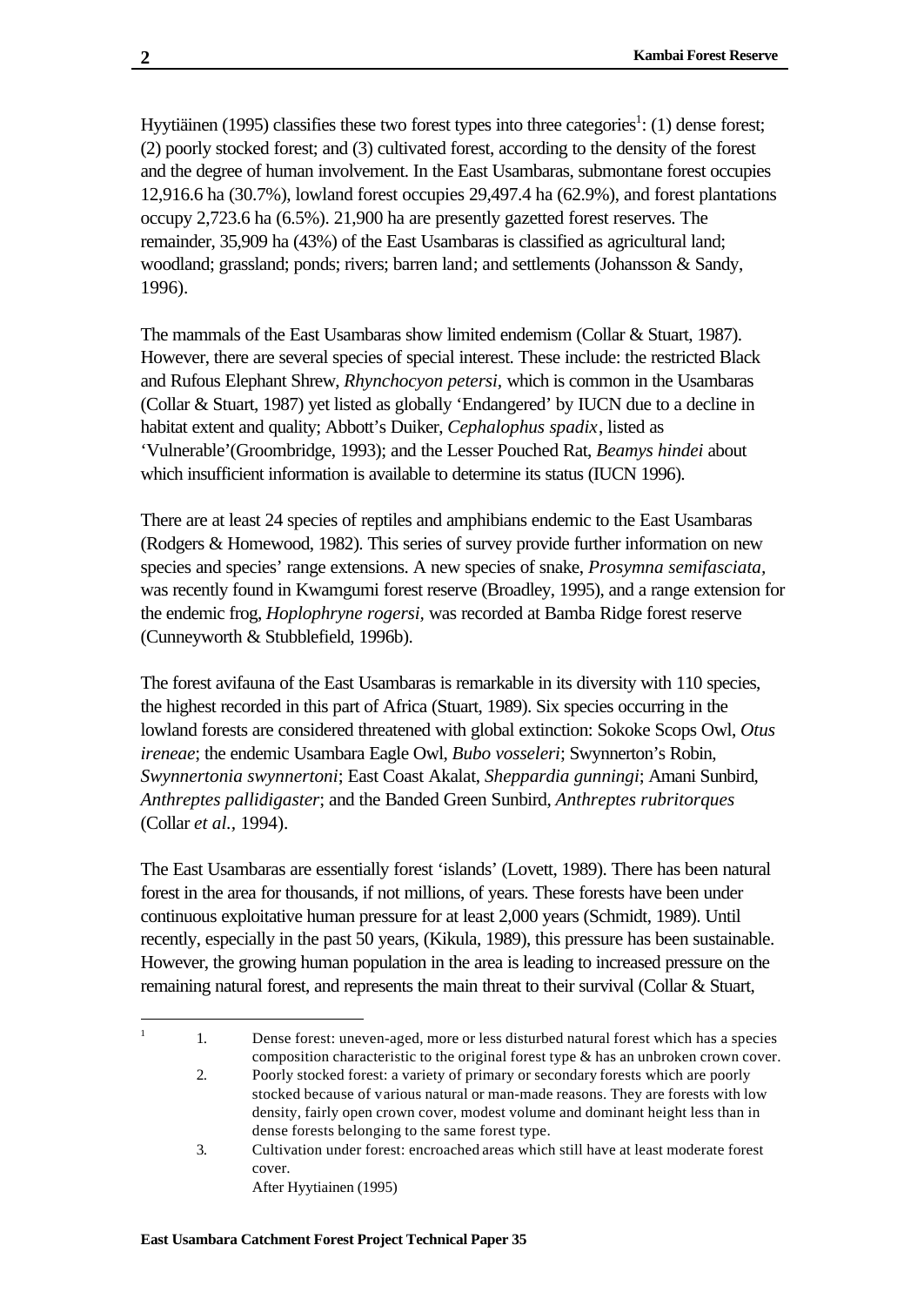Hyytiäinen (1995) classifies these two forest types into three categories[1]: (1) dense forest; (2) poorly stocked forest; and (3) cultivated forest, according to the density of the forest and the degree of human involvement. In the East Usambaras, submontane forest occupies 12,916.6 ha (30.7%), lowland forest occupies 29,497.4 ha (62.9%), and forest plantations occupy 2,723.6 ha (6.5%). 21,900 ha are presently gazetted forest reserves. The remainder, 35,909 ha (43%) of the East Usambaras is classified as agricultural land; woodland; grassland; ponds; rivers; barren land; and settlements (Johansson & Sandy, 1996).

The mammals of the East Usambaras show limited endemism (Collar & Stuart, 1987). However, there are several species of special interest. These include: the restricted Black and Rufous Elephant Shrew, *Rhynchocyon petersi,* which is common in the Usambaras (Collar & Stuart, 1987) yet listed as globally 'Endangered' by IUCN due to a decline in habitat extent and quality; Abbott's Duiker, *Cephalophus spadix*, listed as 'Vulnerable'(Groombridge, 1993); and the Lesser Pouched Rat, *Beamys hindei* about which insufficient information is available to determine its status (IUCN 1996).

There are at least 24 species of reptiles and amphibians endemic to the East Usambaras (Rodgers & Homewood, 1982). This series of survey provide further information on new species and species' range extensions. A new species of snake, *Prosymna semifasciata*, was recently found in Kwamgumi forest reserve (Broadley, 1995), and a range extension for the endemic frog, *Hoplophryne rogersi*, was recorded at Bamba Ridge forest reserve (Cunneyworth & Stubblefield, 1996b).

The forest avifauna of the East Usambaras is remarkable in its diversity with 110 species, the highest recorded in this part of Africa (Stuart, 1989). Six species occurring in the lowland forests are considered threatened with global extinction: Sokoke Scops Owl, *Otus ireneae*; the endemic Usambara Eagle Owl, *Bubo vosseleri*; Swynnerton's Robin, *Swynnertonia swynnertoni*; East Coast Akalat, *Sheppardia gunningi*; Amani Sunbird, *Anthreptes pallidigaster*; and the Banded Green Sunbird, *Anthreptes rubritorques* (Collar *et al.,* 1994).

The East Usambaras are essentially forest 'islands' (Lovett, 1989). There has been natural forest in the area for thousands, if not millions, of years. These forests have been under continuous exploitative human pressure for at least 2,000 years (Schmidt, 1989). Until recently, especially in the past 50 years, (Kikula, 1989), this pressure has been sustainable. However, the growing human population in the area is leading to increased pressure on the remaining natural forest, and represents the main threat to their survival (Collar & Stuart,

---

[1]
1. Dense forest: uneven-aged, more or less disturbed natural forest which has a species composition characteristic to the original forest type & has an unbroken crown cover.
2. Poorly stocked forest: a variety of primary or secondary forests which are poorly stocked because of various natural or man-made reasons. They are forests with low density, fairly open crown cover, modest volume and dominant height less than in dense forests belonging to the same forest type.
3. Cultivation under forest: encroached areas which still have at least moderate forest cover.

After Hyytiainen (1995)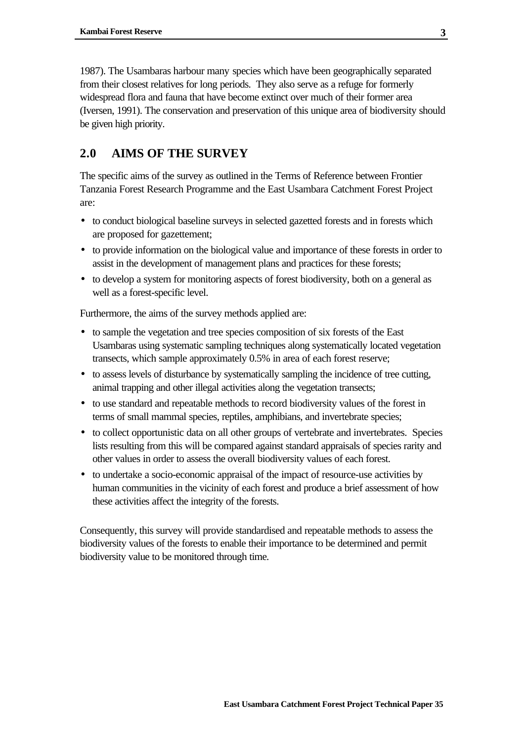1987). The Usambaras harbour many species which have been geographically separated from their closest relatives for long periods. They also serve as a refuge for formerly widespread flora and fauna that have become extinct over much of their former area (Iversen, 1991). The conservation and preservation of this unique area of biodiversity should be given high priority.

## 2.0 AIMS OF THE SURVEY

The specific aims of the survey as outlined in the Terms of Reference between Frontier Tanzania Forest Research Programme and the East Usambara Catchment Forest Project are:

- to conduct biological baseline surveys in selected gazetted forests and in forests which are proposed for gazettement;
- to provide information on the biological value and importance of these forests in order to assist in the development of management plans and practices for these forests;
- to develop a system for monitoring aspects of forest biodiversity, both on a general as well as a forest-specific level.

Furthermore, the aims of the survey methods applied are:

- to sample the vegetation and tree species composition of six forests of the East Usambaras using systematic sampling techniques along systematically located vegetation transects, which sample approximately 0.5% in area of each forest reserve;
- to assess levels of disturbance by systematically sampling the incidence of tree cutting, animal trapping and other illegal activities along the vegetation transects;
- to use standard and repeatable methods to record biodiversity values of the forest in terms of small mammal species, reptiles, amphibians, and invertebrate species;
- to collect opportunistic data on all other groups of vertebrate and invertebrates. Species lists resulting from this will be compared against standard appraisals of species rarity and other values in order to assess the overall biodiversity values of each forest.
- to undertake a socio-economic appraisal of the impact of resource-use activities by human communities in the vicinity of each forest and produce a brief assessment of how these activities affect the integrity of the forests.

Consequently, this survey will provide standardised and repeatable methods to assess the biodiversity values of the forests to enable their importance to be determined and permit biodiversity value to be monitored through time.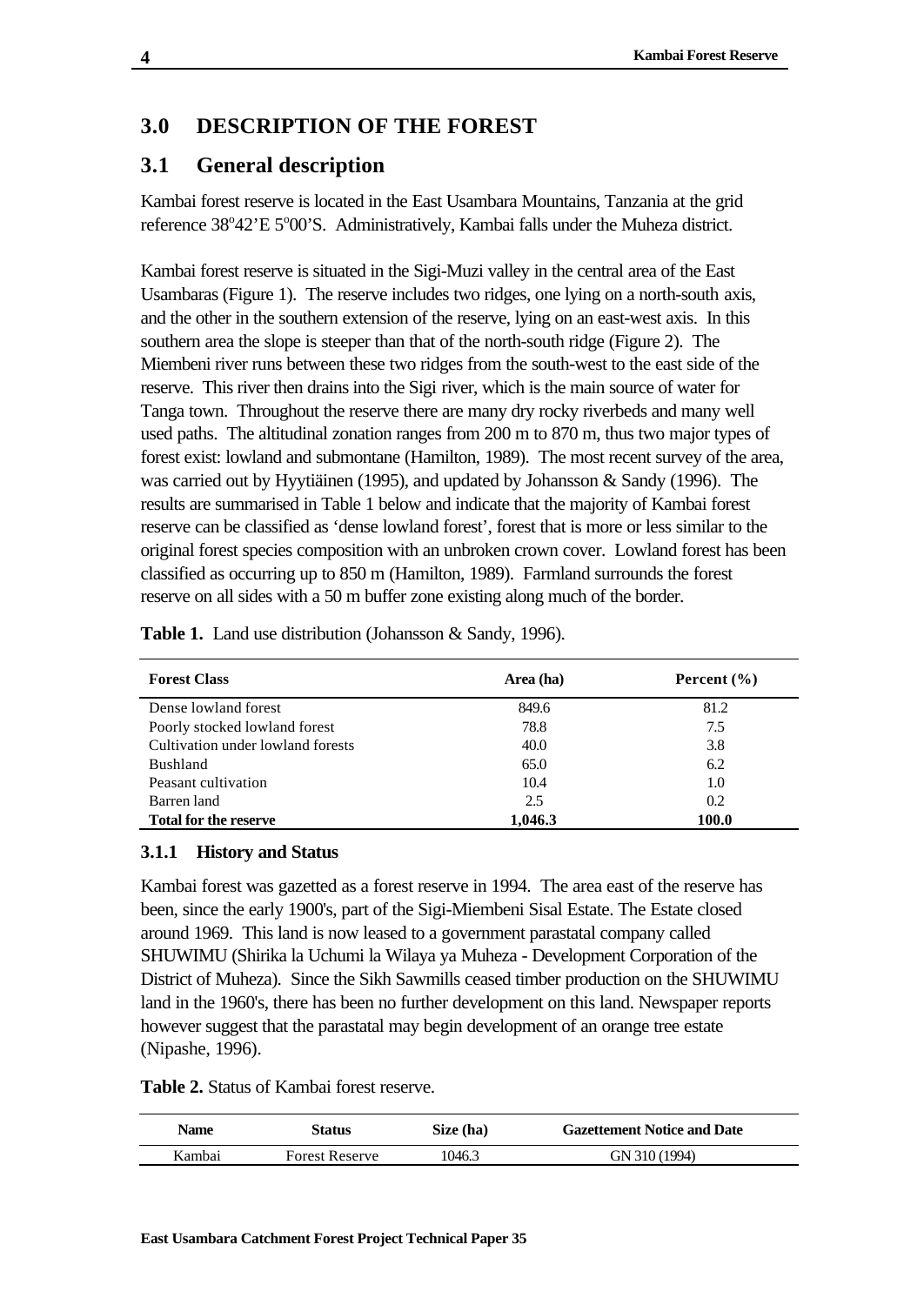## 3.0 DESCRIPTION OF THE FOREST

## 3.1 General description

Kambai forest reserve is located in the East Usambara Mountains, Tanzania at the grid reference 38°42'E 5°00'S. Administratively, Kambai falls under the Muheza district.

Kambai forest reserve is situated in the Sigi-Muzi valley in the central area of the East Usambaras (Figure 1). The reserve includes two ridges, one lying on a north-south axis, and the other in the southern extension of the reserve, lying on an east-west axis. In this southern area the slope is steeper than that of the north-south ridge (Figure 2). The Miembeni river runs between these two ridges from the south-west to the east side of the reserve. This river then drains into the Sigi river, which is the main source of water for Tanga town. Throughout the reserve there are many dry rocky riverbeds and many well used paths. The altitudinal zonation ranges from 200 m to 870 m, thus two major types of forest exist: lowland and submontane (Hamilton, 1989). The most recent survey of the area, was carried out by Hyytiäinen (1995), and updated by Johansson & Sandy (1996). The results are summarised in Table 1 below and indicate that the majority of Kambai forest reserve can be classified as 'dense lowland forest', forest that is more or less similar to the original forest species composition with an unbroken crown cover. Lowland forest has been classified as occurring up to 850 m (Hamilton, 1989). Farmland surrounds the forest reserve on all sides with a 50 m buffer zone existing along much of the border.

**Table 1.** Land use distribution (Johansson & Sandy, 1996).

| Forest Class | Area (ha) | Percent (%) |
|---|---|---|
| Dense lowland forest | 849.6 | 81.2 |
| Poorly stocked lowland forest | 78.8 | 7.5 |
| Cultivation under lowland forests | 40.0 | 3.8 |
| Bushland | 65.0 | 6.2 |
| Peasant cultivation | 10.4 | 1.0 |
| Barren land | 2.5 | 0.2 |
| **Total for the reserve** | **1,046.3** | **100.0** |

### 3.1.1 History and Status

Kambai forest was gazetted as a forest reserve in 1994. The area east of the reserve has been, since the early 1900's, part of the Sigi-Miembeni Sisal Estate. The Estate closed around 1969. This land is now leased to a government parastatal company called SHUWIMU (Shirika la Uchumi la Wilaya ya Muheza - Development Corporation of the District of Muheza). Since the Sikh Sawmills ceased timber production on the SHUWIMU land in the 1960's, there has been no further development on this land. Newspaper reports however suggest that the parastatal may begin development of an orange tree estate (Nipashe, 1996).

**Table 2.** Status of Kambai forest reserve.

| Name | Status | Size (ha) | Gazettement Notice and Date |
|---|---|---|---|
| Kambai | Forest Reserve | 1046.3 | GN 310 (1994) |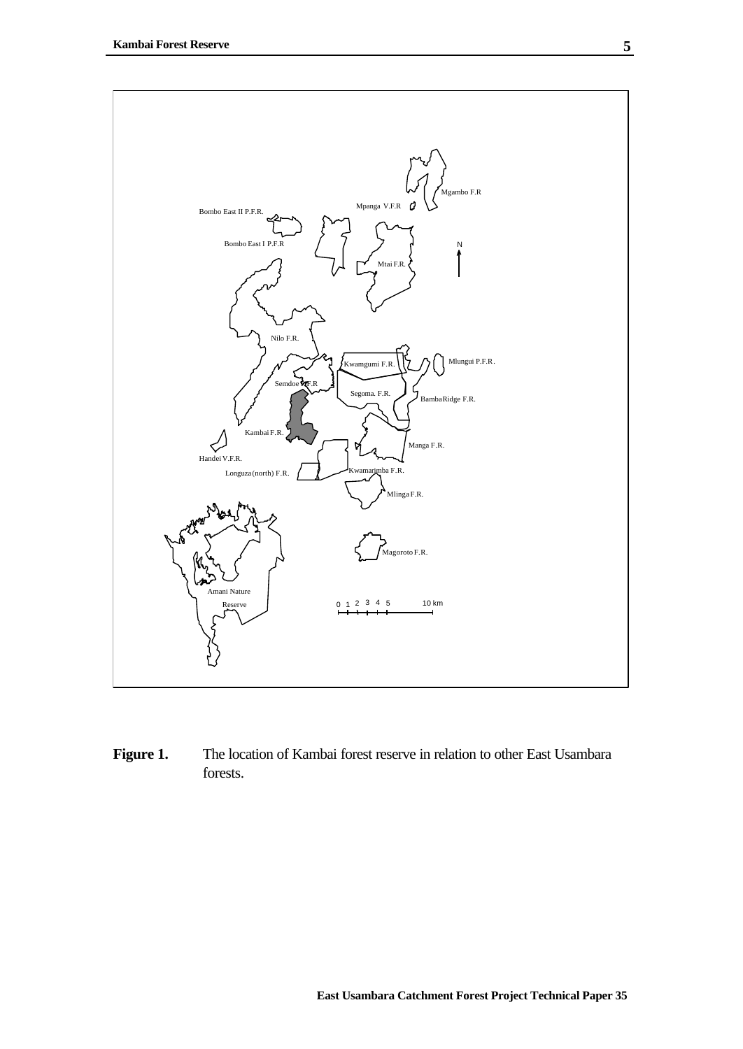**Figure 1.** The location of Kambai forest reserve in relation to other East Usambara forests.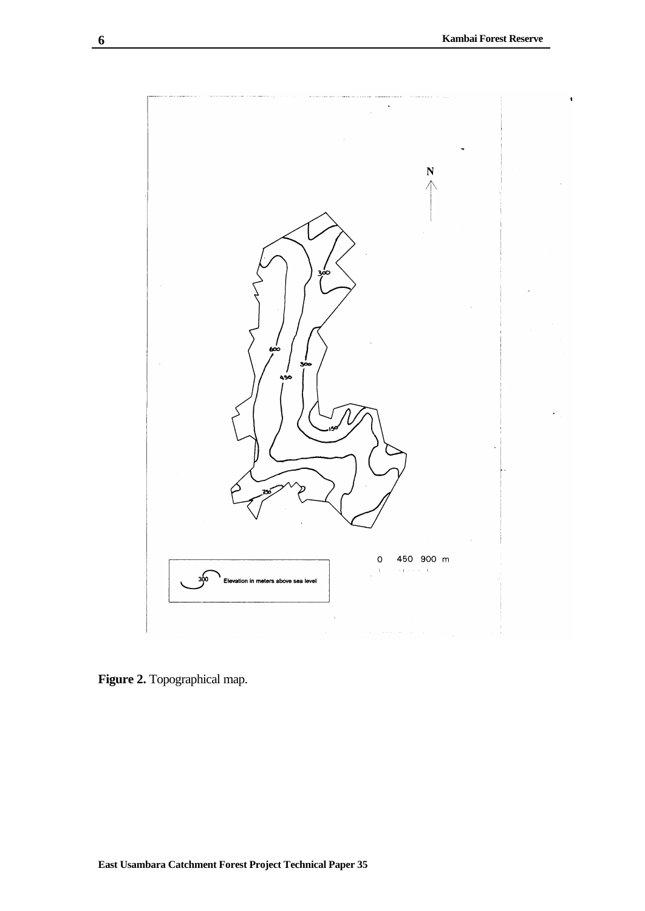**Figure 2.** Topographical map.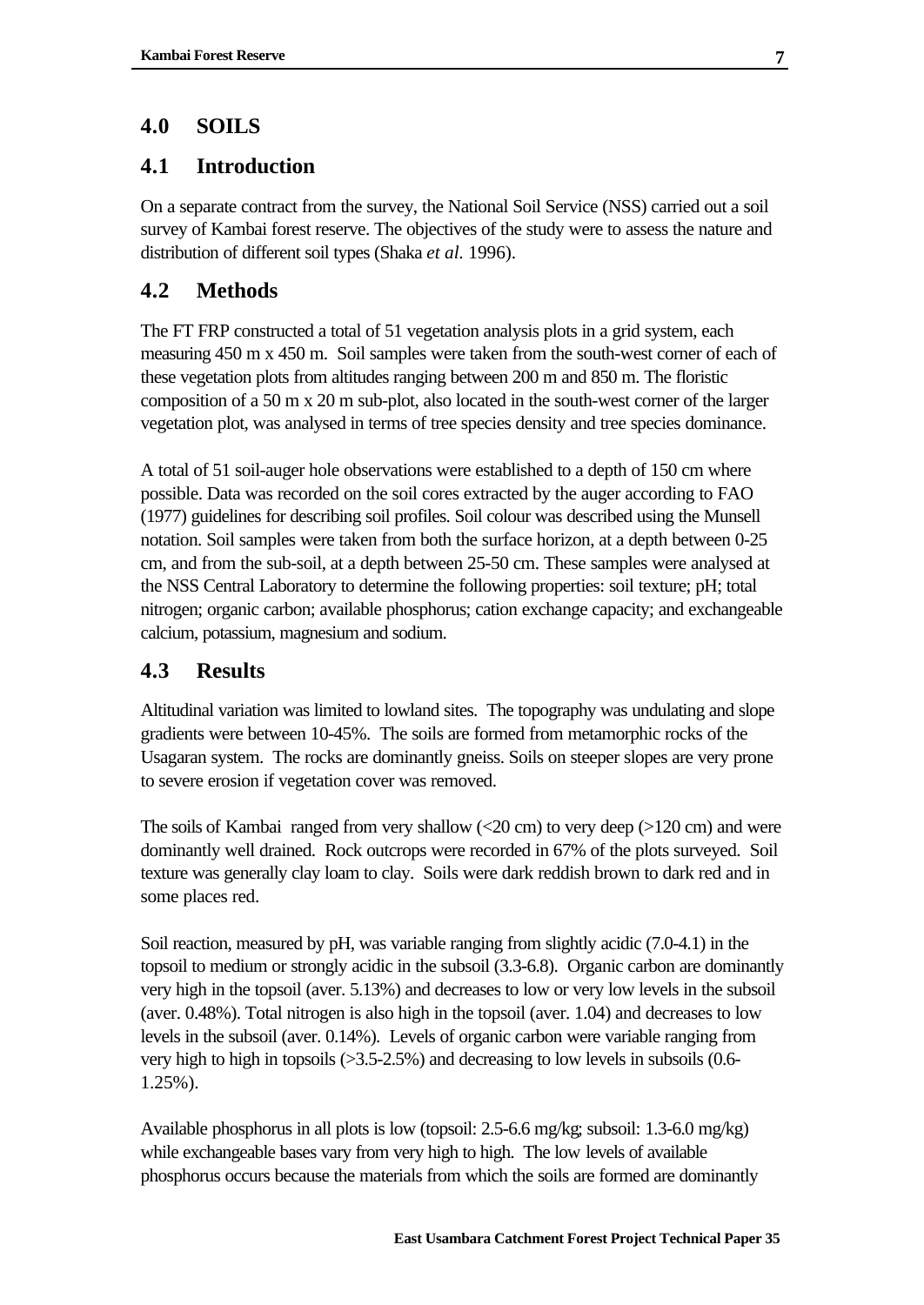## 4.0 SOILS

### 4.1 Introduction

On a separate contract from the survey, the National Soil Service (NSS) carried out a soil survey of Kambai forest reserve. The objectives of the study were to assess the nature and distribution of different soil types (Shaka *et al.* 1996).

### 4.2 Methods

The FT FRP constructed a total of 51 vegetation analysis plots in a grid system, each measuring 450 m x 450 m. Soil samples were taken from the south-west corner of each of these vegetation plots from altitudes ranging between 200 m and 850 m. The floristic composition of a 50 m x 20 m sub-plot, also located in the south-west corner of the larger vegetation plot, was analysed in terms of tree species density and tree species dominance.

A total of 51 soil-auger hole observations were established to a depth of 150 cm where possible. Data was recorded on the soil cores extracted by the auger according to FAO (1977) guidelines for describing soil profiles. Soil colour was described using the Munsell notation. Soil samples were taken from both the surface horizon, at a depth between 0-25 cm, and from the sub-soil, at a depth between 25-50 cm. These samples were analysed at the NSS Central Laboratory to determine the following properties: soil texture; pH; total nitrogen; organic carbon; available phosphorus; cation exchange capacity; and exchangeable calcium, potassium, magnesium and sodium.

### 4.3 Results

Altitudinal variation was limited to lowland sites. The topography was undulating and slope gradients were between 10-45%. The soils are formed from metamorphic rocks of the Usagaran system. The rocks are dominantly gneiss. Soils on steeper slopes are very prone to severe erosion if vegetation cover was removed.

The soils of Kambai ranged from very shallow (<20 cm) to very deep (>120 cm) and were dominantly well drained. Rock outcrops were recorded in 67% of the plots surveyed. Soil texture was generally clay loam to clay. Soils were dark reddish brown to dark red and in some places red.

Soil reaction, measured by pH, was variable ranging from slightly acidic (7.0-4.1) in the topsoil to medium or strongly acidic in the subsoil (3.3-6.8). Organic carbon are dominantly very high in the topsoil (aver. 5.13%) and decreases to low or very low levels in the subsoil (aver. 0.48%). Total nitrogen is also high in the topsoil (aver. 1.04) and decreases to low levels in the subsoil (aver. 0.14%). Levels of organic carbon were variable ranging from very high to high in topsoils (>3.5-2.5%) and decreasing to low levels in subsoils (0.6-1.25%).

Available phosphorus in all plots is low (topsoil: 2.5-6.6 mg/kg; subsoil: 1.3-6.0 mg/kg) while exchangeable bases vary from very high to high. The low levels of available phosphorus occurs because the materials from which the soils are formed are dominantly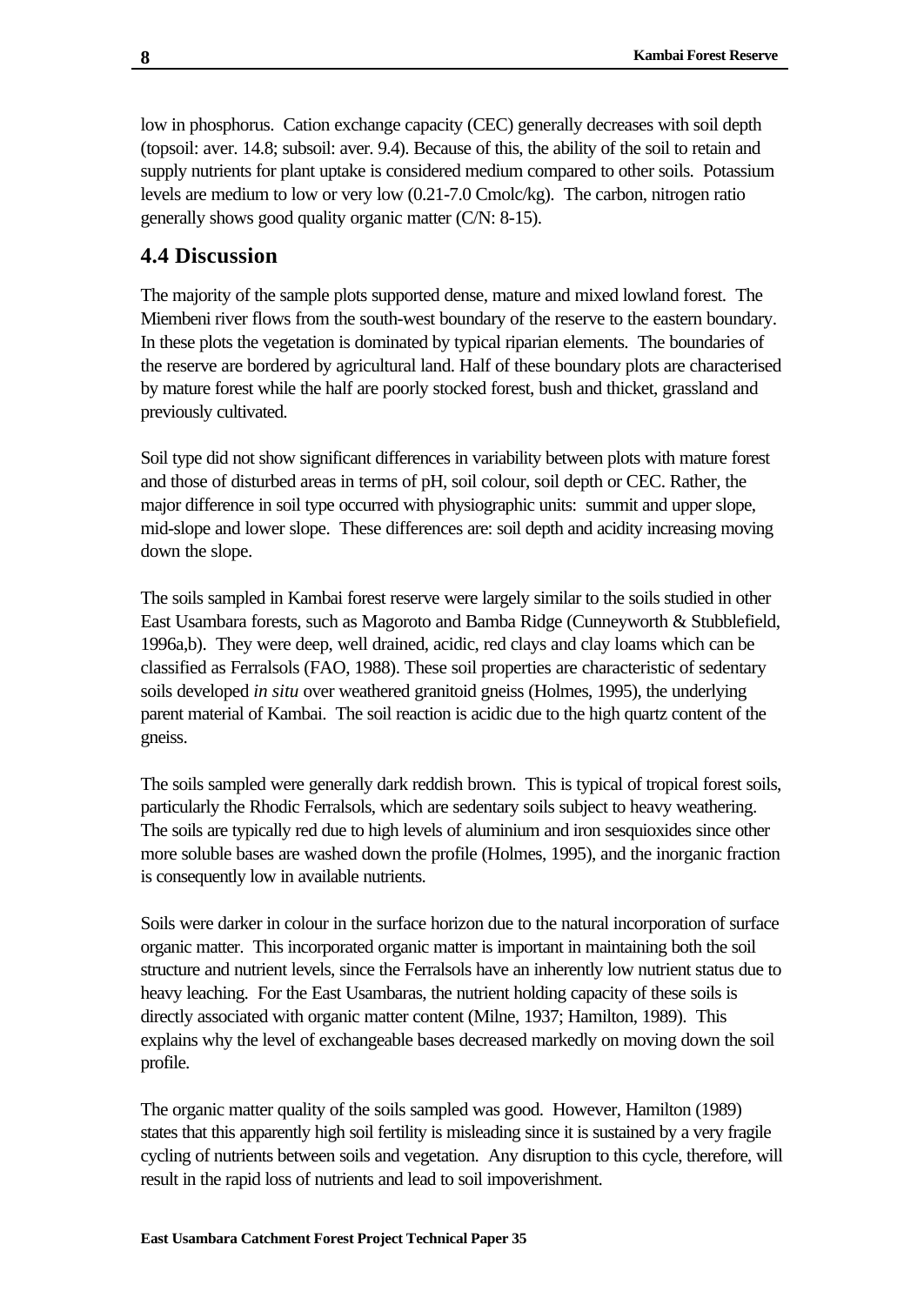low in phosphorus. Cation exchange capacity (CEC) generally decreases with soil depth (topsoil: aver. 14.8; subsoil: aver. 9.4). Because of this, the ability of the soil to retain and supply nutrients for plant uptake is considered medium compared to other soils. Potassium levels are medium to low or very low (0.21-7.0 Cmolc/kg). The carbon, nitrogen ratio generally shows good quality organic matter (C/N: 8-15).

## 4.4 Discussion

The majority of the sample plots supported dense, mature and mixed lowland forest. The Miembeni river flows from the south-west boundary of the reserve to the eastern boundary. In these plots the vegetation is dominated by typical riparian elements. The boundaries of the reserve are bordered by agricultural land. Half of these boundary plots are characterised by mature forest while the half are poorly stocked forest, bush and thicket, grassland and previously cultivated.

Soil type did not show significant differences in variability between plots with mature forest and those of disturbed areas in terms of pH, soil colour, soil depth or CEC. Rather, the major difference in soil type occurred with physiographic units: summit and upper slope, mid-slope and lower slope. These differences are: soil depth and acidity increasing moving down the slope.

The soils sampled in Kambai forest reserve were largely similar to the soils studied in other East Usambara forests, such as Magoroto and Bamba Ridge (Cunneyworth & Stubblefield, 1996a,b). They were deep, well drained, acidic, red clays and clay loams which can be classified as Ferralsols (FAO, 1988). These soil properties are characteristic of sedentary soils developed *in situ* over weathered granitoid gneiss (Holmes, 1995), the underlying parent material of Kambai. The soil reaction is acidic due to the high quartz content of the gneiss.

The soils sampled were generally dark reddish brown. This is typical of tropical forest soils, particularly the Rhodic Ferralsols, which are sedentary soils subject to heavy weathering. The soils are typically red due to high levels of aluminium and iron sesquioxides since other more soluble bases are washed down the profile (Holmes, 1995), and the inorganic fraction is consequently low in available nutrients.

Soils were darker in colour in the surface horizon due to the natural incorporation of surface organic matter. This incorporated organic matter is important in maintaining both the soil structure and nutrient levels, since the Ferralsols have an inherently low nutrient status due to heavy leaching. For the East Usambaras, the nutrient holding capacity of these soils is directly associated with organic matter content (Milne, 1937; Hamilton, 1989). This explains why the level of exchangeable bases decreased markedly on moving down the soil profile.

The organic matter quality of the soils sampled was good. However, Hamilton (1989) states that this apparently high soil fertility is misleading since it is sustained by a very fragile cycling of nutrients between soils and vegetation. Any disruption to this cycle, therefore, will result in the rapid loss of nutrients and lead to soil impoverishment.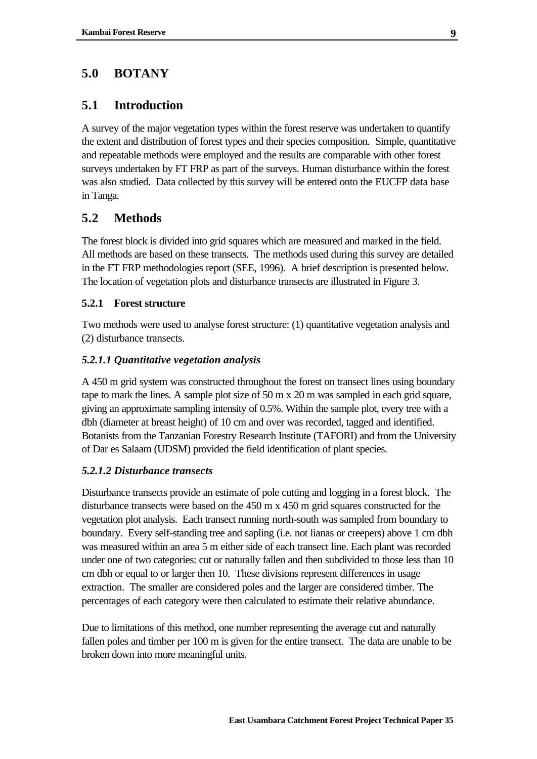# 5.0 BOTANY

## 5.1 Introduction

A survey of the major vegetation types within the forest reserve was undertaken to quantify the extent and distribution of forest types and their species composition. Simple, quantitative and repeatable methods were employed and the results are comparable with other forest surveys undertaken by FT FRP as part of the surveys. Human disturbance within the forest was also studied. Data collected by this survey will be entered onto the EUCFP data base in Tanga.

## 5.2 Methods

The forest block is divided into grid squares which are measured and marked in the field. All methods are based on these transects. The methods used during this survey are detailed in the FT FRP methodologies report (SEE, 1996). A brief description is presented below. The location of vegetation plots and disturbance transects are illustrated in Figure 3.

### 5.2.1 Forest structure

Two methods were used to analyse forest structure: (1) quantitative vegetation analysis and (2) disturbance transects.

#### *5.2.1.1 Quantitative vegetation analysis*

A 450 m grid system was constructed throughout the forest on transect lines using boundary tape to mark the lines. A sample plot size of 50 m x 20 m was sampled in each grid square, giving an approximate sampling intensity of 0.5%. Within the sample plot, every tree with a dbh (diameter at breast height) of 10 cm and over was recorded, tagged and identified. Botanists from the Tanzanian Forestry Research Institute (TAFORI) and from the University of Dar es Salaam (UDSM) provided the field identification of plant species.

#### *5.2.1.2 Disturbance transects*

Disturbance transects provide an estimate of pole cutting and logging in a forest block. The disturbance transects were based on the 450 m x 450 m grid squares constructed for the vegetation plot analysis. Each transect running north-south was sampled from boundary to boundary. Every self-standing tree and sapling (i.e. not lianas or creepers) above 1 cm dbh was measured within an area 5 m either side of each transect line. Each plant was recorded under one of two categories: cut or naturally fallen and then subdivided to those less than 10 cm dbh or equal to or larger then 10. These divisions represent differences in usage extraction. The smaller are considered poles and the larger are considered timber. The percentages of each category were then calculated to estimate their relative abundance.

Due to limitations of this method, one number representing the average cut and naturally fallen poles and timber per 100 m is given for the entire transect. The data are unable to be broken down into more meaningful units.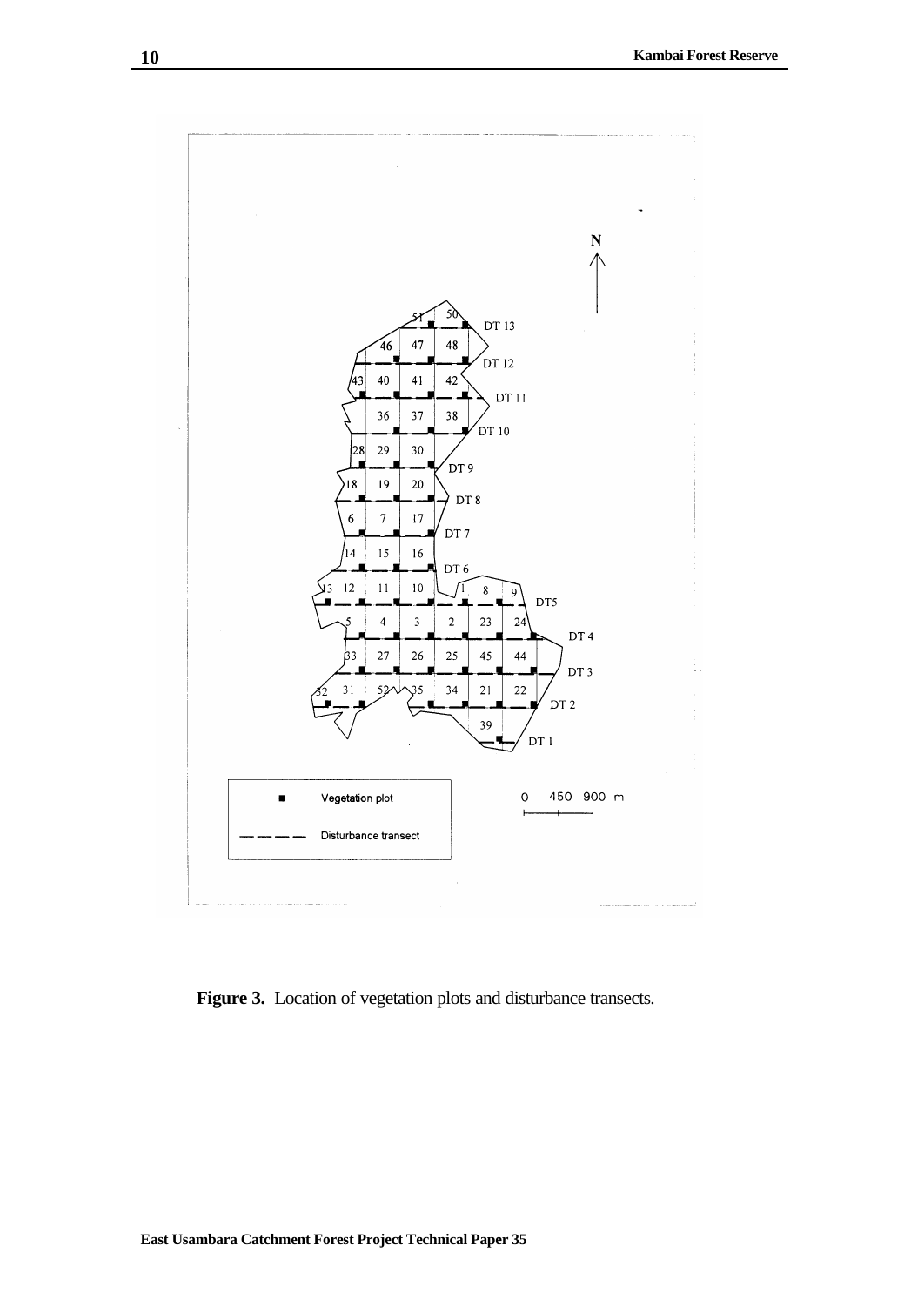**Figure 3.** Location of vegetation plots and disturbance transects.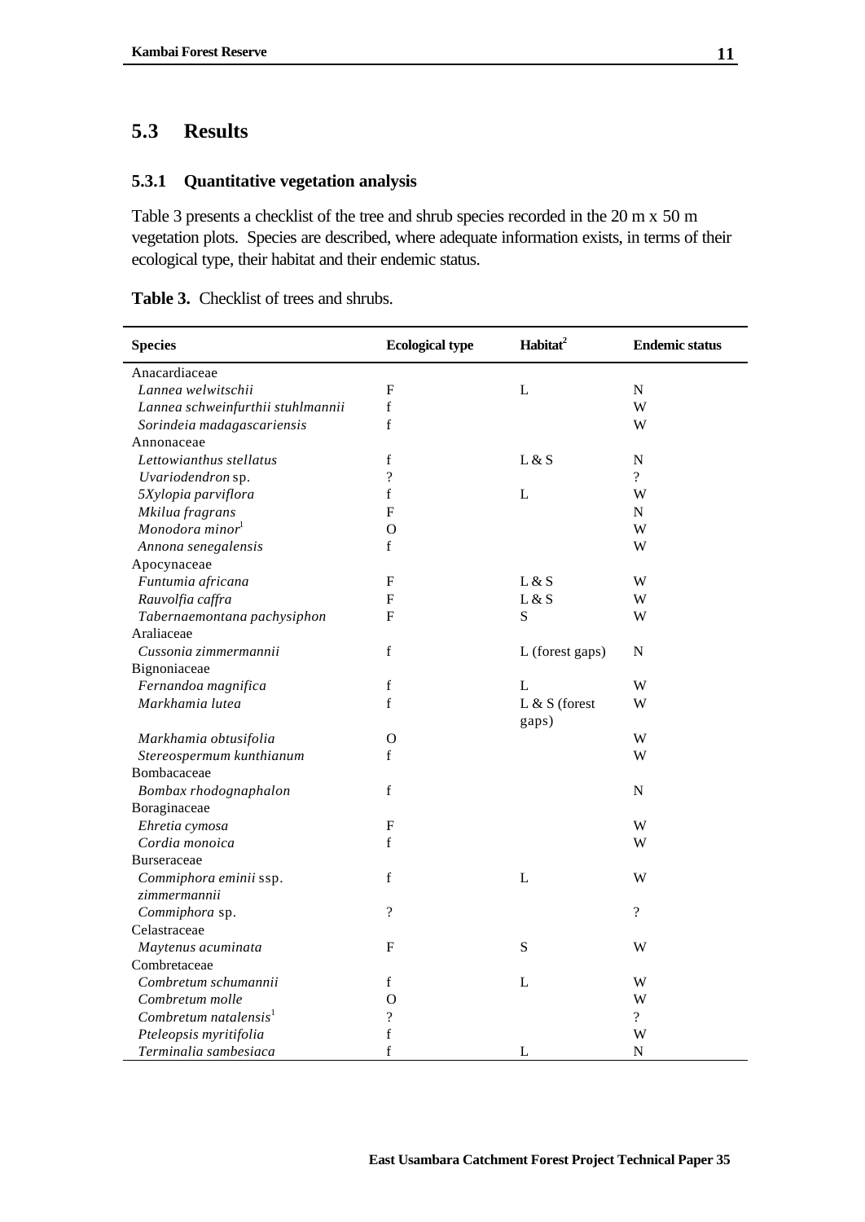## 5.3 Results

### 5.3.1 Quantitative vegetation analysis

Table 3 presents a checklist of the tree and shrub species recorded in the 20 m x 50 m vegetation plots. Species are described, where adequate information exists, in terms of their ecological type, their habitat and their endemic status.

**Table 3.** Checklist of trees and shrubs.

| Species | Ecological type | Habitat[2] | Endemic status |
|---|---|---|---|
| Anacardiaceae | | | |
| *Lannea welwitschii* | F | L | N |
| *Lannea schweinfurthii stuhlmannii* | f | | W |
| *Sorindeia madagascariensis* | f | | W |
| Annonaceae | | | |
| *Lettowianthus stellatus* | f | L & S | N |
| *Uvariodendron* sp. | ? | | ? |
| *5Xylopia parviflora* | f | L | W |
| *Mkilua fragrans* | F | | N |
| *Monodora minor*[1] | O | | W |
| *Annona senegalensis* | f | | W |
| Apocynaceae | | | |
| *Funtumia africana* | F | L & S | W |
| *Rauvolfia caffra* | F | L & S | W |
| *Tabernaemontana pachysiphon* | F | S | W |
| Araliaceae | | | |
| *Cussonia zimmermannii* | f | L (forest gaps) | N |
| Bignoniaceae | | | |
| *Fernandoa magnifica* | f | L | W |
| *Markhamia lutea* | f | L & S (forest gaps) | W |
| *Markhamia obtusifolia* | O | | W |
| *Stereospermum kunthianum* | f | | W |
| Bombacaceae | | | |
| *Bombax rhodognaphalon* | f | | N |
| Boraginaceae | | | |
| *Ehretia cymosa* | F | | W |
| *Cordia monoica* | f | | W |
| Burseraceae | | | |
| *Commiphora eminii* ssp. *zimmermannii* | f | L | W |
| *Commiphora* sp. | ? | | ? |
| Celastraceae | | | |
| *Maytenus acuminata* | F | S | W |
| Combretaceae | | | |
| *Combretum schumannii* | f | L | W |
| *Combretum molle* | O | | W |
| *Combretum natalensis*[1] | ? | | ? |
| *Pteleopsis myritifolia* | f | | W |
| *Terminalia sambesiaca* | f | L | N |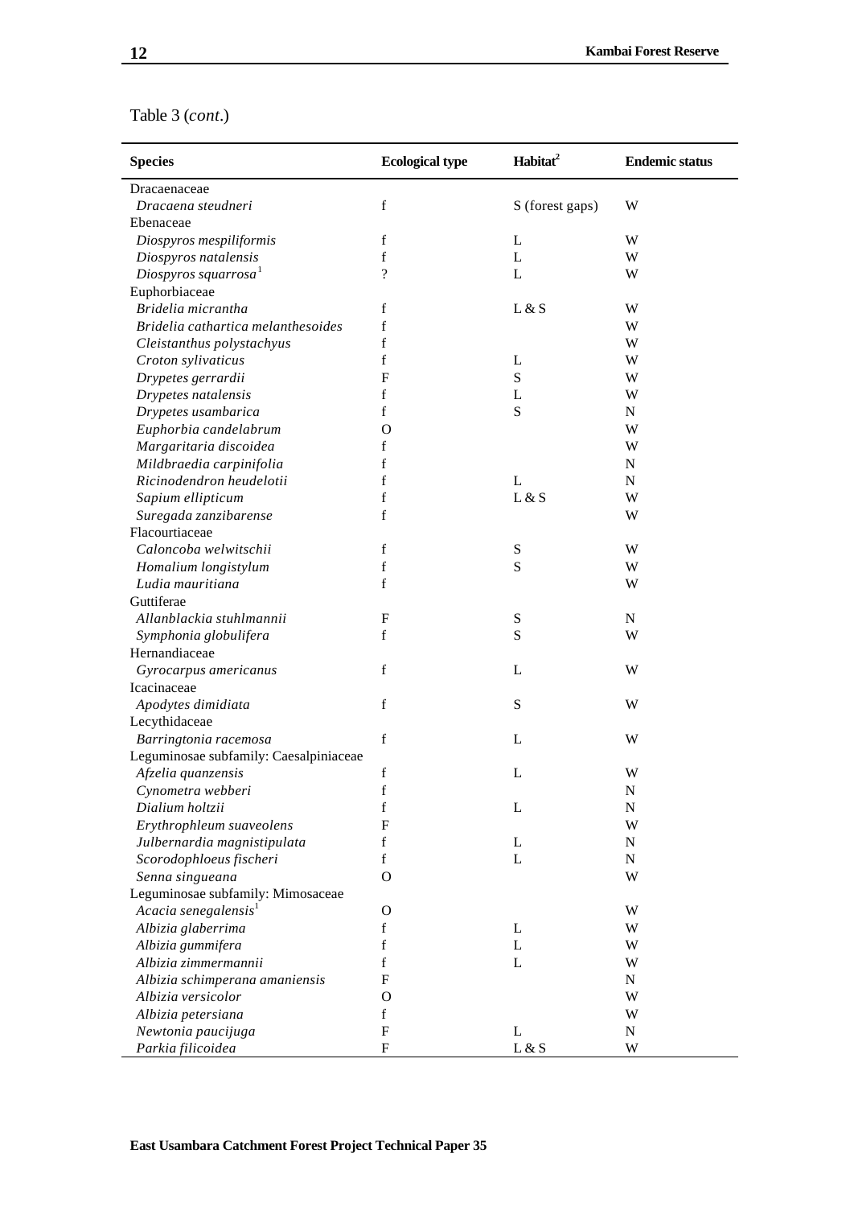Table 3 (*cont*.)

| Species | Ecological type | Habitat[2] | Endemic status |
|---|---|---|---|
| Dracaenaceae | | | |
| *Dracaena steudneri* | f | S (forest gaps) | W |
| Ebenaceae | | | |
| *Diospyros mespiliformis* | f | L | W |
| *Diospyros natalensis* | f | L | W |
| *Diospyros squarrosa*[1] | ? | L | W |
| Euphorbiaceae | | | |
| *Bridelia micrantha* | f | L & S | W |
| *Bridelia cathartica melanthesoides* | f | | W |
| *Cleistanthus polystachyus* | f | | W |
| *Croton sylivaticus* | f | L | W |
| *Drypetes gerrardii* | F | S | W |
| *Drypetes natalensis* | f | L | W |
| *Drypetes usambarica* | f | S | N |
| *Euphorbia candelabrum* | O | | W |
| *Margaritaria discoidea* | f | | W |
| *Mildbraedia carpinifolia* | f | | N |
| *Ricinodendron heudelotii* | f | L | N |
| *Sapium ellipticum* | f | L & S | W |
| *Suregada zanzibarense* | f | | W |
| Flacourtiaceae | | | |
| *Caloncoba welwitschii* | f | S | W |
| *Homalium longistylum* | f | S | W |
| *Ludia mauritiana* | f | | W |
| Guttiferae | | | |
| *Allanblackia stuhlmannii* | F | S | N |
| *Symphonia globulifera* | f | S | W |
| Hernandiaceae | | | |
| *Gyrocarpus americanus* | f | L | W |
| Icacinaceae | | | |
| *Apodytes dimidiata* | f | S | W |
| Lecythidaceae | | | |
| *Barringtonia racemosa* | f | L | W |
| Leguminosae subfamily: Caesalpiniaceae | | | |
| *Afzelia quanzensis* | f | L | W |
| *Cynometra webberi* | f | | N |
| *Dialium holtzii* | f | L | N |
| *Erythrophleum suaveolens* | F | | W |
| *Julbernardia magnistipulata* | f | L | N |
| *Scorodophloeus fischeri* | f | L | N |
| *Senna singueana* | O | | W |
| Leguminosae subfamily: Mimosaceae | | | |
| *Acacia senegalensis*[1] | O | | W |
| *Albizia glaberrima* | f | L | W |
| *Albizia gummifera* | f | L | W |
| *Albizia zimmermannii* | f | L | W |
| *Albizia schimperana amaniensis* | F | | N |
| *Albizia versicolor* | O | | W |
| *Albizia petersiana* | f | | W |
| *Newtonia paucijuga* | F | L | N |
| *Parkia filicoidea* | F | L & S | W |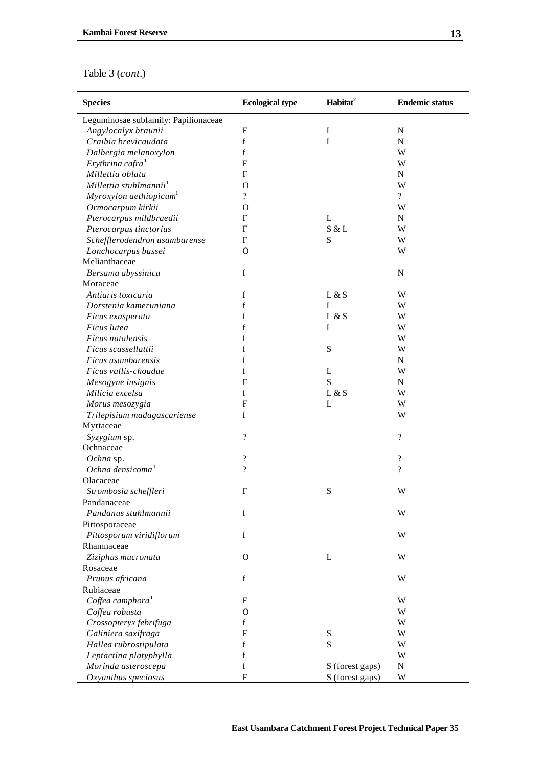Table 3 (*cont*.)

| Species | Ecological type | Habitat[2] | Endemic status |
|---|---|---|---|
| Leguminosae subfamily: Papilionaceae | | | |
| *Angylocalyx braunii* | F | L | N |
| *Craibia brevicaudata* | f | L | N |
| *Dalbergia melanoxylon* | f | | W |
| *Erythrina cafra*[1] | F | | W |
| *Millettia oblata* | F | | N |
| *Millettia stuhlmannii*[1] | O | | W |
| *Myroxylon aethiopicum*[1] | ? | | ? |
| *Ormocarpum kirkii* | O | | W |
| *Pterocarpus mildbraedii* | F | L | N |
| *Pterocarpus tinctorius* | F | S & L | W |
| *Schefflerodendron usambarense* | F | S | W |
| *Lonchocarpus bussei* | O | | W |
| Melianthaceae | | | |
| *Bersama abyssinica* | f | | N |
| Moraceae | | | |
| *Antiaris toxicaria* | f | L & S | W |
| *Dorstenia kameruniana* | f | L | W |
| *Ficus exasperata* | f | L & S | W |
| *Ficus lutea* | f | L | W |
| *Ficus natalensis* | f | | W |
| *Ficus scassellattii* | f | S | W |
| *Ficus usambarensis* | f | | N |
| *Ficus vallis-choudae* | f | L | W |
| *Mesogyne insignis* | F | S | N |
| *Milicia excelsa* | f | L & S | W |
| *Morus mesozygia* | F | L | W |
| *Trilepisium madagascariense* | f | | W |
| Myrtaceae | | | |
| *Syzygium* sp. | ? | | ? |
| Ochnaceae | | | |
| *Ochna* sp. | ? | | ? |
| *Ochna densicoma*[1] | ? | | ? |
| Olacaceae | | | |
| *Strombosia scheffleri* | F | S | W |
| Pandanaceae | | | |
| *Pandanus stuhlmannii* | f | | W |
| Pittosporaceae | | | |
| *Pittosporum viridiflorum* | f | | W |
| Rhamnaceae | | | |
| *Ziziphus mucronata* | O | L | W |
| Rosaceae | | | |
| *Prunus africana* | f | | W |
| Rubiaceae | | | |
| *Coffea camphora*[1] | F | | W |
| *Coffea robusta* | O | | W |
| *Crossopteryx febrifuga* | f | | W |
| *Galiniera saxifraga* | F | S | W |
| *Hallea rubrostipulata* | f | S | W |
| *Leptactina platyphylla* | f | | W |
| *Morinda asteroscepa* | f | S (forest gaps) | N |
| *Oxyanthus speciosus* | F | S (forest gaps) | W |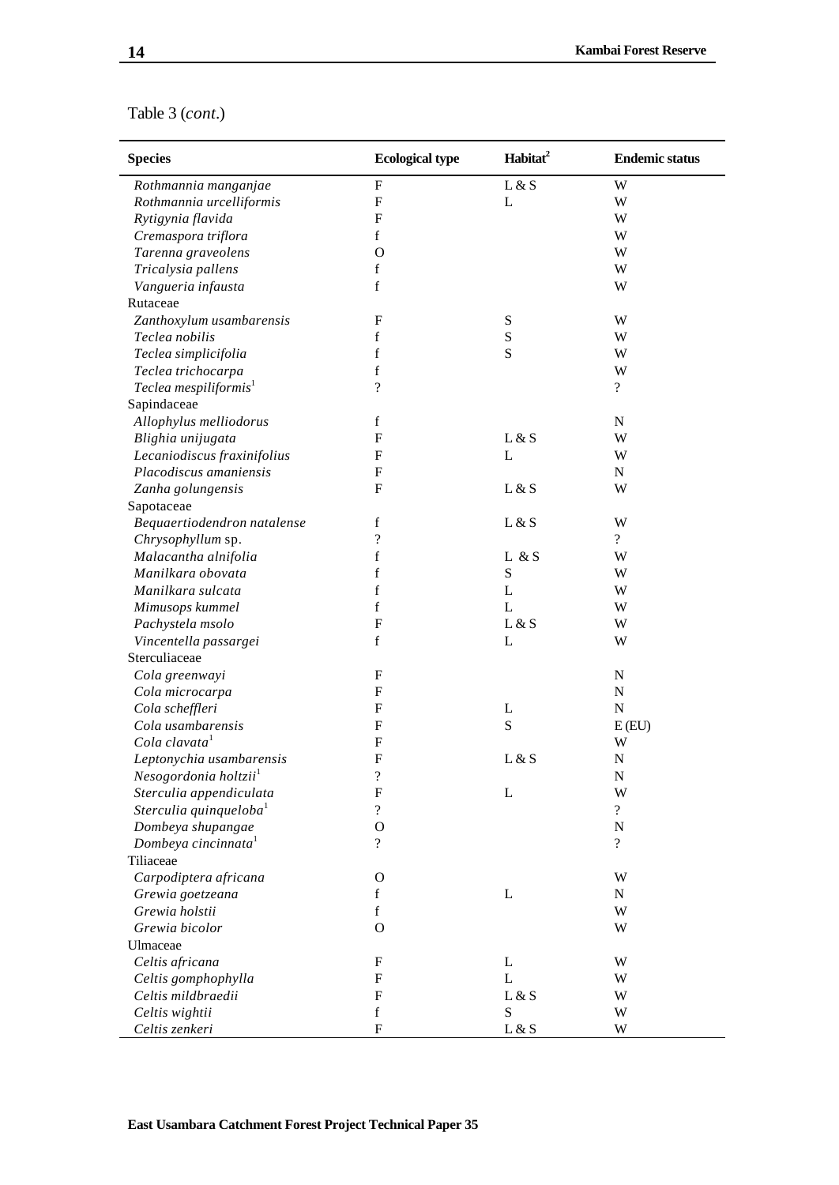Table 3 (*cont*.)

| Species | Ecological type | Habitat[2] | Endemic status |
|---|---|---|---|
| *Rothmannia manganjae* | F | L & S | W |
| *Rothmannia urcelliformis* | F | L | W |
| *Rytigynia flavida* | F | | W |
| *Cremaspora triflora* | f | | W |
| *Tarenna graveolens* | O | | W |
| *Tricalysia pallens* | f | | W |
| *Vangueria infausta* | f | | W |
| Rutaceae | | | |
| *Zanthoxylum usambarensis* | F | S | W |
| *Teclea nobilis* | f | S | W |
| *Teclea simplicifolia* | f | S | W |
| *Teclea trichocarpa* | f | | W |
| *Teclea mespiliformis*[1] | ? | | ? |
| Sapindaceae | | | |
| *Allophylus melliodorus* | f | | N |
| *Blighia unijugata* | F | L & S | W |
| *Lecaniodiscus fraxinifolius* | F | L | W |
| *Placodiscus amaniensis* | F | | N |
| *Zanha golungensis* | F | L & S | W |
| Sapotaceae | | | |
| *Bequaertiodendron natalense* | f | L & S | W |
| *Chrysophyllum* sp. | ? | | ? |
| *Malacantha alnifolia* | f | L & S | W |
| *Manilkara obovata* | f | S | W |
| *Manilkara sulcata* | f | L | W |
| *Mimusops kummel* | f | L | W |
| *Pachystela msolo* | F | L & S | W |
| *Vincentella passargei* | f | L | W |
| Sterculiaceae | | | |
| *Cola greenwayi* | F | | N |
| *Cola microcarpa* | F | | N |
| *Cola scheffleri* | F | L | N |
| *Cola usambarensis* | F | S | E (EU) |
| *Cola clavata*[1] | F | | W |
| *Leptonychia usambarensis* | F | L & S | N |
| *Nesogordonia holtzii*[1] | ? | | N |
| *Sterculia appendiculata* | F | L | W |
| *Sterculia quinqueloba*[1] | ? | | ? |
| *Dombeya shupangae* | O | | N |
| *Dombeya cincinnata*[1] | ? | | ? |
| Tiliaceae | | | |
| *Carpodiptera africana* | O | | W |
| *Grewia goetzeana* | f | L | N |
| *Grewia holstii* | f | | W |
| *Grewia bicolor* | O | | W |
| Ulmaceae | | | |
| *Celtis africana* | F | L | W |
| *Celtis gomphophylla* | F | L | W |
| *Celtis mildbraedii* | F | L & S | W |
| *Celtis wightii* | f | S | W |
| *Celtis zenkeri* | F | L & S | W |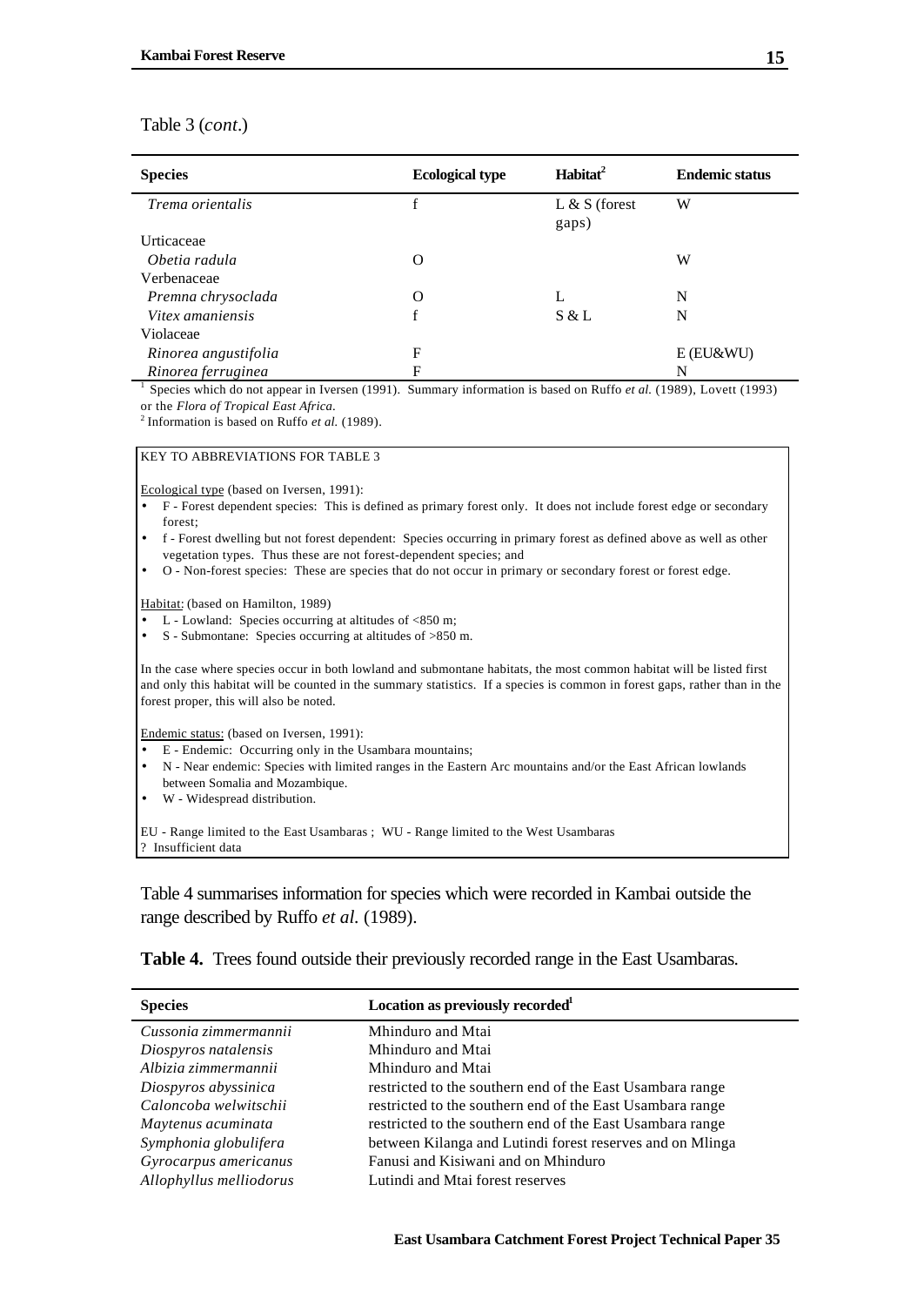Table 3 (*cont*.)

| Species | Ecological type | Habitat[2] | Endemic status |
|---|---|---|---|
| *Trema orientalis* | f | L & S (forest gaps) | W |
| Urticaceae | | | |
| *Obetia radula* | O | | W |
| Verbenaceae | | | |
| *Premna chrysoclada* | O | L | N |
| *Vitex amaniensis* | f | S & L | N |
| Violaceae | | | |
| *Rinorea angustifolia* | F | | E (EU&WU) |
| *Rinorea ferruginea* | F | | N |

[1] Species which do not appear in Iversen (1991). Summary information is based on Ruffo *et al.* (1989), Lovett (1993) or the *Flora of Tropical East Africa*.
[2] Information is based on Ruffo *et al.* (1989).

KEY TO ABBREVIATIONS FOR TABLE 3

Ecological type (based on Iversen, 1991):

- F - Forest dependent species: This is defined as primary forest only. It does not include forest edge or secondary forest;
- f - Forest dwelling but not forest dependent: Species occurring in primary forest as defined above as well as other vegetation types. Thus these are not forest-dependent species; and
- O - Non-forest species: These are species that do not occur in primary or secondary forest or forest edge.

Habitat: (based on Hamilton, 1989)

- L - Lowland: Species occurring at altitudes of <850 m;
- S - Submontane: Species occurring at altitudes of >850 m.

In the case where species occur in both lowland and submontane habitats, the most common habitat will be listed first and only this habitat will be counted in the summary statistics. If a species is common in forest gaps, rather than in the forest proper, this will also be noted.

Endemic status: (based on Iversen, 1991):

- E - Endemic: Occurring only in the Usambara mountains;
- N - Near endemic: Species with limited ranges in the Eastern Arc mountains and/or the East African lowlands between Somalia and Mozambique.
- W - Widespread distribution.

EU - Range limited to the East Usambaras ; WU - Range limited to the West Usambaras
? Insufficient data

Table 4 summarises information for species which were recorded in Kambai outside the range described by Ruffo *et al.* (1989).

**Table 4.** Trees found outside their previously recorded range in the East Usambaras.

| Species | Location as previously recorded[1] |
|---|---|
| *Cussonia zimmermannii* | Mhinduro and Mtai |
| *Diospyros natalensis* | Mhinduro and Mtai |
| *Albizia zimmermannii* | Mhinduro and Mtai |
| *Diospyros abyssinica* | restricted to the southern end of the East Usambara range |
| *Caloncoba welwitschii* | restricted to the southern end of the East Usambara range |
| *Maytenus acuminata* | restricted to the southern end of the East Usambara range |
| *Symphonia globulifera* | between Kilanga and Lutindi forest reserves and on Mlinga |
| *Gyrocarpus americanus* | Fanusi and Kisiwani and on Mhinduro |
| *Allophyllus melliodorus* | Lutindi and Mtai forest reserves |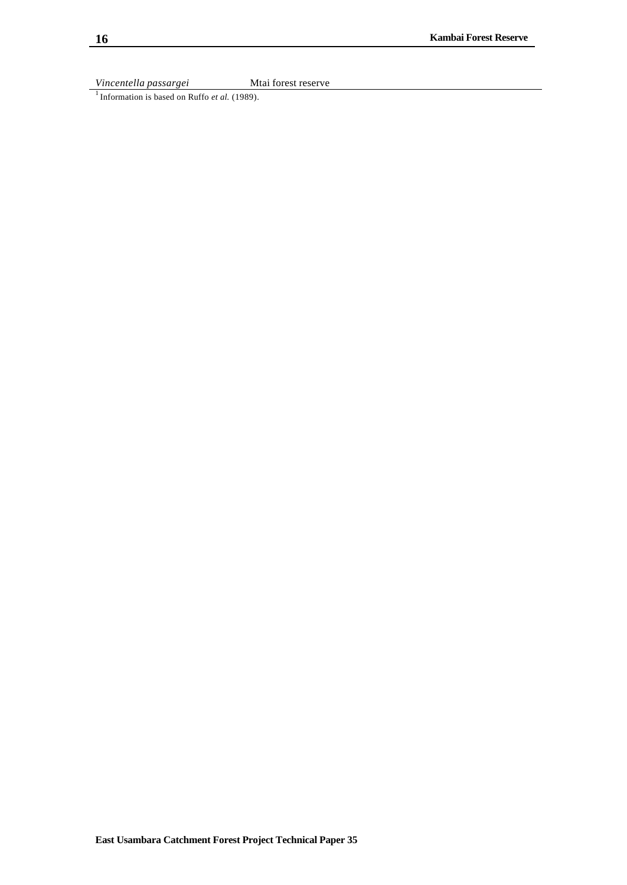| *Vincentella passargei* | Mtai forest reserve |
|---|---|

[1] Information is based on Ruffo *et al.* (1989).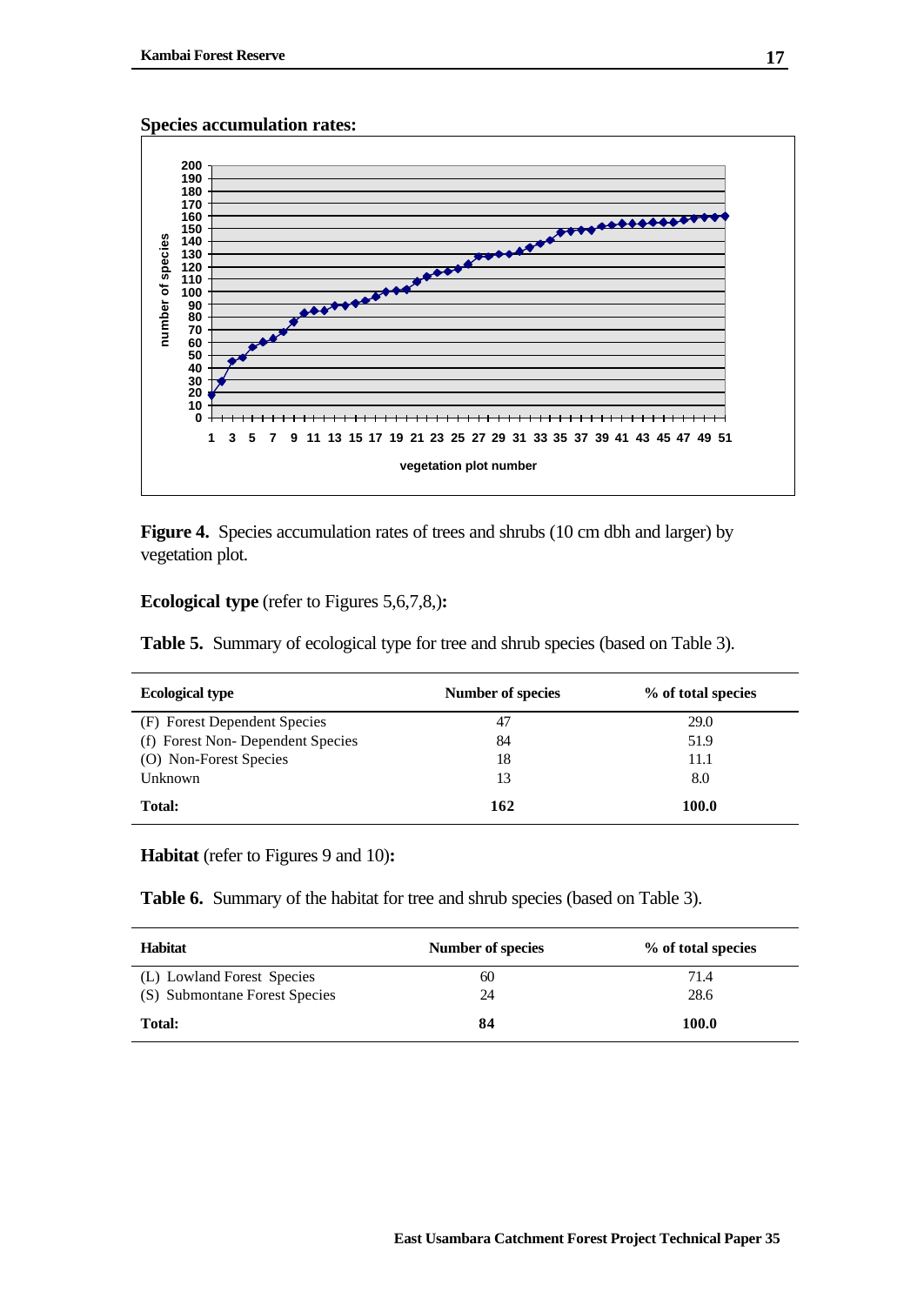**Species accumulation rates:**

**Figure 4.** Species accumulation rates of trees and shrubs (10 cm dbh and larger) by vegetation plot.

**Ecological type** (refer to Figures 5,6,7,8,)**:**

**Table 5.** Summary of ecological type for tree and shrub species (based on Table 3).

| Ecological type | Number of species | % of total species |
|---|---|---|
| (F) Forest Dependent Species | 47 | 29.0 |
| (f) Forest Non- Dependent Species | 84 | 51.9 |
| (O) Non-Forest Species | 18 | 11.1 |
| Unknown | 13 | 8.0 |
| **Total:** | **162** | **100.0** |

**Habitat** (refer to Figures 9 and 10)**:**

**Table 6.** Summary of the habitat for tree and shrub species (based on Table 3).

| Habitat | Number of species | % of total species |
|---|---|---|
| (L) Lowland Forest Species | 60 | 71.4 |
| (S) Submontane Forest Species | 24 | 28.6 |
| **Total:** | **84** | **100.0** |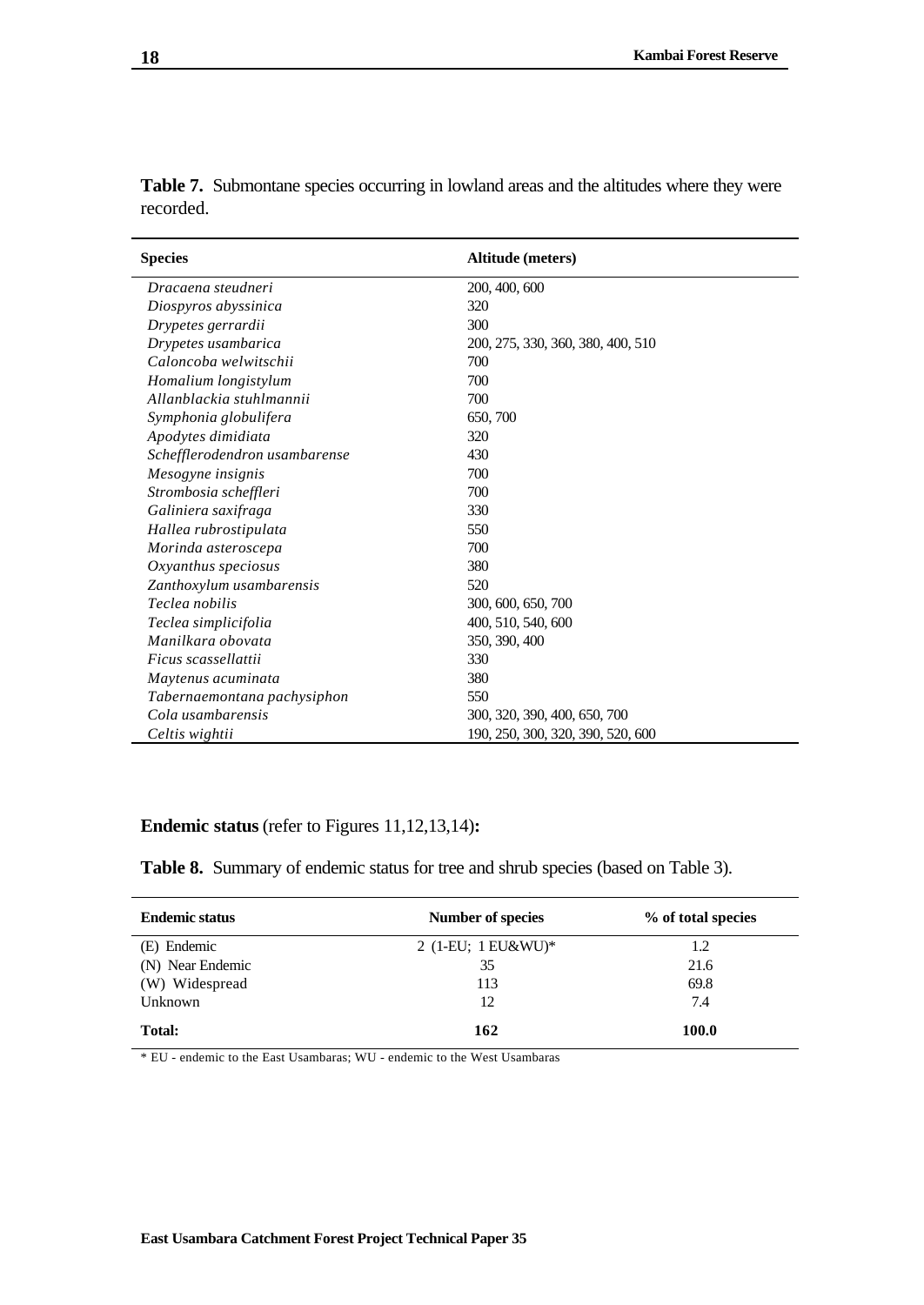**Table 7.** Submontane species occurring in lowland areas and the altitudes where they were recorded.

| Species | Altitude (meters) |
|---|---|
| *Dracaena steudneri* | 200, 400, 600 |
| *Diospyros abyssinica* | 320 |
| *Drypetes gerrardii* | 300 |
| *Drypetes usambarica* | 200, 275, 330, 360, 380, 400, 510 |
| *Caloncoba welwitschii* | 700 |
| *Homalium longistylum* | 700 |
| *Allanblackia stuhlmannii* | 700 |
| *Symphonia globulifera* | 650, 700 |
| *Apodytes dimidiata* | 320 |
| *Schefflerodendron usambarense* | 430 |
| *Mesogyne insignis* | 700 |
| *Strombosia scheffleri* | 700 |
| *Galiniera saxifraga* | 330 |
| *Hallea rubrostipulata* | 550 |
| *Morinda asteroscepa* | 700 |
| *Oxyanthus speciosus* | 380 |
| *Zanthoxylum usambarensis* | 520 |
| *Teclea nobilis* | 300, 600, 650, 700 |
| *Teclea simplicifolia* | 400, 510, 540, 600 |
| *Manilkara obovata* | 350, 390, 400 |
| *Ficus scassellattii* | 330 |
| *Maytenus acuminata* | 380 |
| *Tabernaemontana pachysiphon* | 550 |
| *Cola usambarensis* | 300, 320, 390, 400, 650, 700 |
| *Celtis wightii* | 190, 250, 300, 320, 390, 520, 600 |

**Endemic status** (refer to Figures 11,12,13,14)**:**

**Table 8.** Summary of endemic status for tree and shrub species (based on Table 3).

| Endemic status | Number of species | % of total species |
|---|---|---|
| (E) Endemic | 2 (1-EU; 1 EU&WU)* | 1.2 |
| (N) Near Endemic | 35 | 21.6 |
| (W) Widespread | 113 | 69.8 |
| Unknown | 12 | 7.4 |
| **Total:** | **162** | **100.0** |

\* EU - endemic to the East Usambaras; WU - endemic to the West Usambaras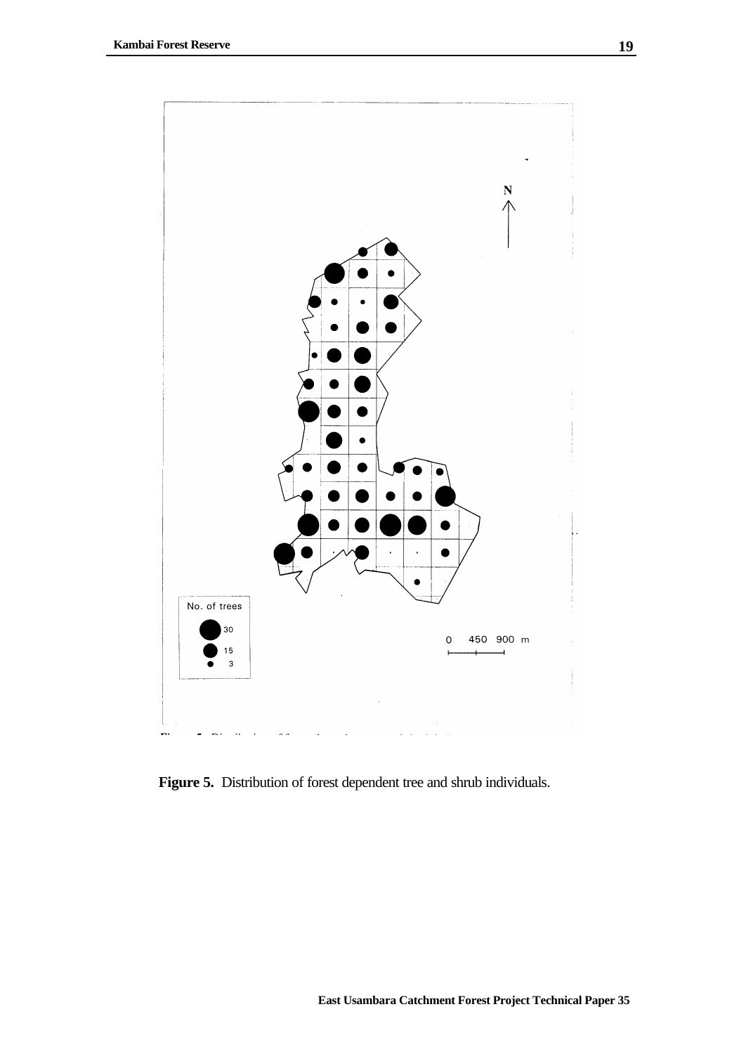**Figure 5.** Distribution of forest dependent tree and shrub individuals.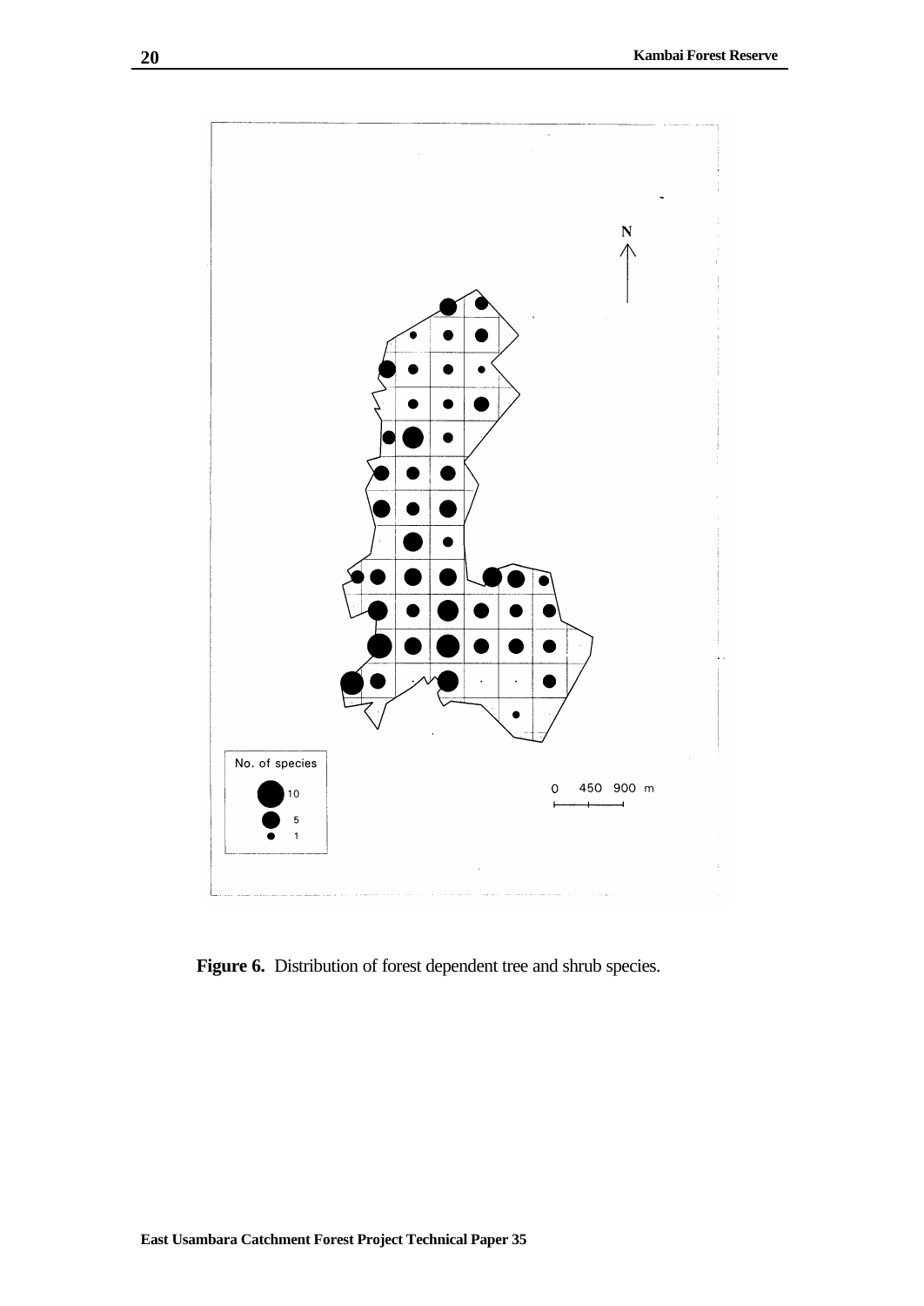**Figure 6.** Distribution of forest dependent tree and shrub species.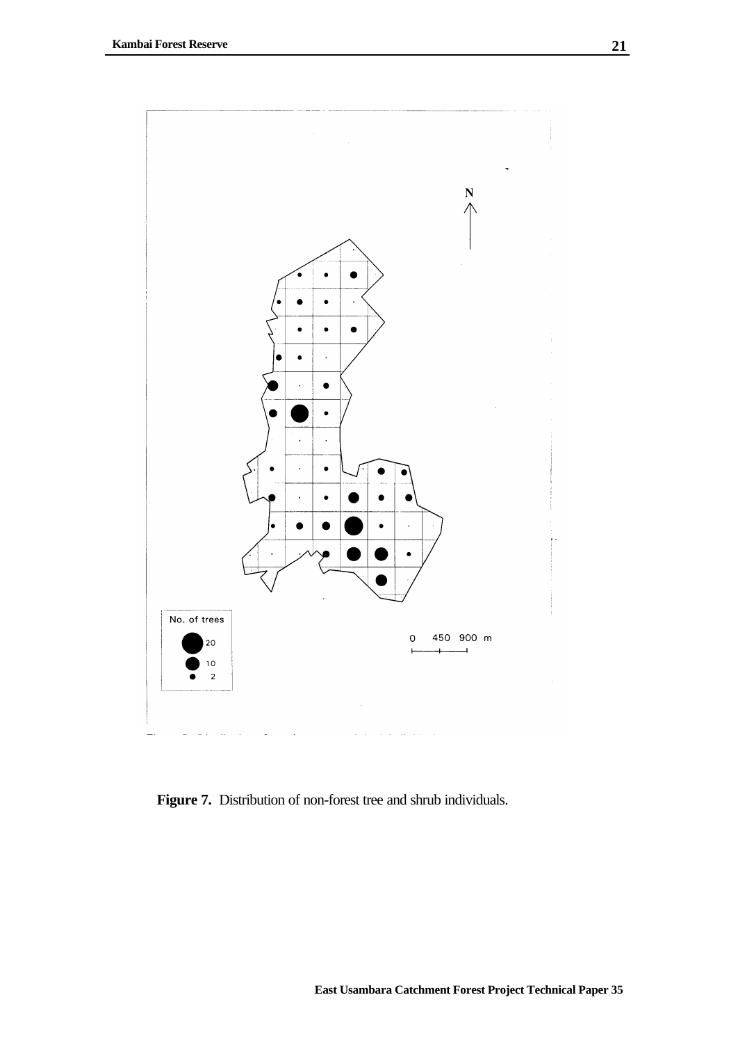No. of trees

20

10

2

0 450 900 m

N

**Figure 7.** Distribution of non-forest tree and shrub individuals.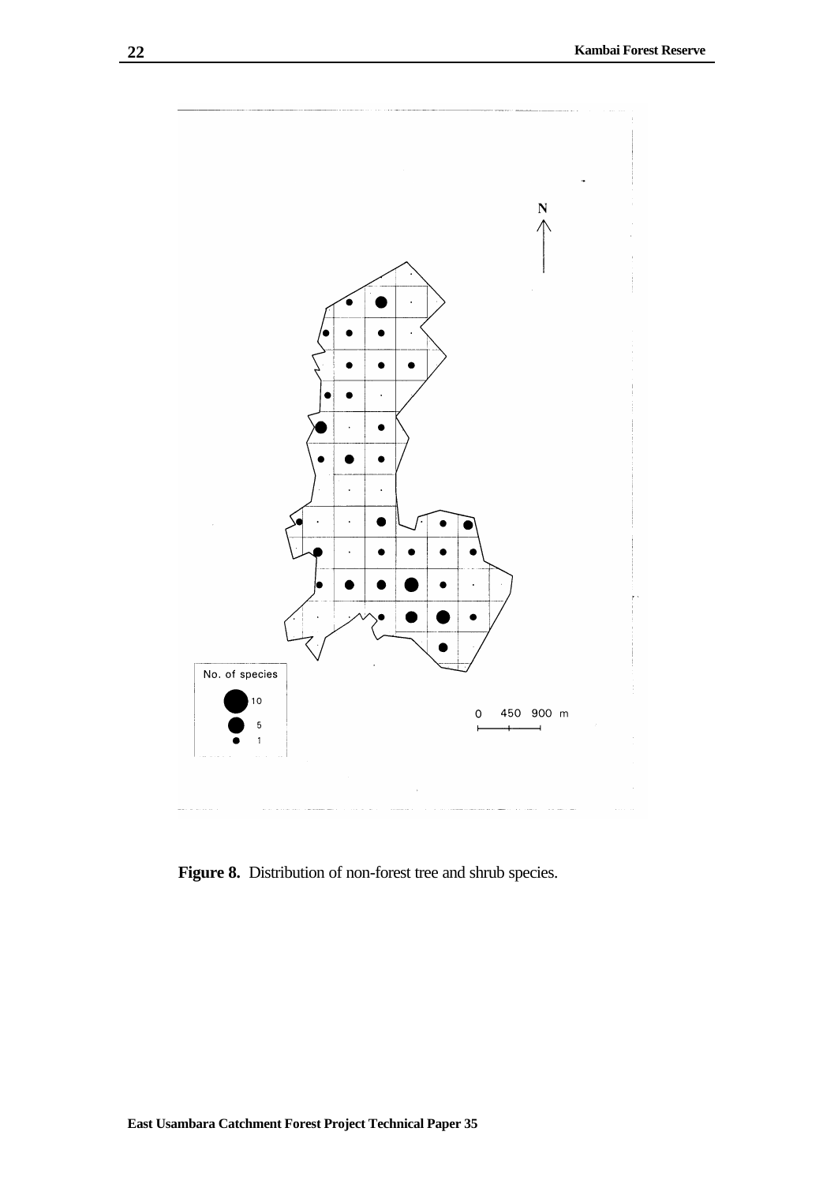**Figure 8.** Distribution of non-forest tree and shrub species.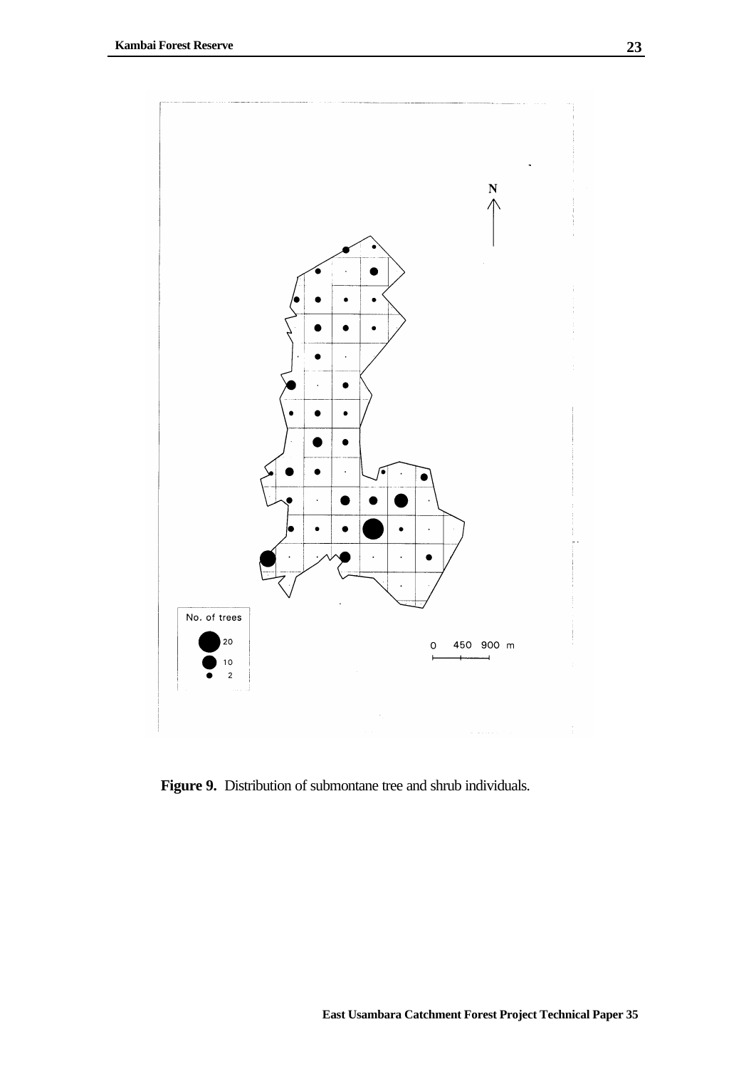No. of trees

20

10

2

0 450 900 m

N

**Figure 9.** Distribution of submontane tree and shrub individuals.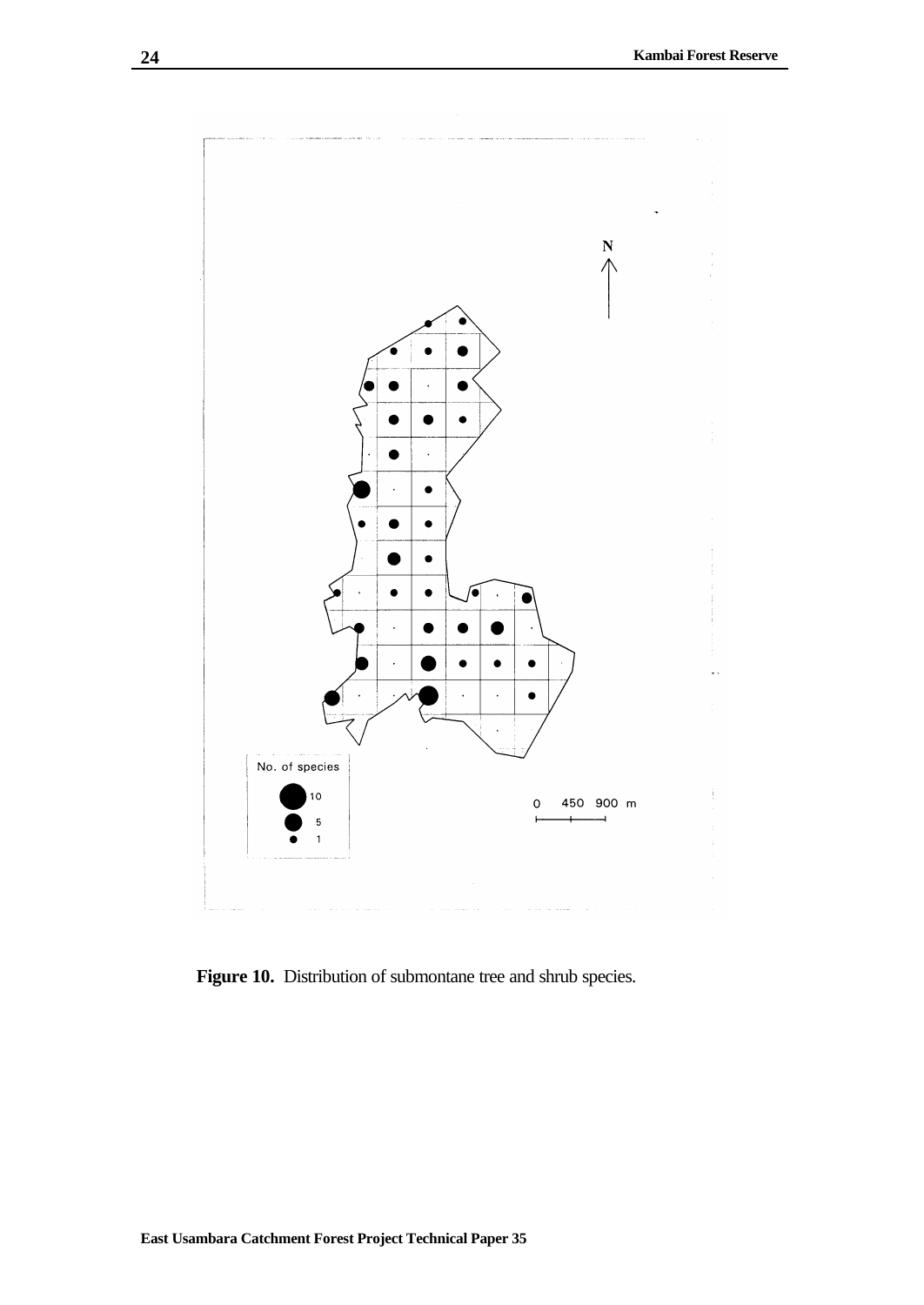No. of species

10

5

1

0 450 900 m

N

**Figure 10.** Distribution of submontane tree and shrub species.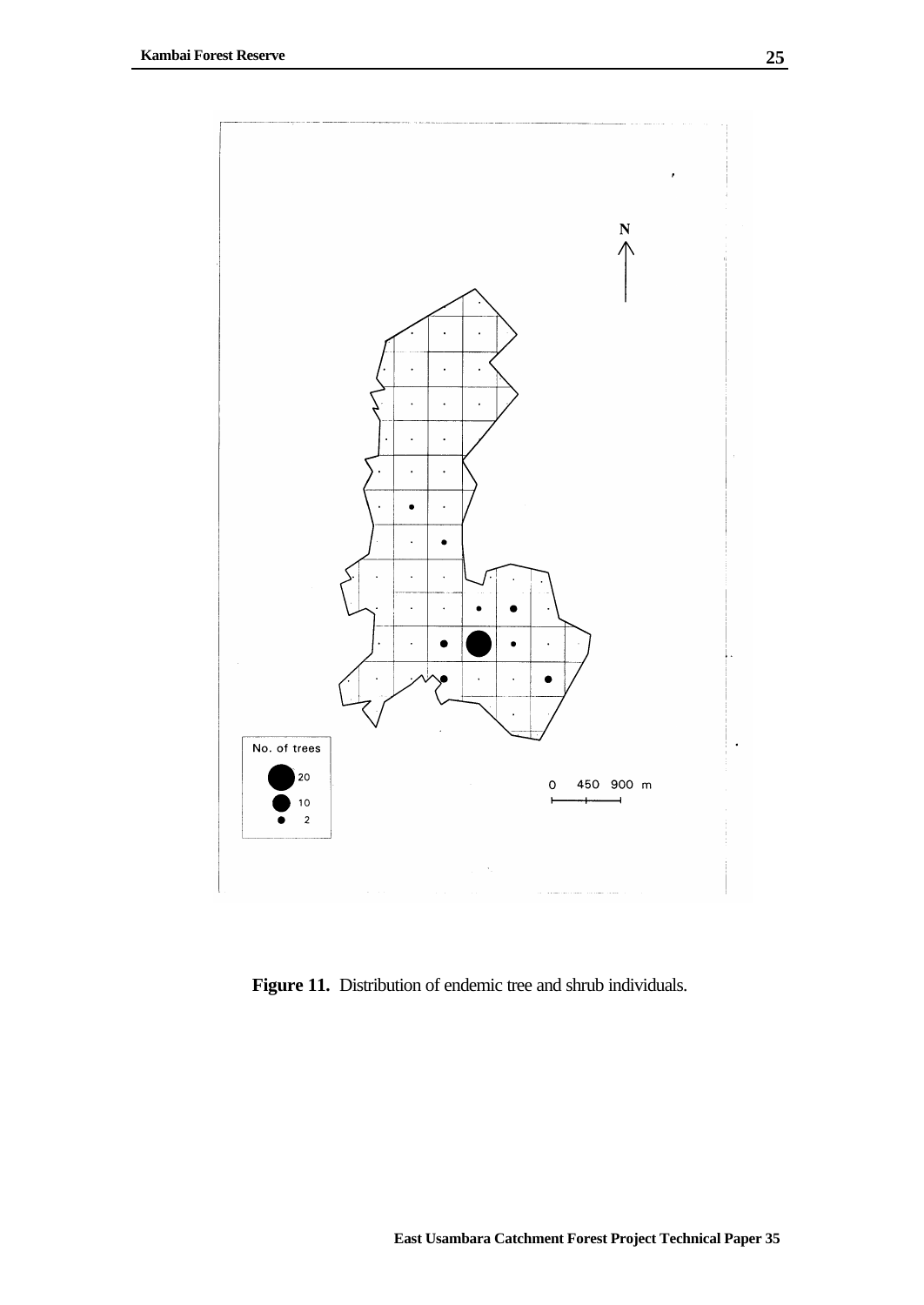N

No. of trees

20

10

2

0 450 900 m

**Figure 11.** Distribution of endemic tree and shrub individuals.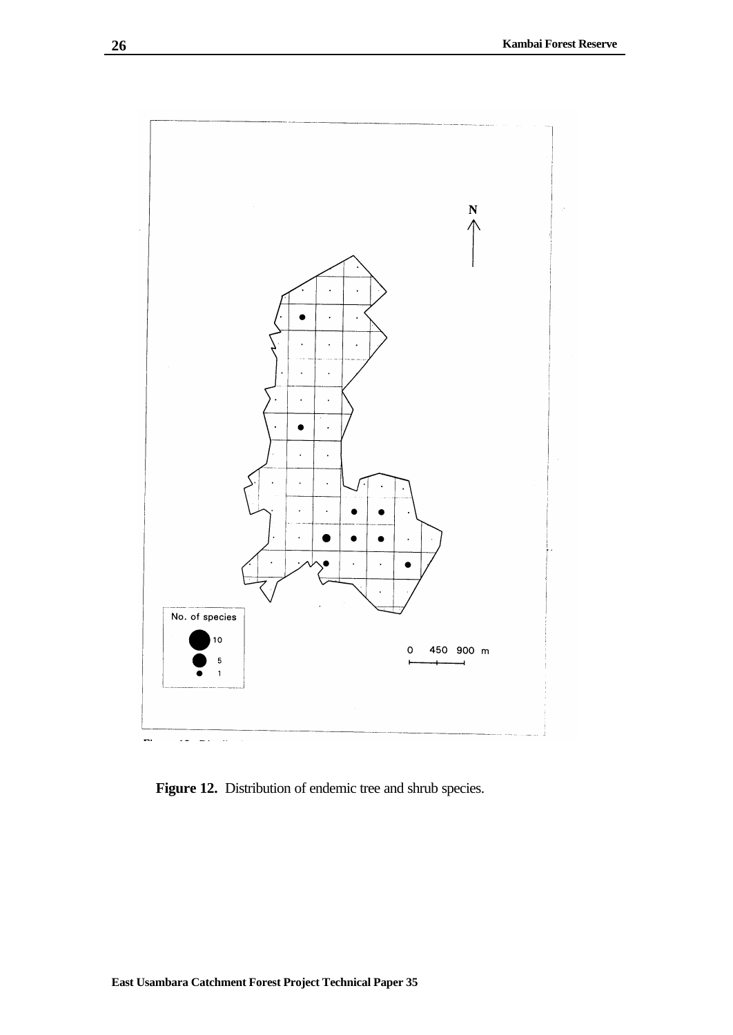No. of species

10

5

1

0 450 900 m

**Figure 12.** Distribution of endemic tree and shrub species.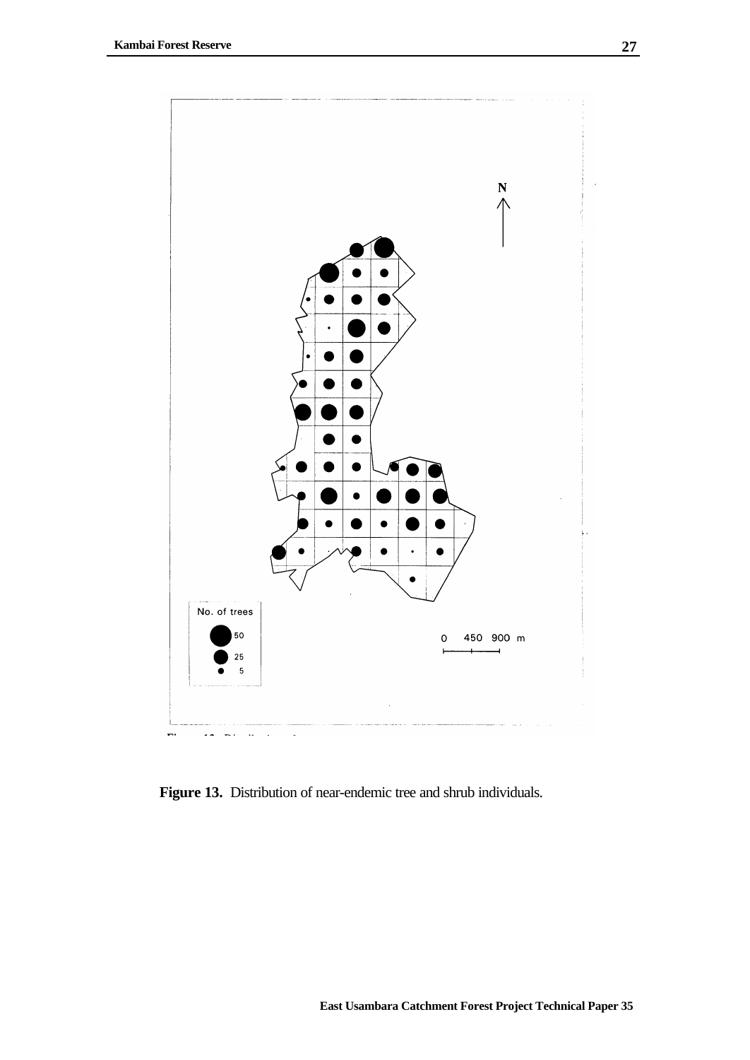**Figure 13.** Distribution of near-endemic tree and shrub individuals.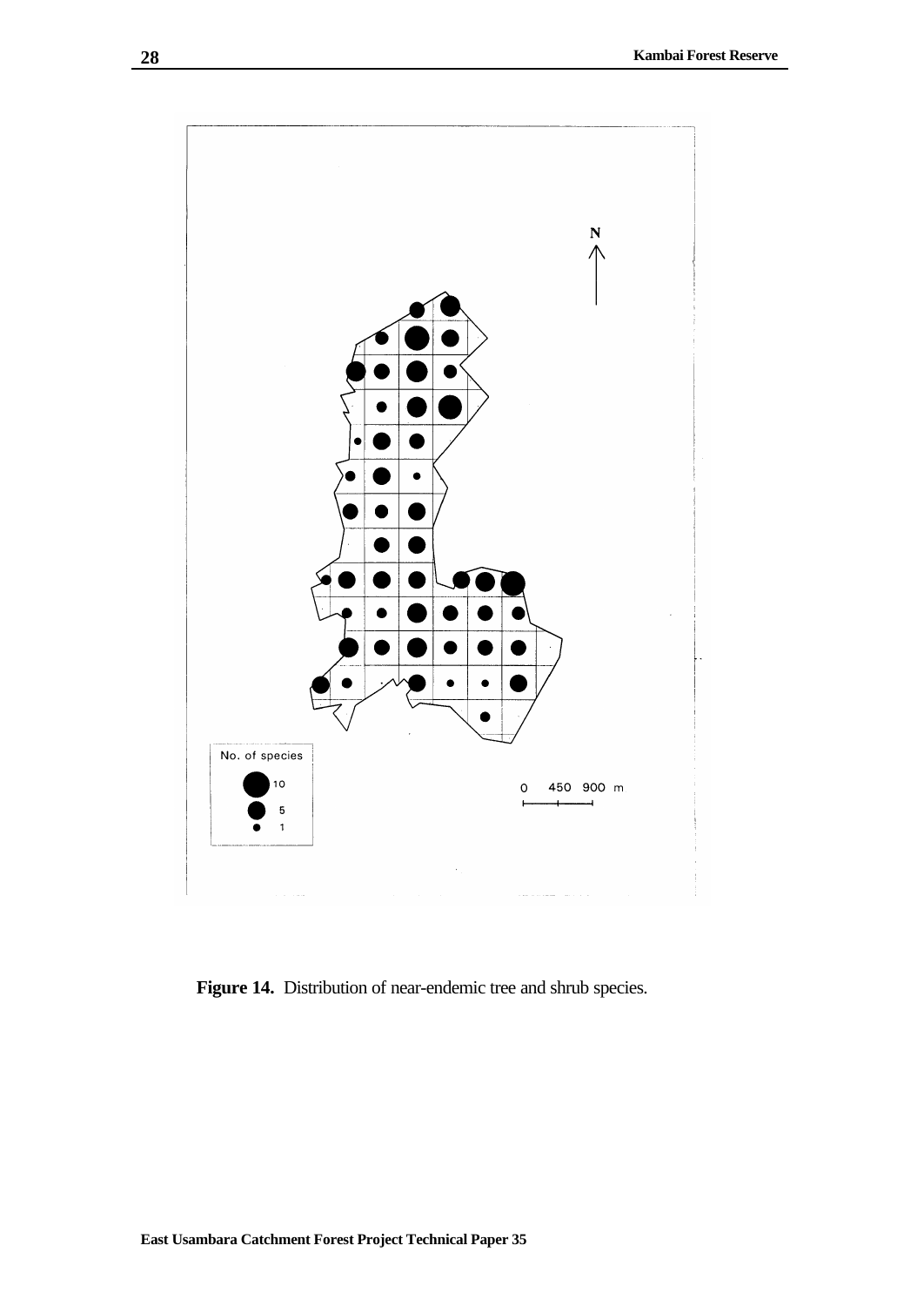**Figure 14.** Distribution of near-endemic tree and shrub species.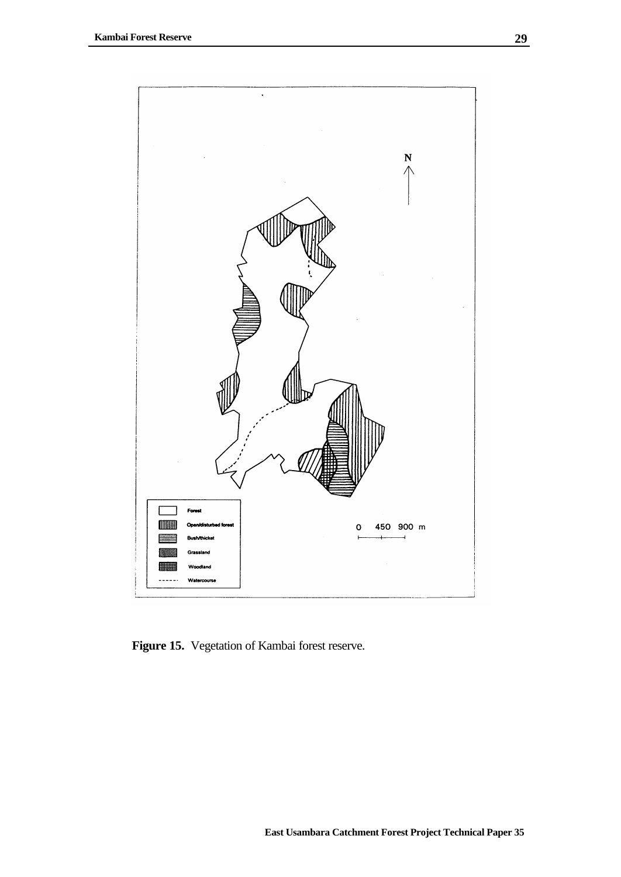**Figure 15.** Vegetation of Kambai forest reserve.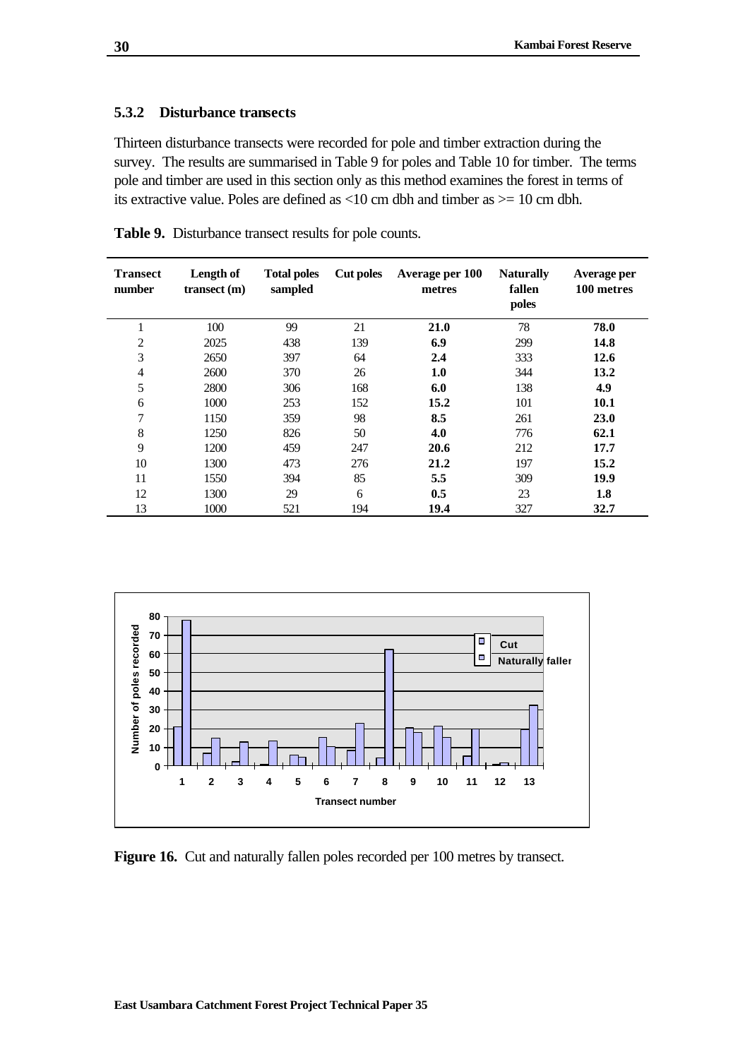### 5.3.2 Disturbance transects

Thirteen disturbance transects were recorded for pole and timber extraction during the survey. The results are summarised in Table 9 for poles and Table 10 for timber. The terms pole and timber are used in this section only as this method examines the forest in terms of its extractive value. Poles are defined as <10 cm dbh and timber as >= 10 cm dbh.

**Table 9.** Disturbance transect results for pole counts.

| Transect number | Length of transect (m) | Total poles sampled | Cut poles | Average per 100 metres | Naturally fallen poles | Average per 100 metres |
|---|---|---|---|---|---|---|
| 1 | 100 | 99 | 21 | **21.0** | 78 | **78.0** |
| 2 | 2025 | 438 | 139 | **6.9** | 299 | **14.8** |
| 3 | 2650 | 397 | 64 | **2.4** | 333 | **12.6** |
| 4 | 2600 | 370 | 26 | **1.0** | 344 | **13.2** |
| 5 | 2800 | 306 | 168 | **6.0** | 138 | **4.9** |
| 6 | 1000 | 253 | 152 | **15.2** | 101 | **10.1** |
| 7 | 1150 | 359 | 98 | **8.5** | 261 | **23.0** |
| 8 | 1250 | 826 | 50 | **4.0** | 776 | **62.1** |
| 9 | 1200 | 459 | 247 | **20.6** | 212 | **17.7** |
| 10 | 1300 | 473 | 276 | **21.2** | 197 | **15.2** |
| 11 | 1550 | 394 | 85 | **5.5** | 309 | **19.9** |
| 12 | 1300 | 29 | 6 | **0.5** | 23 | **1.8** |
| 13 | 1000 | 521 | 194 | **19.4** | 327 | **32.7** |

**Figure 16.** Cut and naturally fallen poles recorded per 100 metres by transect.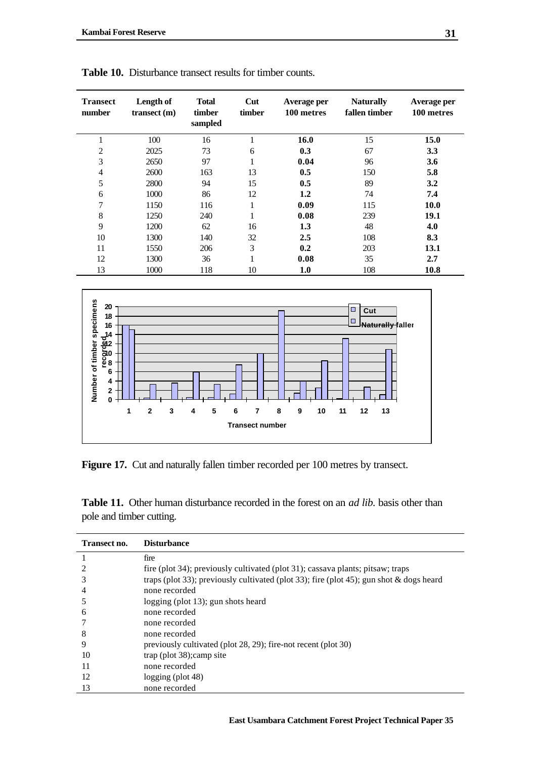**Table 10.** Disturbance transect results for timber counts.

| Transect number | Length of transect (m) | Total timber sampled | Cut timber | Average per 100 metres | Naturally fallen timber | Average per 100 metres |
|---|---|---|---|---|---|---|
| 1 | 100 | 16 | 1 | **16.0** | 15 | **15.0** |
| 2 | 2025 | 73 | 6 | **0.3** | 67 | **3.3** |
| 3 | 2650 | 97 | 1 | **0.04** | 96 | **3.6** |
| 4 | 2600 | 163 | 13 | **0.5** | 150 | **5.8** |
| 5 | 2800 | 94 | 15 | **0.5** | 89 | **3.2** |
| 6 | 1000 | 86 | 12 | **1.2** | 74 | **7.4** |
| 7 | 1150 | 116 | 1 | **0.09** | 115 | **10.0** |
| 8 | 1250 | 240 | 1 | **0.08** | 239 | **19.1** |
| 9 | 1200 | 62 | 16 | **1.3** | 48 | **4.0** |
| 10 | 1300 | 140 | 32 | **2.5** | 108 | **8.3** |
| 11 | 1550 | 206 | 3 | **0.2** | 203 | **13.1** |
| 12 | 1300 | 36 | 1 | **0.08** | 35 | **2.7** |
| 13 | 1000 | 118 | 10 | **1.0** | 108 | **10.8** |

**Figure 17.** Cut and naturally fallen timber recorded per 100 metres by transect.

**Table 11.** Other human disturbance recorded in the forest on an *ad lib.* basis other than pole and timber cutting.

| Transect no. | Disturbance |
|---|---|
| 1 | fire |
| 2 | fire (plot 34); previously cultivated (plot 31); cassava plants; pitsaw; traps |
| 3 | traps (plot 33); previously cultivated (plot 33); fire (plot 45); gun shot & dogs heard |
| 4 | none recorded |
| 5 | logging (plot 13); gun shots heard |
| 6 | none recorded |
| 7 | none recorded |
| 8 | none recorded |
| 9 | previously cultivated (plot 28, 29); fire-not recent (plot 30) |
| 10 | trap (plot 38);camp site |
| 11 | none recorded |
| 12 | logging (plot 48) |
| 13 | none recorded |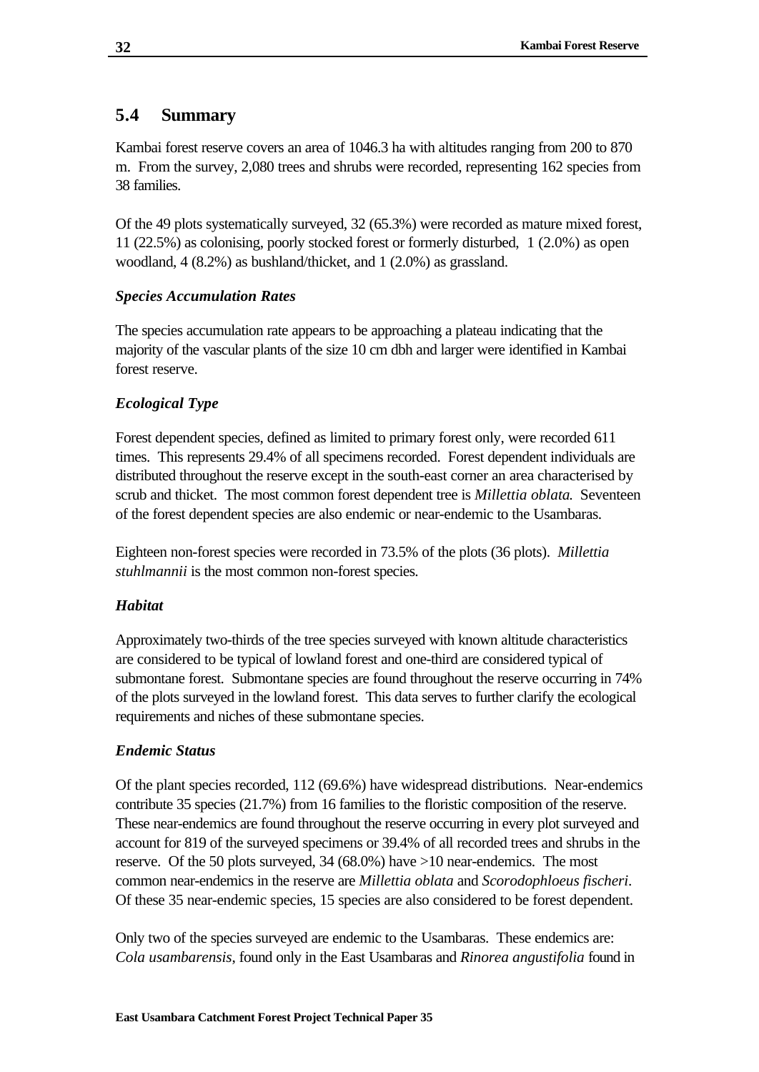## 5.4 Summary

Kambai forest reserve covers an area of 1046.3 ha with altitudes ranging from 200 to 870 m. From the survey, 2,080 trees and shrubs were recorded, representing 162 species from 38 families.

Of the 49 plots systematically surveyed, 32 (65.3%) were recorded as mature mixed forest, 11 (22.5%) as colonising, poorly stocked forest or formerly disturbed, 1 (2.0%) as open woodland, 4 (8.2%) as bushland/thicket, and 1 (2.0%) as grassland.

### *Species Accumulation Rates*

The species accumulation rate appears to be approaching a plateau indicating that the majority of the vascular plants of the size 10 cm dbh and larger were identified in Kambai forest reserve.

### *Ecological Type*

Forest dependent species, defined as limited to primary forest only, were recorded 611 times. This represents 29.4% of all specimens recorded. Forest dependent individuals are distributed throughout the reserve except in the south-east corner an area characterised by scrub and thicket. The most common forest dependent tree is *Millettia oblata.* Seventeen of the forest dependent species are also endemic or near-endemic to the Usambaras.

Eighteen non-forest species were recorded in 73.5% of the plots (36 plots). *Millettia stuhlmannii* is the most common non-forest species.

### *Habitat*

Approximately two-thirds of the tree species surveyed with known altitude characteristics are considered to be typical of lowland forest and one-third are considered typical of submontane forest. Submontane species are found throughout the reserve occurring in 74% of the plots surveyed in the lowland forest. This data serves to further clarify the ecological requirements and niches of these submontane species.

### *Endemic Status*

Of the plant species recorded, 112 (69.6%) have widespread distributions. Near-endemics contribute 35 species (21.7%) from 16 families to the floristic composition of the reserve. These near-endemics are found throughout the reserve occurring in every plot surveyed and account for 819 of the surveyed specimens or 39.4% of all recorded trees and shrubs in the reserve. Of the 50 plots surveyed, 34 (68.0%) have >10 near-endemics. The most common near-endemics in the reserve are *Millettia oblata* and *Scorodophloeus fischeri*. Of these 35 near-endemic species, 15 species are also considered to be forest dependent.

Only two of the species surveyed are endemic to the Usambaras. These endemics are: *Cola usambarensis*, found only in the East Usambaras and *Rinorea angustifolia* found in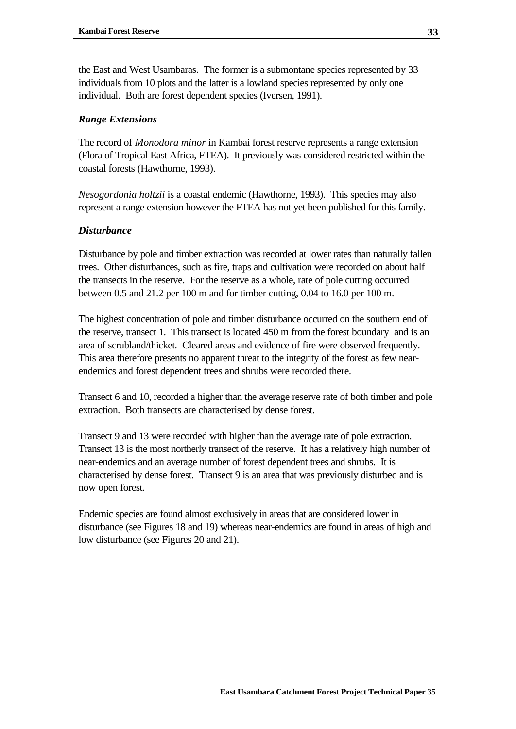the East and West Usambaras. The former is a submontane species represented by 33 individuals from 10 plots and the latter is a lowland species represented by only one individual. Both are forest dependent species (Iversen, 1991).

### *Range Extensions*

The record of *Monodora minor* in Kambai forest reserve represents a range extension (Flora of Tropical East Africa, FTEA). It previously was considered restricted within the coastal forests (Hawthorne, 1993).

*Nesogordonia holtzii* is a coastal endemic (Hawthorne, 1993). This species may also represent a range extension however the FTEA has not yet been published for this family.

### *Disturbance*

Disturbance by pole and timber extraction was recorded at lower rates than naturally fallen trees. Other disturbances, such as fire, traps and cultivation were recorded on about half the transects in the reserve. For the reserve as a whole, rate of pole cutting occurred between 0.5 and 21.2 per 100 m and for timber cutting, 0.04 to 16.0 per 100 m.

The highest concentration of pole and timber disturbance occurred on the southern end of the reserve, transect 1. This transect is located 450 m from the forest boundary and is an area of scrubland/thicket. Cleared areas and evidence of fire were observed frequently. This area therefore presents no apparent threat to the integrity of the forest as few near-endemics and forest dependent trees and shrubs were recorded there.

Transect 6 and 10, recorded a higher than the average reserve rate of both timber and pole extraction. Both transects are characterised by dense forest.

Transect 9 and 13 were recorded with higher than the average rate of pole extraction. Transect 13 is the most northerly transect of the reserve. It has a relatively high number of near-endemics and an average number of forest dependent trees and shrubs. It is characterised by dense forest. Transect 9 is an area that was previously disturbed and is now open forest.

Endemic species are found almost exclusively in areas that are considered lower in disturbance (see Figures 18 and 19) whereas near-endemics are found in areas of high and low disturbance (see Figures 20 and 21).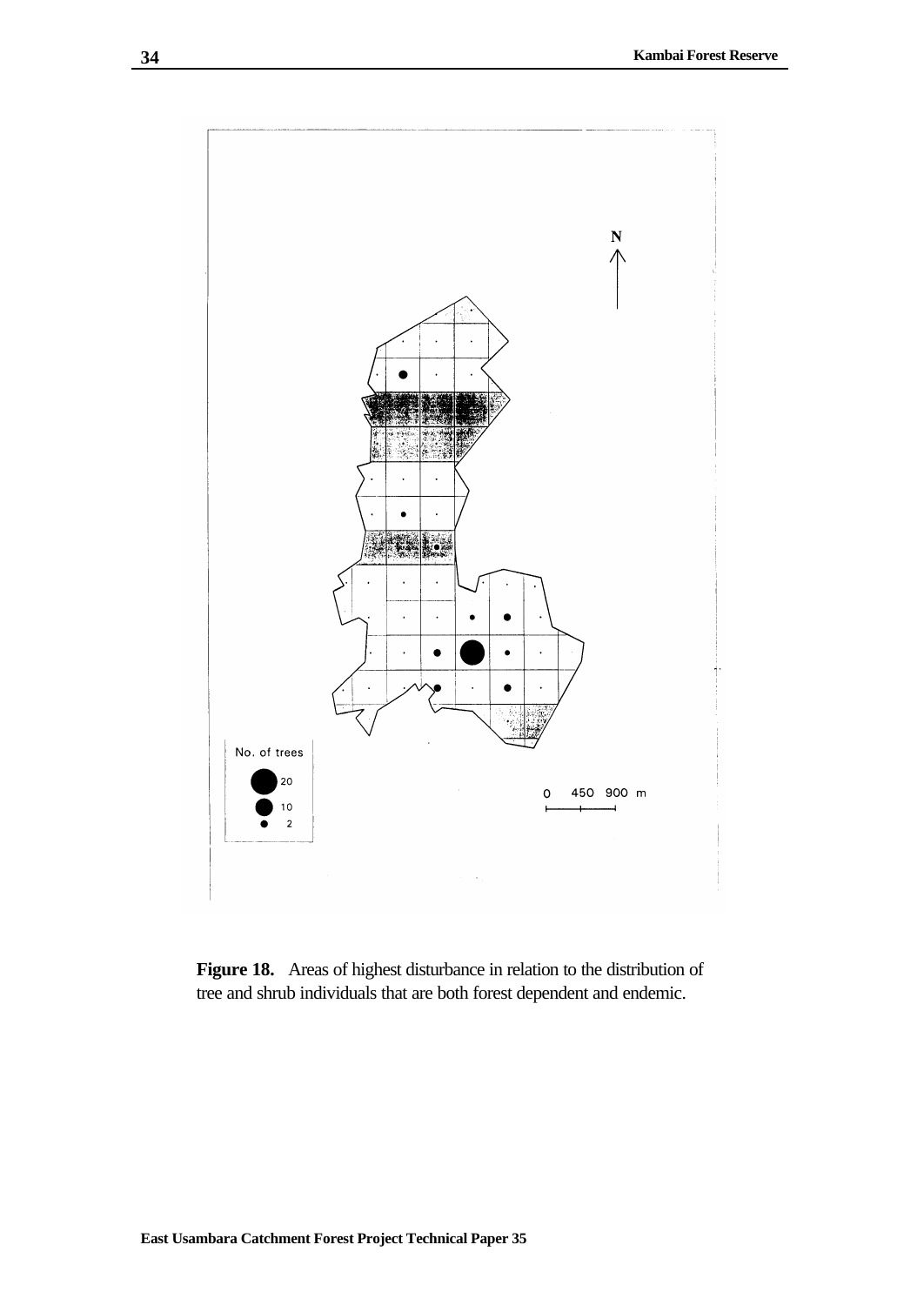**Figure 18.** Areas of highest disturbance in relation to the distribution of tree and shrub individuals that are both forest dependent and endemic.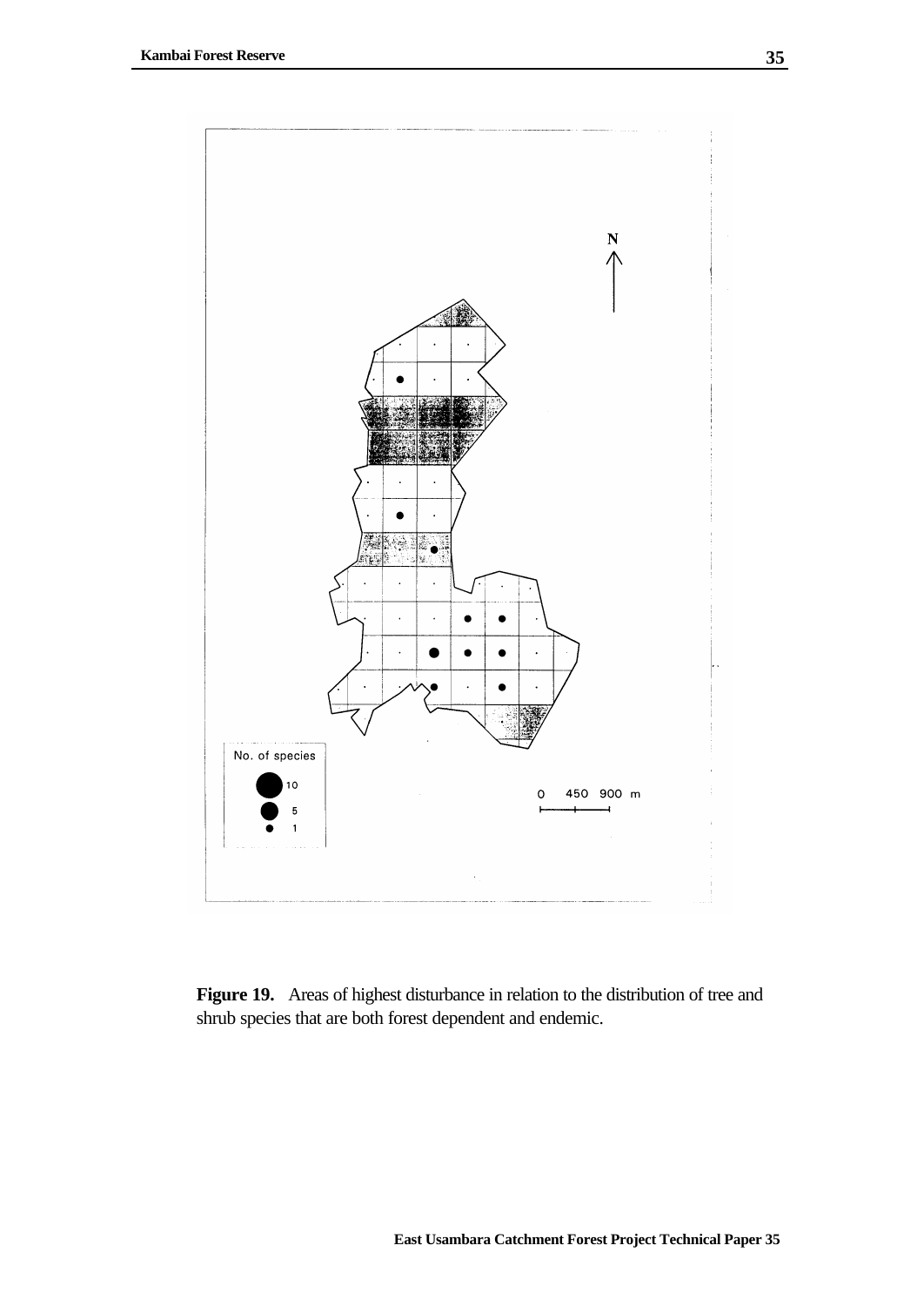**Figure 19.** Areas of highest disturbance in relation to the distribution of tree and shrub species that are both forest dependent and endemic.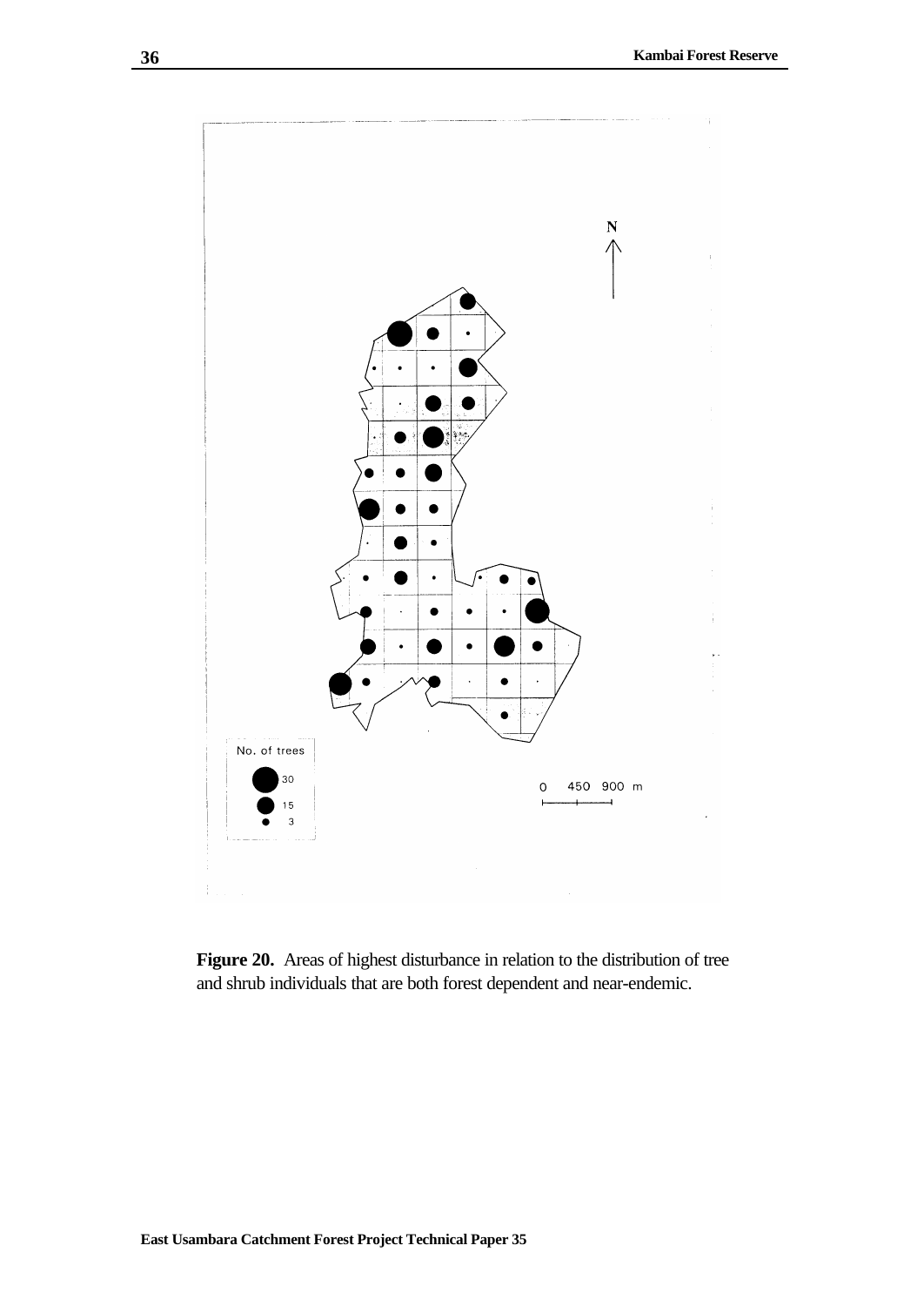No. of trees

30

15

3

0 450 900 m

N

**Figure 20.** Areas of highest disturbance in relation to the distribution of tree and shrub individuals that are both forest dependent and near-endemic.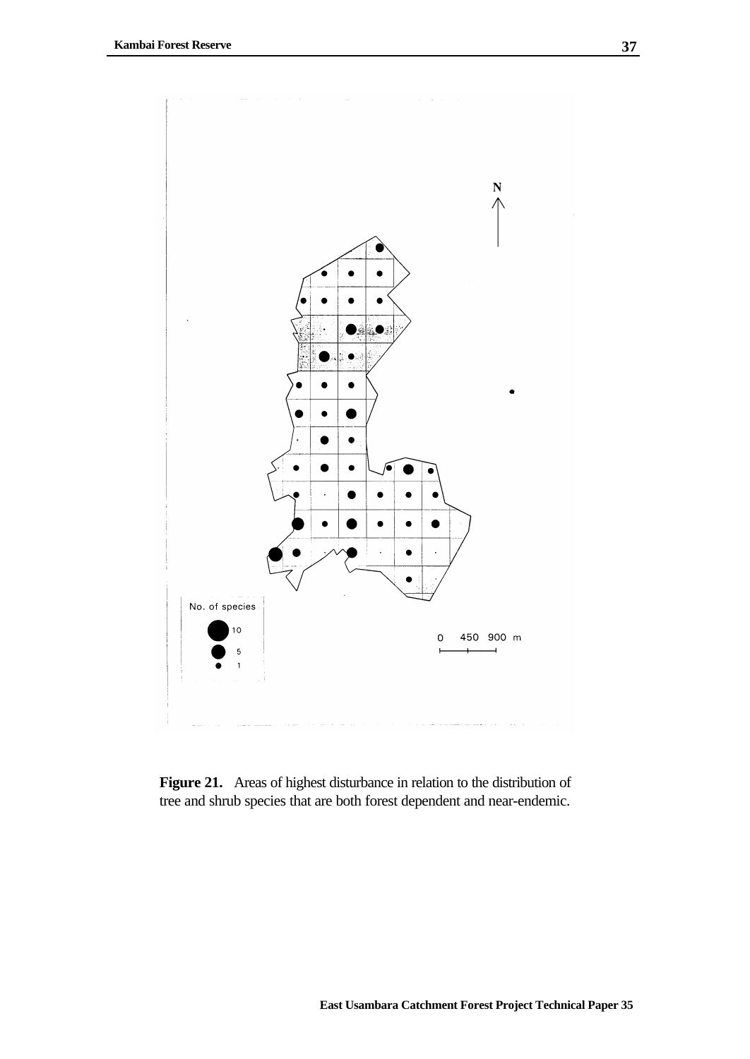**Figure 21.** Areas of highest disturbance in relation to the distribution of tree and shrub species that are both forest dependent and near-endemic.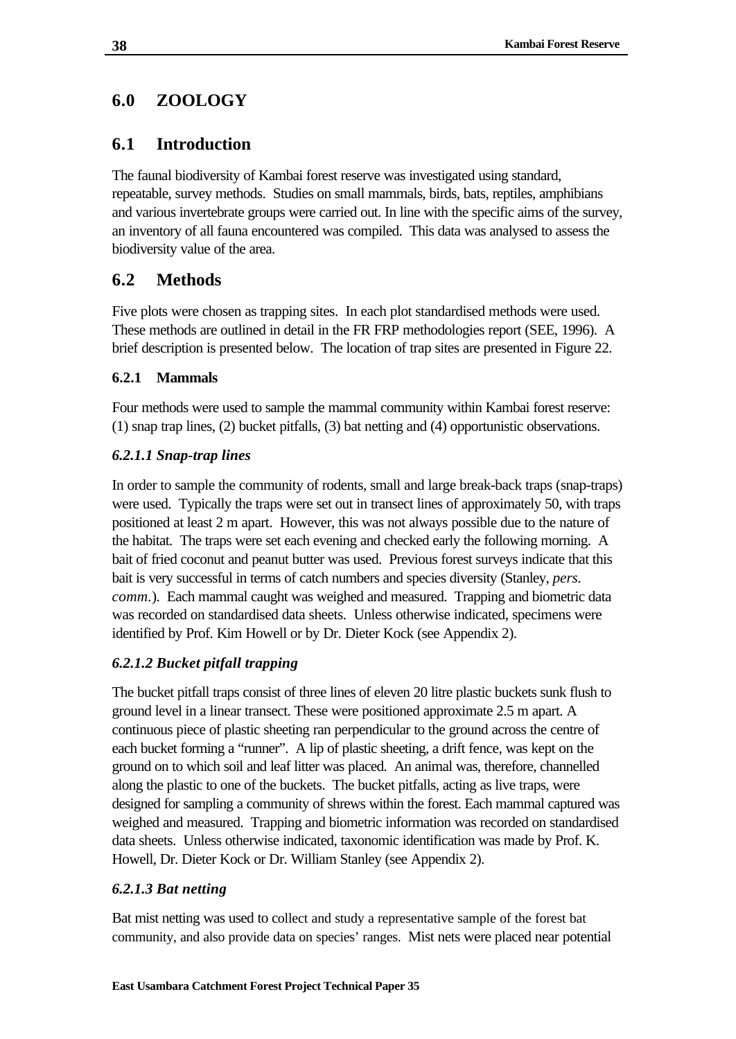# 6.0 ZOOLOGY

## 6.1 Introduction

The faunal biodiversity of Kambai forest reserve was investigated using standard, repeatable, survey methods. Studies on small mammals, birds, bats, reptiles, amphibians and various invertebrate groups were carried out. In line with the specific aims of the survey, an inventory of all fauna encountered was compiled. This data was analysed to assess the biodiversity value of the area.

## 6.2 Methods

Five plots were chosen as trapping sites. In each plot standardised methods were used. These methods are outlined in detail in the FR FRP methodologies report (SEE, 1996). A brief description is presented below. The location of trap sites are presented in Figure 22.

### 6.2.1 Mammals

Four methods were used to sample the mammal community within Kambai forest reserve: (1) snap trap lines, (2) bucket pitfalls, (3) bat netting and (4) opportunistic observations.

#### *6.2.1.1 Snap-trap lines*

In order to sample the community of rodents, small and large break-back traps (snap-traps) were used. Typically the traps were set out in transect lines of approximately 50, with traps positioned at least 2 m apart. However, this was not always possible due to the nature of the habitat. The traps were set each evening and checked early the following morning. A bait of fried coconut and peanut butter was used. Previous forest surveys indicate that this bait is very successful in terms of catch numbers and species diversity (Stanley, *pers. comm.*). Each mammal caught was weighed and measured. Trapping and biometric data was recorded on standardised data sheets. Unless otherwise indicated, specimens were identified by Prof. Kim Howell or by Dr. Dieter Kock (see Appendix 2).

#### *6.2.1.2 Bucket pitfall trapping*

The bucket pitfall traps consist of three lines of eleven 20 litre plastic buckets sunk flush to ground level in a linear transect. These were positioned approximate 2.5 m apart. A continuous piece of plastic sheeting ran perpendicular to the ground across the centre of each bucket forming a "runner". A lip of plastic sheeting, a drift fence, was kept on the ground on to which soil and leaf litter was placed. An animal was, therefore, channelled along the plastic to one of the buckets. The bucket pitfalls, acting as live traps, were designed for sampling a community of shrews within the forest. Each mammal captured was weighed and measured. Trapping and biometric information was recorded on standardised data sheets. Unless otherwise indicated, taxonomic identification was made by Prof. K. Howell, Dr. Dieter Kock or Dr. William Stanley (see Appendix 2).

#### *6.2.1.3 Bat netting*

Bat mist netting was used to collect and study a representative sample of the forest bat community, and also provide data on species' ranges. Mist nets were placed near potential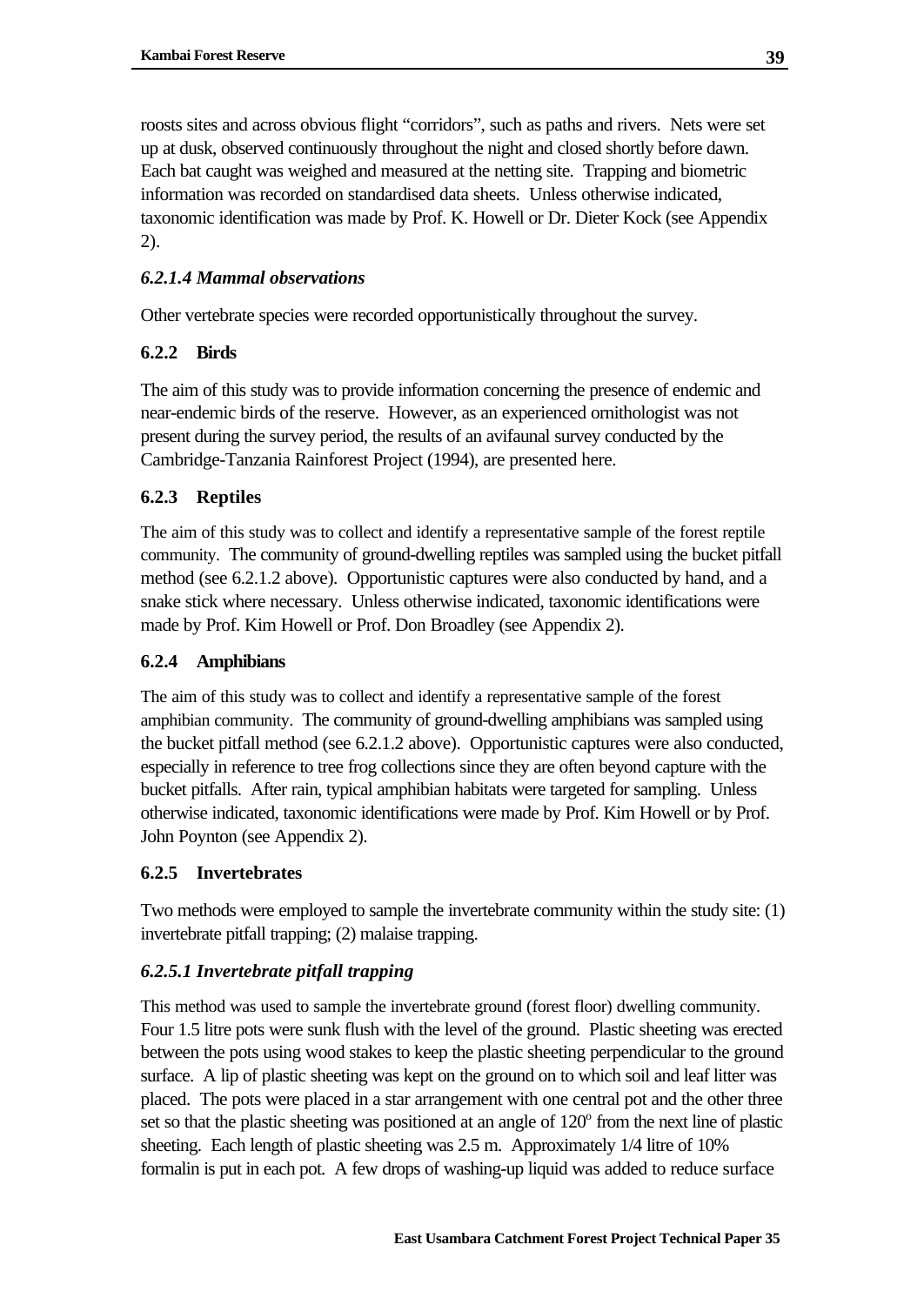roosts sites and across obvious flight "corridors", such as paths and rivers. Nets were set up at dusk, observed continuously throughout the night and closed shortly before dawn. Each bat caught was weighed and measured at the netting site. Trapping and biometric information was recorded on standardised data sheets. Unless otherwise indicated, taxonomic identification was made by Prof. K. Howell or Dr. Dieter Kock (see Appendix 2).

#### *6.2.1.4 Mammal observations*

Other vertebrate species were recorded opportunistically throughout the survey.

### 6.2.2 Birds

The aim of this study was to provide information concerning the presence of endemic and near-endemic birds of the reserve. However, as an experienced ornithologist was not present during the survey period, the results of an avifaunal survey conducted by the Cambridge-Tanzania Rainforest Project (1994), are presented here.

### 6.2.3 Reptiles

The aim of this study was to collect and identify a representative sample of the forest reptile community. The community of ground-dwelling reptiles was sampled using the bucket pitfall method (see 6.2.1.2 above). Opportunistic captures were also conducted by hand, and a snake stick where necessary. Unless otherwise indicated, taxonomic identifications were made by Prof. Kim Howell or Prof. Don Broadley (see Appendix 2).

### 6.2.4 Amphibians

The aim of this study was to collect and identify a representative sample of the forest amphibian community. The community of ground-dwelling amphibians was sampled using the bucket pitfall method (see 6.2.1.2 above). Opportunistic captures were also conducted, especially in reference to tree frog collections since they are often beyond capture with the bucket pitfalls. After rain, typical amphibian habitats were targeted for sampling. Unless otherwise indicated, taxonomic identifications were made by Prof. Kim Howell or by Prof. John Poynton (see Appendix 2).

### 6.2.5 Invertebrates

Two methods were employed to sample the invertebrate community within the study site: (1) invertebrate pitfall trapping; (2) malaise trapping.

#### *6.2.5.1 Invertebrate pitfall trapping*

This method was used to sample the invertebrate ground (forest floor) dwelling community. Four 1.5 litre pots were sunk flush with the level of the ground. Plastic sheeting was erected between the pots using wood stakes to keep the plastic sheeting perpendicular to the ground surface. A lip of plastic sheeting was kept on the ground on to which soil and leaf litter was placed. The pots were placed in a star arrangement with one central pot and the other three set so that the plastic sheeting was positioned at an angle of $120^o$ from the next line of plastic sheeting. Each length of plastic sheeting was 2.5 m. Approximately 1/4 litre of 10% formalin is put in each pot. A few drops of washing-up liquid was added to reduce surface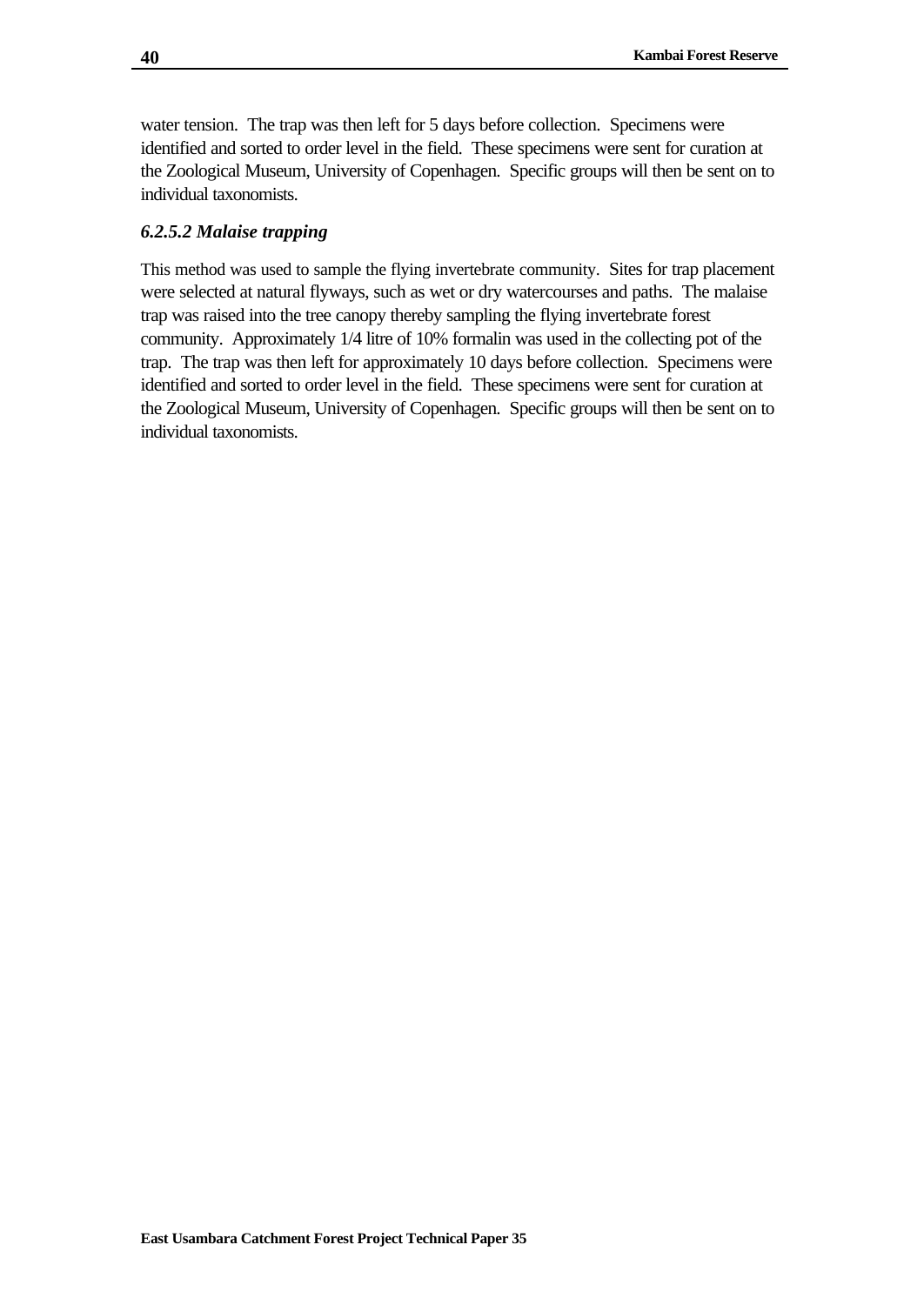water tension. The trap was then left for 5 days before collection. Specimens were identified and sorted to order level in the field. These specimens were sent for curation at the Zoological Museum, University of Copenhagen. Specific groups will then be sent on to individual taxonomists.

#### *6.2.5.2 Malaise trapping*

This method was used to sample the flying invertebrate community. Sites for trap placement were selected at natural flyways, such as wet or dry watercourses and paths. The malaise trap was raised into the tree canopy thereby sampling the flying invertebrate forest community. Approximately 1/4 litre of 10% formalin was used in the collecting pot of the trap. The trap was then left for approximately 10 days before collection. Specimens were identified and sorted to order level in the field. These specimens were sent for curation at the Zoological Museum, University of Copenhagen. Specific groups will then be sent on to individual taxonomists.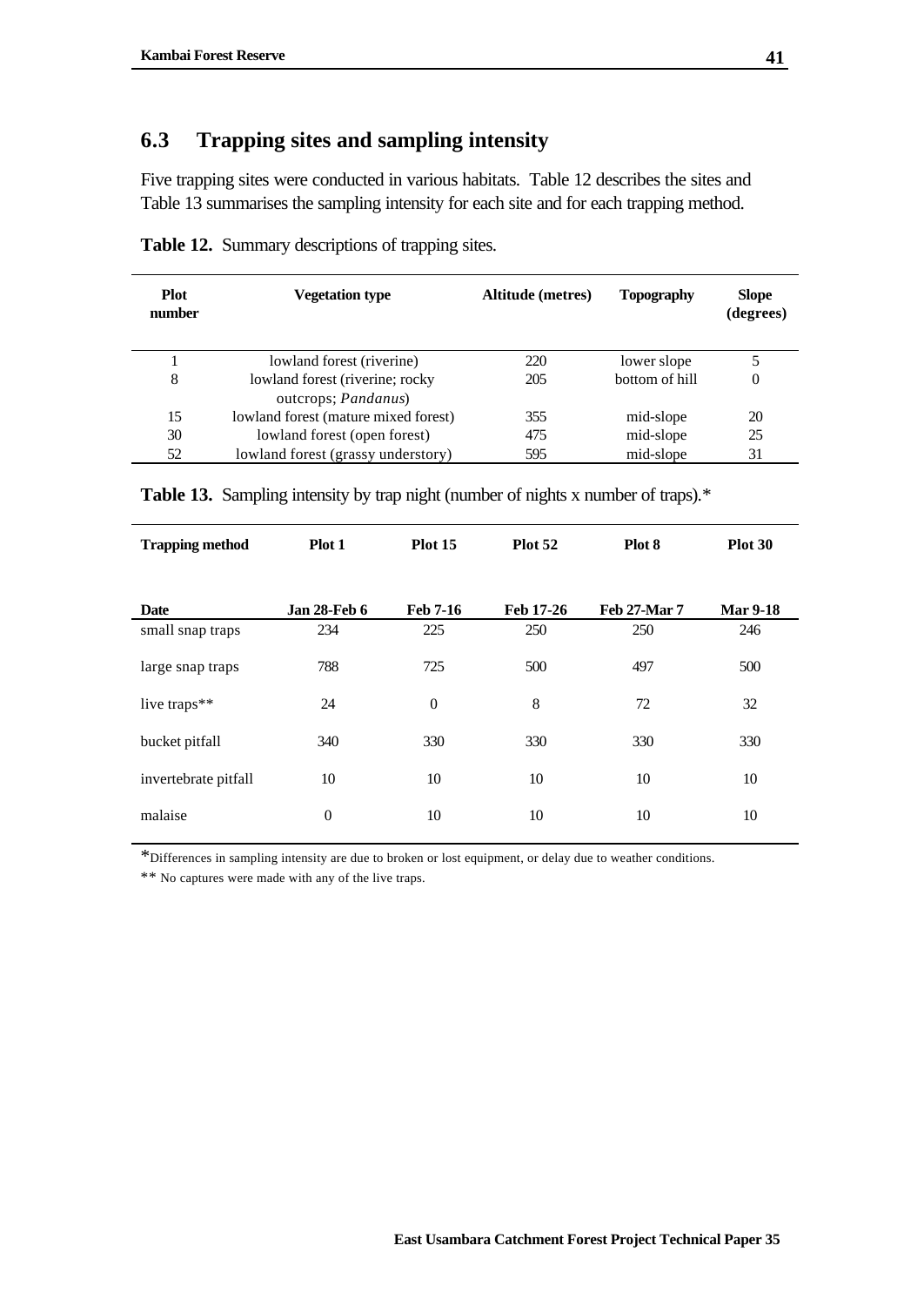## 6.3 Trapping sites and sampling intensity

Five trapping sites were conducted in various habitats. Table 12 describes the sites and Table 13 summarises the sampling intensity for each site and for each trapping method.

**Table 12.** Summary descriptions of trapping sites.

| Plot number | Vegetation type | Altitude (metres) | Topography | Slope (degrees) |
|---|---|---|---|---|
| 1 | lowland forest (riverine) | 220 | lower slope | 5 |
| 8 | lowland forest (riverine; rocky outcrops; *Pandanus*) | 205 | bottom of hill | 0 |
| 15 | lowland forest (mature mixed forest) | 355 | mid-slope | 20 |
| 30 | lowland forest (open forest) | 475 | mid-slope | 25 |
| 52 | lowland forest (grassy understory) | 595 | mid-slope | 31 |

**Table 13.** Sampling intensity by trap night (number of nights x number of traps).*

| Trapping method | Plot 1 | Plot 15 | Plot 52 | Plot 8 | Plot 30 |
|---|---|---|---|---|---|
| **Date** | **Jan 28-Feb 6** | **Feb 7-16** | **Feb 17-26** | **Feb 27-Mar 7** | **Mar 9-18** |
| small snap traps | 234 | 225 | 250 | 250 | 246 |
| large snap traps | 788 | 725 | 500 | 497 | 500 |
| live traps** | 24 | 0 | 8 | 72 | 32 |
| bucket pitfall | 340 | 330 | 330 | 330 | 330 |
| invertebrate pitfall | 10 | 10 | 10 | 10 | 10 |
| malaise | 0 | 10 | 10 | 10 | 10 |

*Differences in sampling intensity are due to broken or lost equipment, or delay due to weather conditions.

** No captures were made with any of the live traps.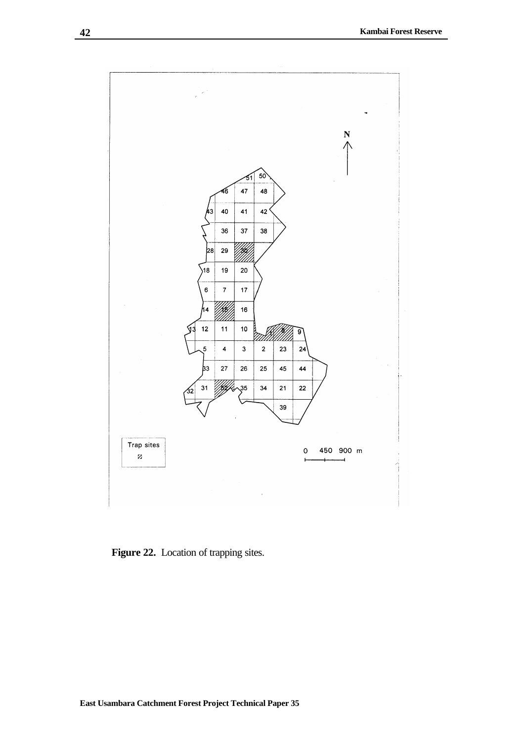**Figure 22.** Location of trapping sites.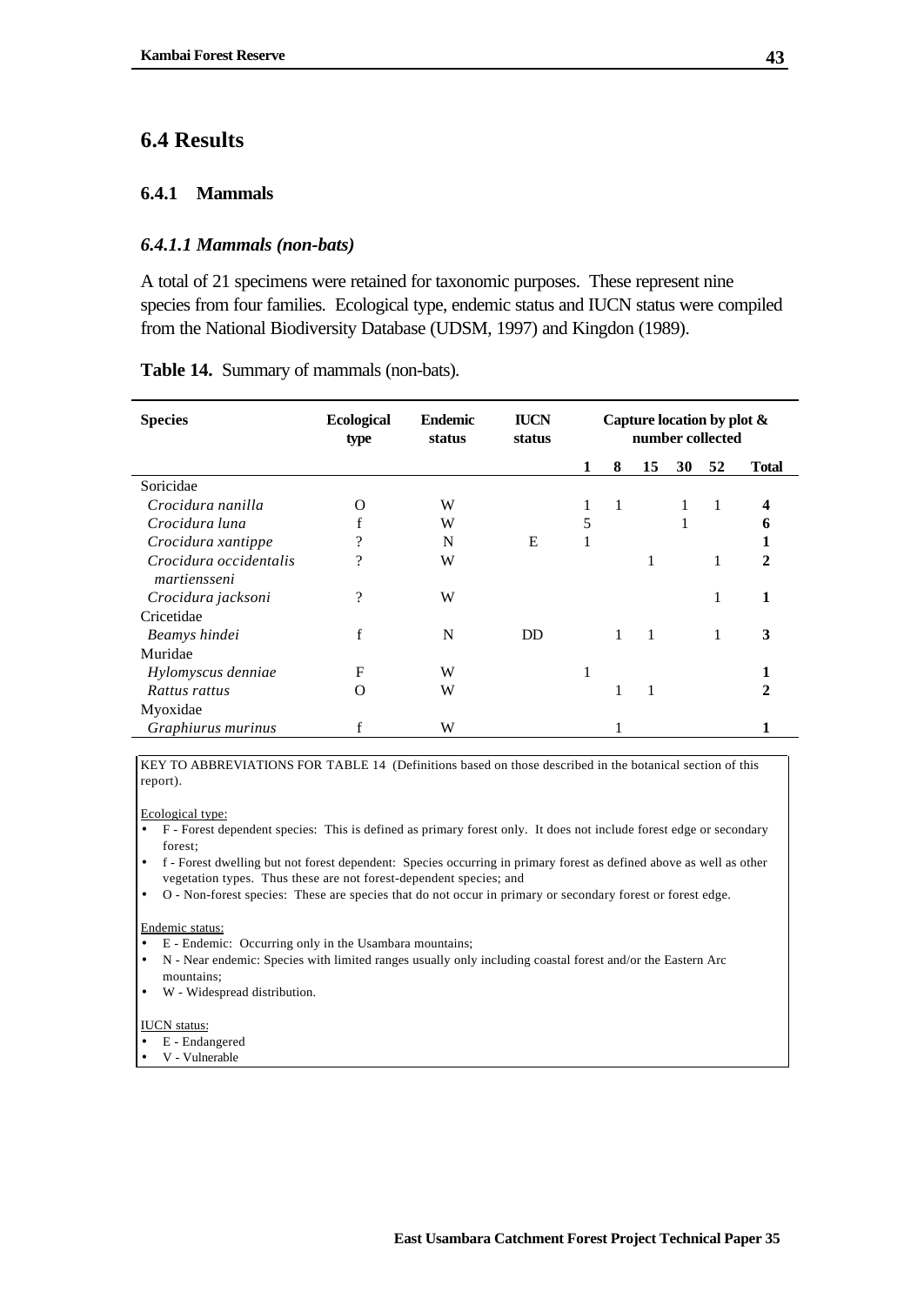## 6.4 Results

### 6.4.1 Mammals

#### *6.4.1.1 Mammals (non-bats)*

A total of 21 specimens were retained for taxonomic purposes. These represent nine species from four families. Ecological type, endemic status and IUCN status were compiled from the National Biodiversity Database (UDSM, 1997) and Kingdon (1989).

**Table 14.** Summary of mammals (non-bats).

| Species | Ecological type | Endemic status | IUCN status | Capture location by plot & number collected | | | | | |
|---|---|---|---|---|---|---|---|---|---|
| | | | | 1 | 8 | 15 | 30 | 52 | Total |
| Soricidae | | | | | | | | | |
| *Crocidura nanilla* | O | W | | 1 | 1 | | 1 | 1 | 4 |
| *Crocidura luna* | f | W | | 5 | | | 1 | | 6 |
| *Crocidura xantippe* | ? | N | E | 1 | | | | | 1 |
| *Crocidura occidentalis martiensseni* | ? | W | | | | 1 | | 1 | 2 |
| *Crocidura jacksoni* | ? | W | | | | | | 1 | 1 |
| Cricetidae | | | | | | | | | |
| *Beamys hindei* | f | N | DD | | 1 | 1 | | 1 | 3 |
| Muridae | | | | | | | | | |
| *Hylomyscus denniae* | F | W | | 1 | | | | | 1 |
| *Rattus rattus* | O | W | | | 1 | 1 | | | 2 |
| Myoxidae | | | | | | | | | |
| *Graphiurus murinus* | f | W | | | 1 | | | | 1 |

KEY TO ABBREVIATIONS FOR TABLE 14 (Definitions based on those described in the botanical section of this report).

Ecological type:

- F - Forest dependent species: This is defined as primary forest only. It does not include forest edge or secondary forest;
- f - Forest dwelling but not forest dependent: Species occurring in primary forest as defined above as well as other vegetation types. Thus these are not forest-dependent species; and
- O - Non-forest species: These are species that do not occur in primary or secondary forest or forest edge.

Endemic status:

- E - Endemic: Occurring only in the Usambara mountains;
- N - Near endemic: Species with limited ranges usually only including coastal forest and/or the Eastern Arc mountains;
- W - Widespread distribution.

IUCN status:

- E - Endangered
- V - Vulnerable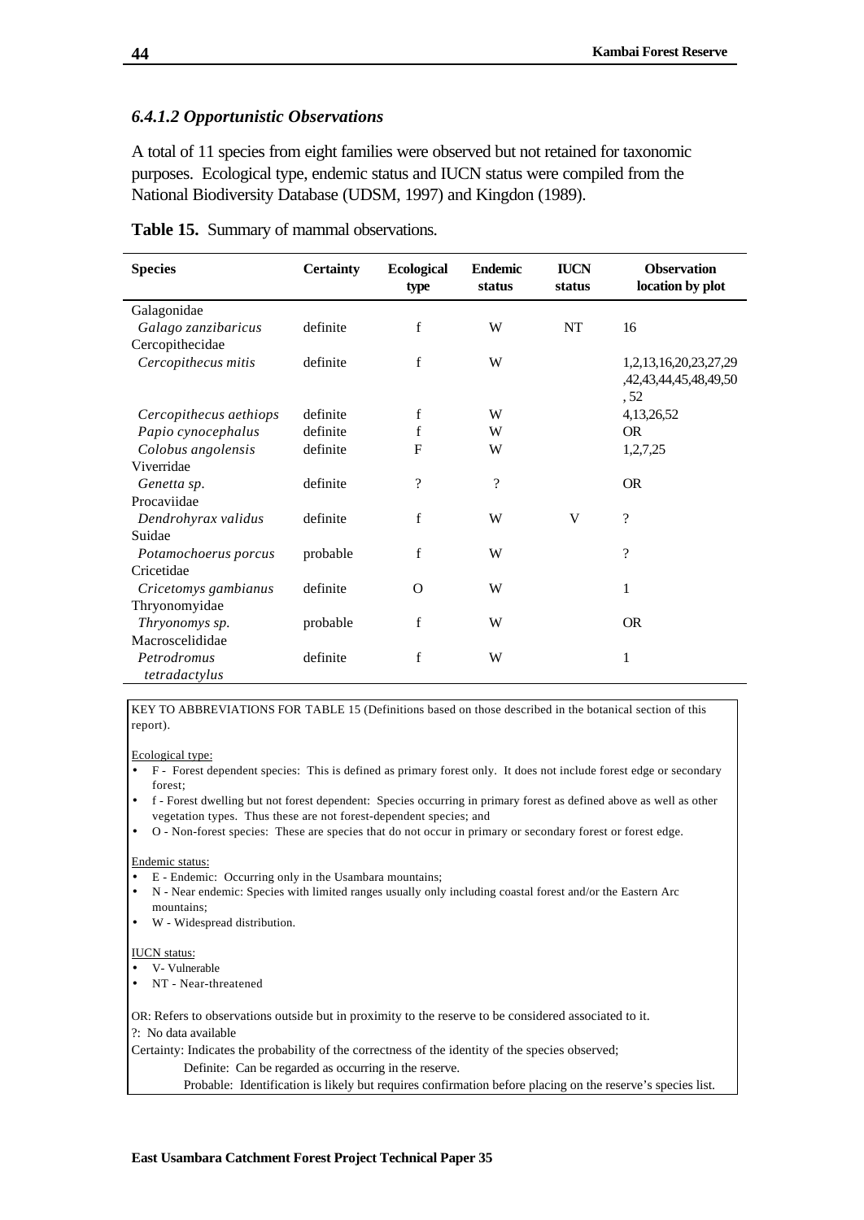### *6.4.1.2 Opportunistic Observations*

A total of 11 species from eight families were observed but not retained for taxonomic purposes. Ecological type, endemic status and IUCN status were compiled from the National Biodiversity Database (UDSM, 1997) and Kingdon (1989).

**Table 15.** Summary of mammal observations.

| Species | Certainty | Ecological type | Endemic status | IUCN status | Observation location by plot |
|---|---|---|---|---|---|
| Galagonidae | | | | | |
| *Galago zanzibaricus* | definite | f | W | NT | 16 |
| Cercopithecidae | | | | | |
| *Cercopithecus mitis* | definite | f | W | | 1,2,13,16,20,23,27,29,42,43,44,45,48,49,50, 52 |
| *Cercopithecus aethiops* | definite | f | W | | 4,13,26,52 |
| *Papio cynocephalus* | definite | f | W | | OR |
| *Colobus angolensis* | definite | F | W | | 1,2,7,25 |
| Viverridae | | | | | |
| *Genetta sp.* | definite | ? | ? | | OR |
| Procaviidae | | | | | |
| *Dendrohyrax validus* | definite | f | W | V | ? |
| Suidae | | | | | |
| *Potamochoerus porcus* | probable | f | W | | ? |
| Cricetidae | | | | | |
| *Cricetomys gambianus* | definite | O | W | | 1 |
| Thryonomyidae | | | | | |
| *Thryonomys sp.* | probable | f | W | | OR |
| Macroscelididae | | | | | |
| *Petrodromus tetradactylus* | definite | f | W | | 1 |

KEY TO ABBREVIATIONS FOR TABLE 15 (Definitions based on those described in the botanical section of this report).

Ecological type:

- F - Forest dependent species: This is defined as primary forest only. It does not include forest edge or secondary forest;
- f - Forest dwelling but not forest dependent: Species occurring in primary forest as defined above as well as other vegetation types. Thus these are not forest-dependent species; and
- O - Non-forest species: These are species that do not occur in primary or secondary forest or forest edge.

Endemic status:

- E - Endemic: Occurring only in the Usambara mountains;
- N - Near endemic: Species with limited ranges usually only including coastal forest and/or the Eastern Arc mountains;
- W - Widespread distribution.

IUCN status:

- V- Vulnerable
- NT - Near-threatened

OR: Refers to observations outside but in proximity to the reserve to be considered associated to it.
?: No data available
Certainty: Indicates the probability of the correctness of the identity of the species observed;
Definite: Can be regarded as occurring in the reserve.
Probable: Identification is likely but requires confirmation before placing on the reserve's species list.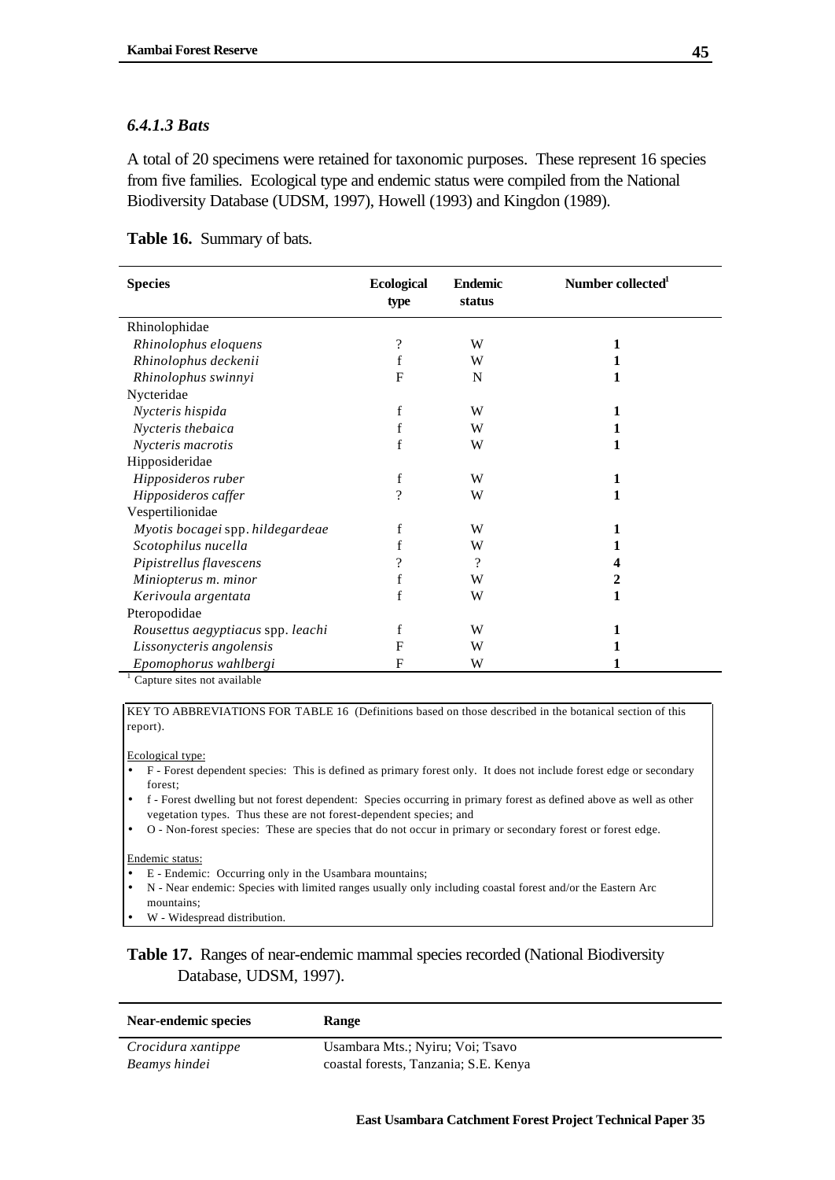### *6.4.1.3 Bats*

A total of 20 specimens were retained for taxonomic purposes. These represent 16 species from five families. Ecological type and endemic status were compiled from the National Biodiversity Database (UDSM, 1997), Howell (1993) and Kingdon (1989).

**Table 16.** Summary of bats.

| Species | Ecological type | Endemic status | Number collected[1] |
|---|---|---|---|
| Rhinolophidae | | | |
| *Rhinolophus eloquens* | ? | W | **1** |
| *Rhinolophus deckenii* | f | W | **1** |
| *Rhinolophus swinnyi* | F | N | **1** |
| Nycteridae | | | |
| *Nycteris hispida* | f | W | **1** |
| *Nycteris thebaica* | f | W | **1** |
| *Nycteris macrotis* | f | W | **1** |
| Hipposideridae | | | |
| *Hipposideros ruber* | f | W | **1** |
| *Hipposideros caffer* | ? | W | **1** |
| Vespertilionidae | | | |
| *Myotis bocagei* spp. *hildegardeae* | f | W | **1** |
| *Scotophilus nucella* | f | W | **1** |
| *Pipistrellus flavescens* | ? | ? | **4** |
| *Miniopterus m. minor* | f | W | **2** |
| *Kerivoula argentata* | f | W | **1** |
| Pteropodidae | | | |
| *Rousettus aegyptiacus* spp. *leachi* | f | W | **1** |
| *Lissonycteris angolensis* | F | W | **1** |
| *Epomophorus wahlbergi* | F | W | **1** |

[1] Capture sites not available

KEY TO ABBREVIATIONS FOR TABLE 16 (Definitions based on those described in the botanical section of this report).

Ecological type:

- F - Forest dependent species: This is defined as primary forest only. It does not include forest edge or secondary forest;
- f - Forest dwelling but not forest dependent: Species occurring in primary forest as defined above as well as other vegetation types. Thus these are not forest-dependent species; and
- O - Non-forest species: These are species that do not occur in primary or secondary forest or forest edge.

Endemic status:

- E - Endemic: Occurring only in the Usambara mountains;
- N - Near endemic: Species with limited ranges usually only including coastal forest and/or the Eastern Arc mountains;
- W - Widespread distribution.

**Table 17.** Ranges of near-endemic mammal species recorded (National Biodiversity Database, UDSM, 1997).

| Near-endemic species | Range |
|---|---|
| *Crocidura xantippe* | Usambara Mts.; Nyiru; Voi; Tsavo |
| *Beamys hindei* | coastal forests, Tanzania; S.E. Kenya |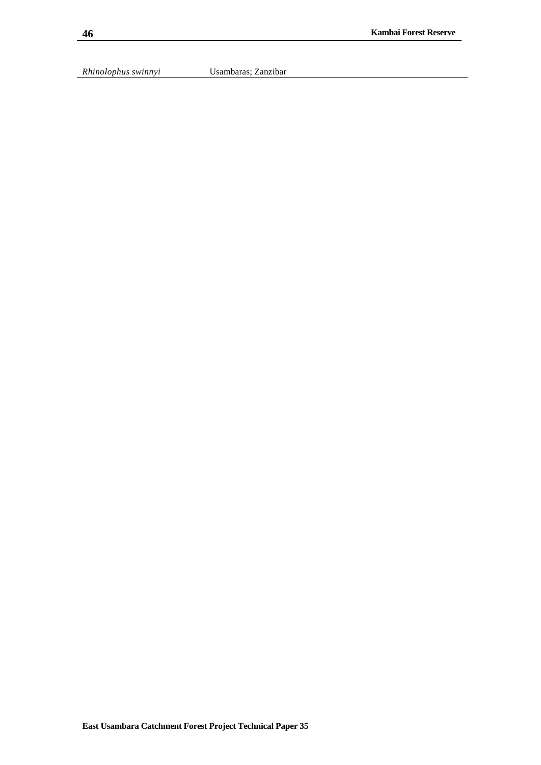| | |
|---|---|
| *Rhinolophus swinnyi* | Usambaras; Zanzibar |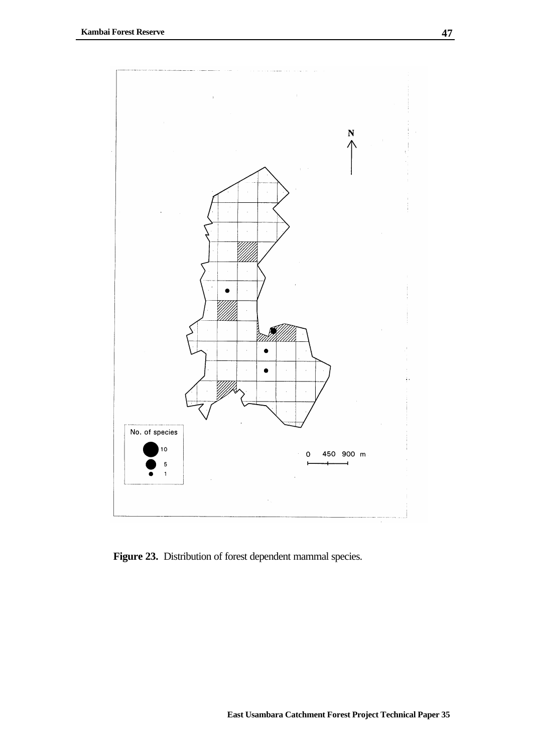No. of species

10

5

1

0 450 900 m

N

**Figure 23.** Distribution of forest dependent mammal species.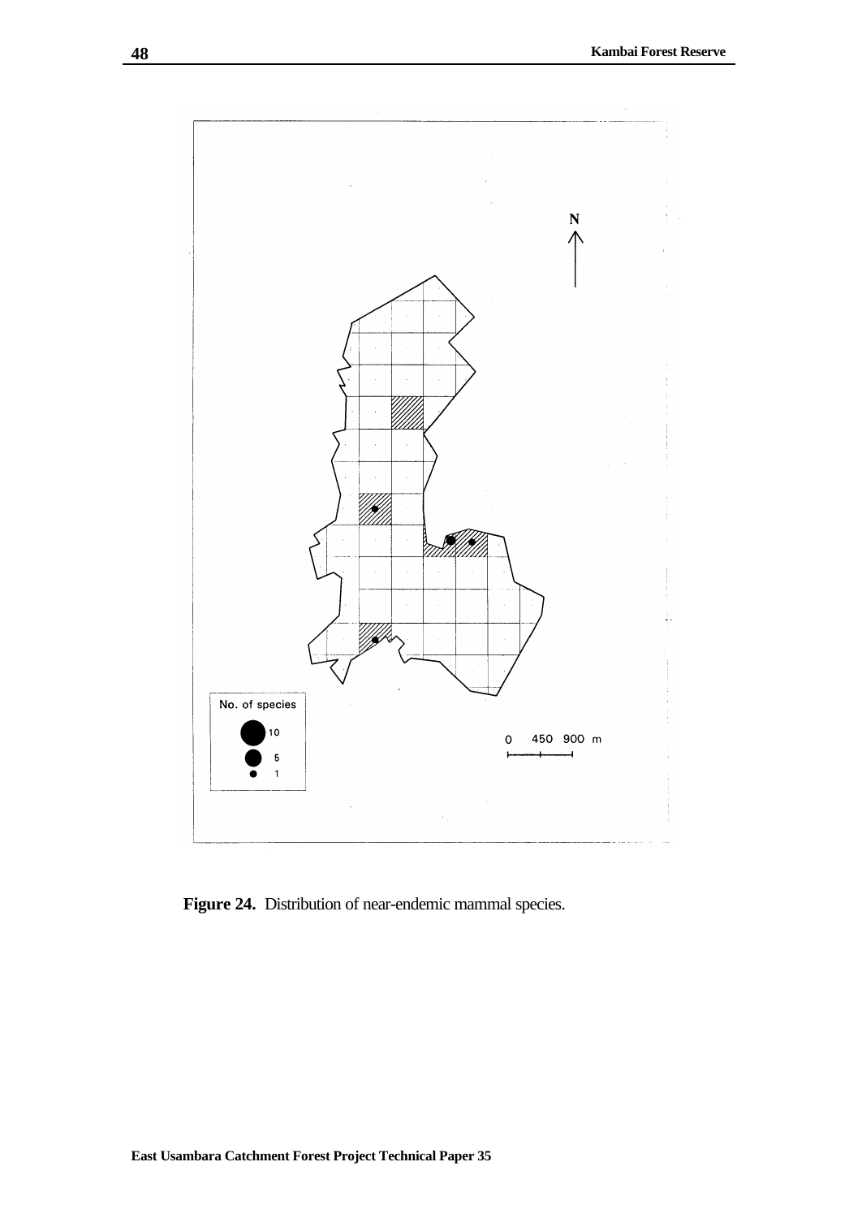**Figure 24.** Distribution of near-endemic mammal species.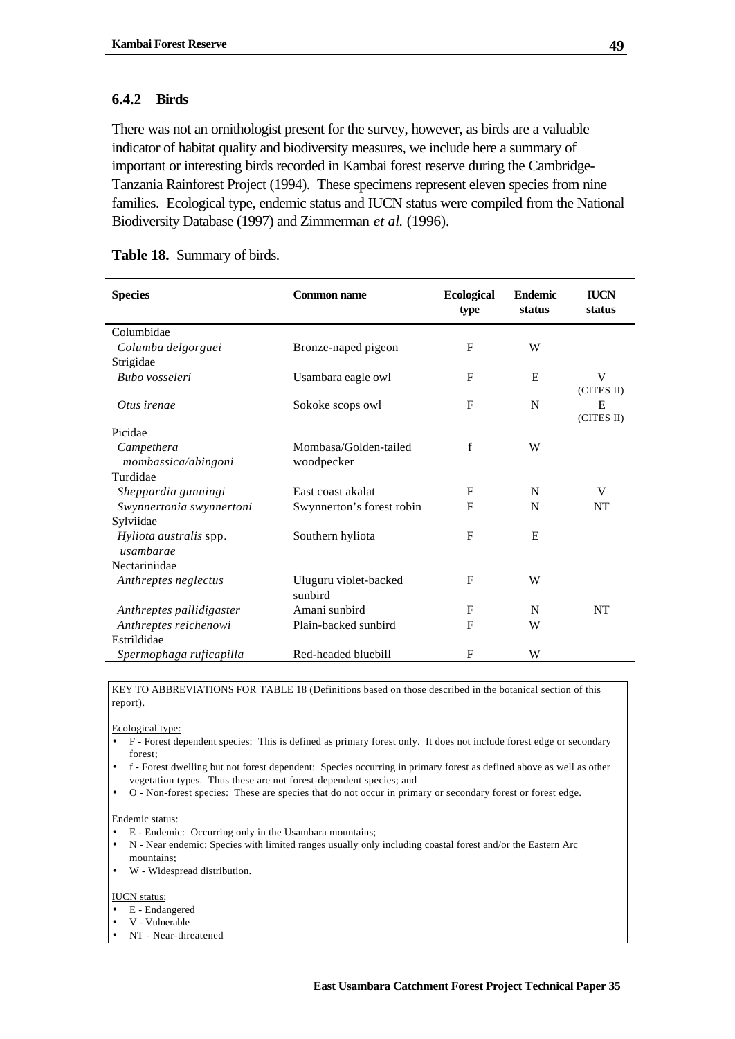### 6.4.2 Birds

There was not an ornithologist present for the survey, however, as birds are a valuable indicator of habitat quality and biodiversity measures, we include here a summary of important or interesting birds recorded in Kambai forest reserve during the Cambridge-Tanzania Rainforest Project (1994). These specimens represent eleven species from nine families. Ecological type, endemic status and IUCN status were compiled from the National Biodiversity Database (1997) and Zimmerman *et al.* (1996).

**Table 18.** Summary of birds.

| Species | Common name | Ecological type | Endemic status | IUCN status |
|---|---|---|---|---|
| Columbidae | | | | |
| *Columba delgorguei* | Bronze-naped pigeon | F | W | |
| Strigidae | | | | |
| *Bubo vosseleri* | Usambara eagle owl | F | E | V (CITES II) |
| *Otus irenae* | Sokoke scops owl | F | N | E (CITES II) |
| Picidae | | | | |
| *Campethera mombassica/abingoni* | Mombasa/Golden-tailed woodpecker | f | W | |
| Turdidae | | | | |
| *Sheppardia gunningi* | East coast akalat | F | N | V |
| *Swynnertonia swynnertoni* | Swynnerton's forest robin | F | N | NT |
| Sylviidae | | | | |
| *Hyliota australis* spp. *usambarae* | Southern hyliota | F | E | |
| Nectariniidae | | | | |
| *Anthreptes neglectus* | Uluguru violet-backed sunbird | F | W | |
| *Anthreptes pallidigaster* | Amani sunbird | F | N | NT |
| *Anthreptes reichenowi* | Plain-backed sunbird | F | W | |
| Estrildidae | | | | |
| *Spermophaga ruficapilla* | Red-headed bluebill | F | W | |

KEY TO ABBREVIATIONS FOR TABLE 18 (Definitions based on those described in the botanical section of this report).

Ecological type:
- F - Forest dependent species: This is defined as primary forest only. It does not include forest edge or secondary forest;
- f - Forest dwelling but not forest dependent: Species occurring in primary forest as defined above as well as other vegetation types. Thus these are not forest-dependent species; and
- O - Non-forest species: These are species that do not occur in primary or secondary forest or forest edge.

Endemic status:
- E - Endemic: Occurring only in the Usambara mountains;
- N - Near endemic: Species with limited ranges usually only including coastal forest and/or the Eastern Arc mountains;
- W - Widespread distribution.

IUCN status:
- E - Endangered
- V - Vulnerable
- NT - Near-threatened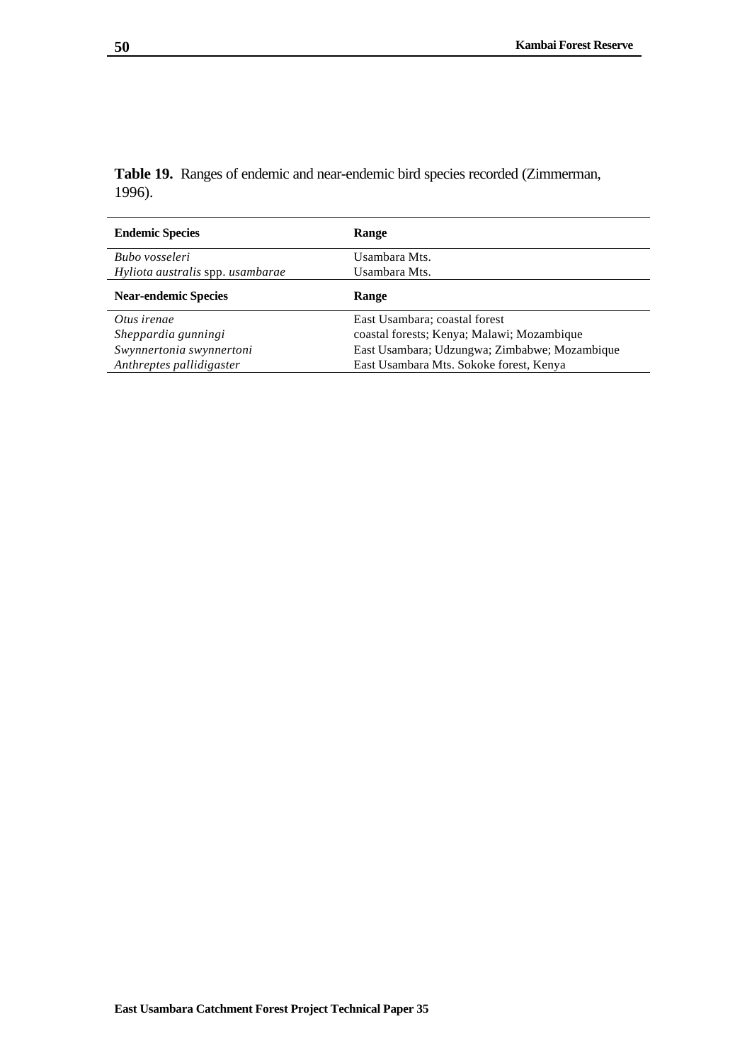**Table 19.** Ranges of endemic and near-endemic bird species recorded (Zimmerman, 1996).

| **Endemic Species** | **Range** |
|---|---|
| *Bubo vosseleri* | Usambara Mts. |
| *Hyliota australis* spp. *usambarae* | Usambara Mts. |
| **Near-endemic Species** | **Range** |
| *Otus irenae* | East Usambara; coastal forest |
| *Sheppardia gunningi* | coastal forests; Kenya; Malawi; Mozambique |
| *Swynnertonia swynnertoni* | East Usambara; Udzungwa; Zimbabwe; Mozambique |
| *Anthreptes pallidigaster* | East Usambara Mts. Sokoke forest, Kenya |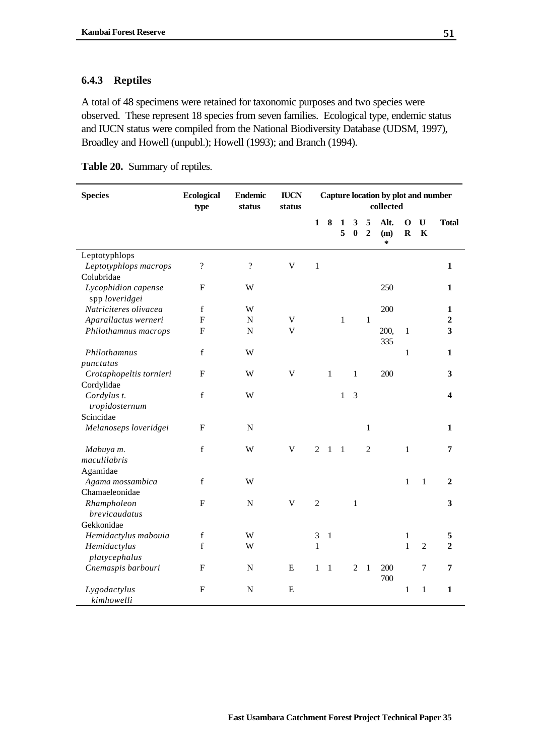### 6.4.3 Reptiles

A total of 48 specimens were retained for taxonomic purposes and two species were observed. These represent 18 species from seven families. Ecological type, endemic status and IUCN status were compiled from the National Biodiversity Database (UDSM, 1997), Broadley and Howell (unpubl.); Howell (1993); and Branch (1994).

**Table 20.** Summary of reptiles.

| Species | Ecological type | Endemic status | IUCN status | Capture location by plot and number collected | | | | | | | | |
|---|---|---|---|---|---|---|---|---|---|---|---|---|
| | | | | 1 | 8 | 15 | 30 | 52 | Alt. (m) * | OR | UK | Total |
| Leptotyphlops | | | | | | | | | | | | |
| *Leptotyphlops macrops* | ? | ? | V | 1 | | | | | | | | **1** |
| Colubridae | | | | | | | | | | | | |
| *Lycophidion capense* spp *loveridgei* | F | W | | | | | | | 250 | | | **1** |
| *Natriciteres olivacea* | f | W | | | | | | | 200 | | | **1** |
| *Aparallactus werneri* | F | N | V | | | 1 | | 1 | | | | **2** |
| *Philothamnus macrops* | F | N | V | | | | | | 200, 335 | 1 | | **3** |
| *Philothamnus punctatus* | f | W | | | | | | | | 1 | | **1** |
| *Crotaphopeltis tornieri* | F | W | V | | 1 | | 1 | | 200 | | | **3** |
| Cordylidae | | | | | | | | | | | | |
| *Cordylus t. tropidosternum* | f | W | | | | 1 | 3 | | | | | **4** |
| Scincidae | | | | | | | | | | | | |
| *Melanoseps loveridgei* | F | N | | | | | | 1 | | | | **1** |
| *Mabuya m. maculilabris* | f | W | V | 2 | 1 | 1 | | 2 | | 1 | | **7** |
| Agamidae | | | | | | | | | | | | |
| *Agama mossambica* | f | W | | | | | | | | 1 | 1 | **2** |
| Chamaeleonidae | | | | | | | | | | | | |
| *Rhampholeon brevicaudatus* | F | N | V | 2 | | | 1 | | | | | **3** |
| Gekkonidae | | | | | | | | | | | | |
| *Hemidactylus mabouia* | f | W | | 3 | 1 | | | | | 1 | | **5** |
| *Hemidactylus platycephalus* | f | W | | 1 | | | | | | 1 | 2 | **2** |
| *Cnemaspis barbouri* | F | N | E | 1 | 1 | | 2 | 1 | 200 700 | | 7 | **7** |
| *Lygodactylus kimhowelli* | F | N | E | | | | | | | 1 | 1 | **1** |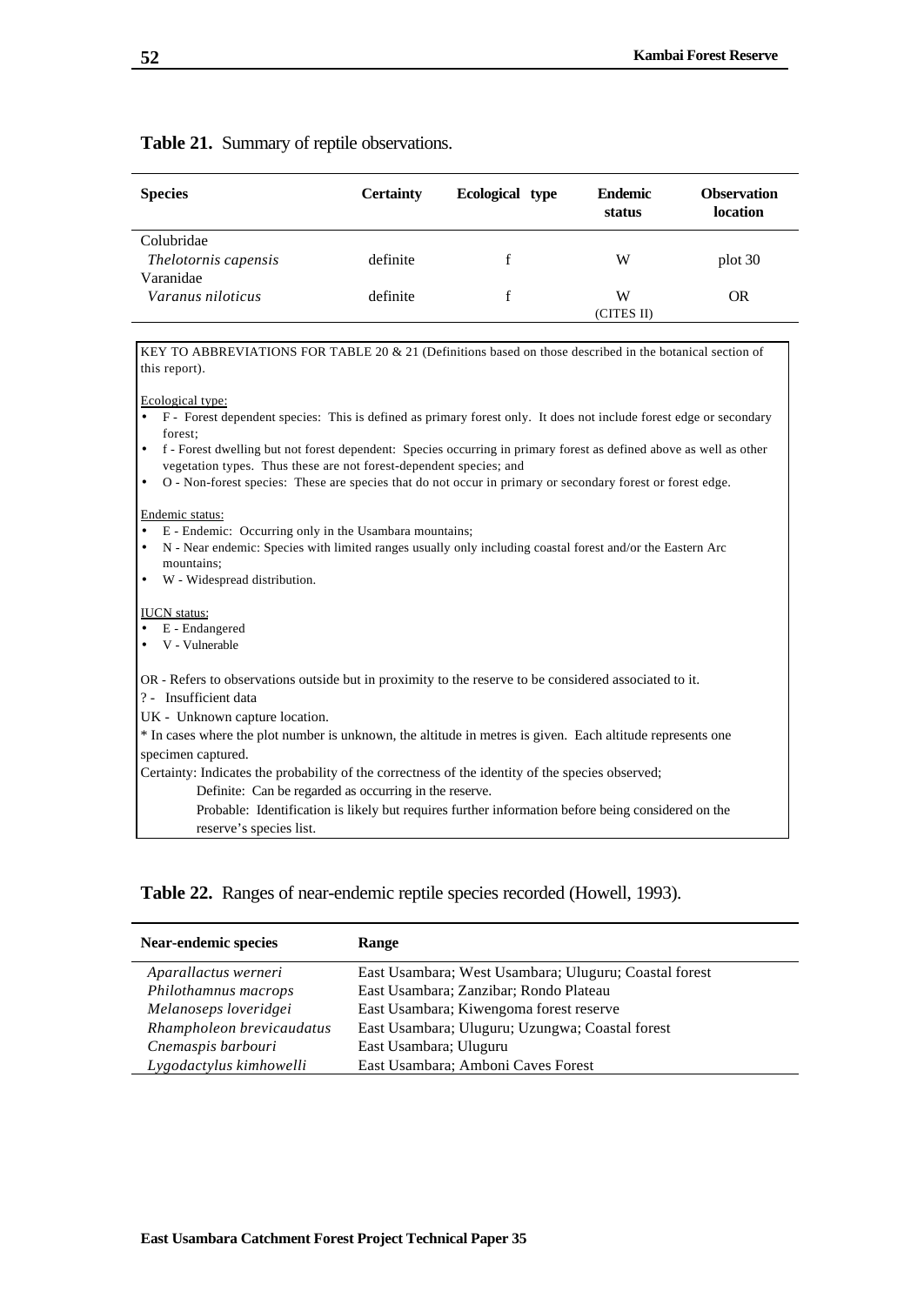**Table 21.** Summary of reptile observations.

| Species | Certainty | Ecological type | Endemic status | Observation location |
|---|---|---|---|---|
| Colubridae | | | | |
| *Thelotornis capensis* | definite | f | W | plot 30 |
| Varanidae | | | | |
| *Varanus niloticus* | definite | f | W (CITES II) | OR |

KEY TO ABBREVIATIONS FOR TABLE 20 & 21 (Definitions based on those described in the botanical section of this report).

Ecological type:
- F - Forest dependent species: This is defined as primary forest only. It does not include forest edge or secondary forest;
- f - Forest dwelling but not forest dependent: Species occurring in primary forest as defined above as well as other vegetation types. Thus these are not forest-dependent species; and
- O - Non-forest species: These are species that do not occur in primary or secondary forest or forest edge.

Endemic status:
- E - Endemic: Occurring only in the Usambara mountains;
- N - Near endemic: Species with limited ranges usually only including coastal forest and/or the Eastern Arc mountains;
- W - Widespread distribution.

IUCN status:
- E - Endangered
- V - Vulnerable

OR - Refers to observations outside but in proximity to the reserve to be considered associated to it.
? - Insufficient data
UK - Unknown capture location.
* In cases where the plot number is unknown, the altitude in metres is given. Each altitude represents one specimen captured.
Certainty: Indicates the probability of the correctness of the identity of the species observed;
Definite: Can be regarded as occurring in the reserve.
Probable: Identification is likely but requires further information before being considered on the reserve's species list.

**Table 22.** Ranges of near-endemic reptile species recorded (Howell, 1993).

| Near-endemic species | Range |
|---|---|
| *Aparallactus werneri* | East Usambara; West Usambara; Uluguru; Coastal forest |
| *Philothamnus macrops* | East Usambara; Zanzibar; Rondo Plateau |
| *Melanoseps loveridgei* | East Usambara; Kiwengoma forest reserve |
| *Rhampholeon brevicaudatus* | East Usambara; Uluguru; Uzungwa; Coastal forest |
| *Cnemaspis barbouri* | East Usambara; Uluguru |
| *Lygodactylus kimhowelli* | East Usambara; Amboni Caves Forest |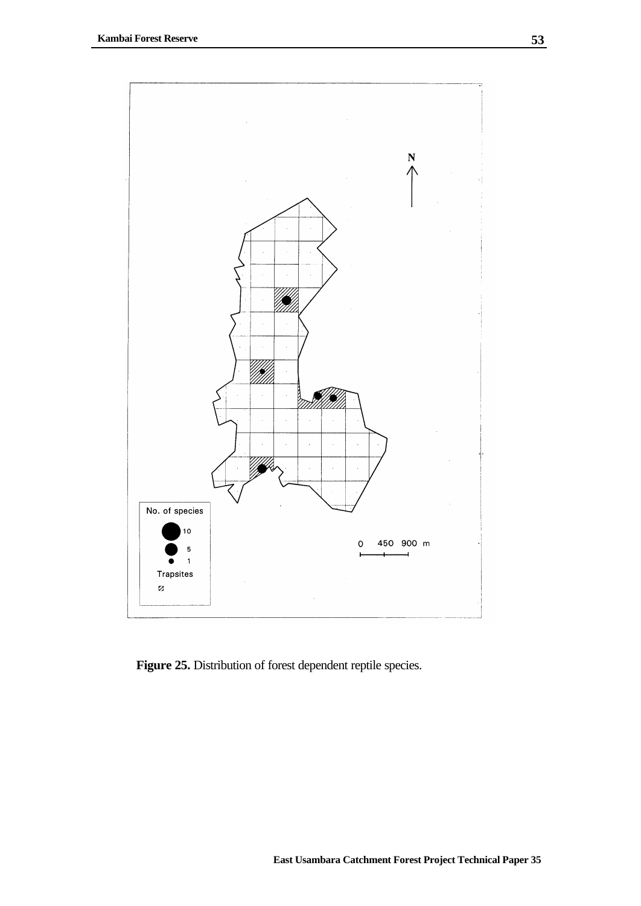**Figure 25.** Distribution of forest dependent reptile species.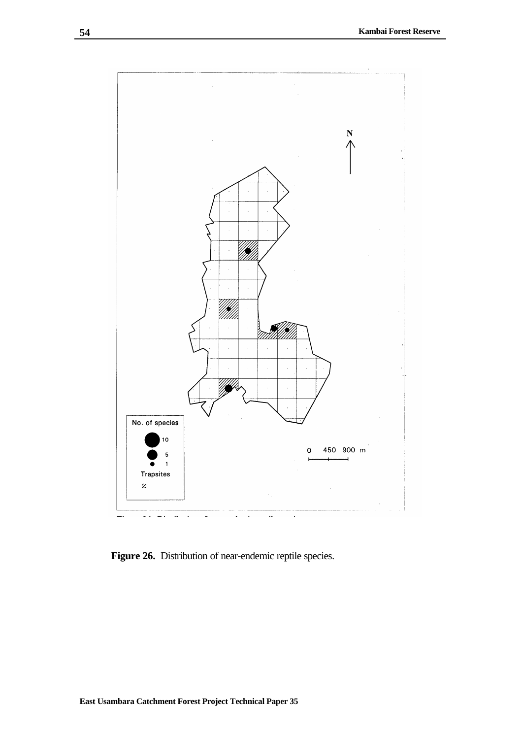No. of species

10

5

1

Trapsites

0 450 900 m

N

**Figure 26.** Distribution of near-endemic reptile species.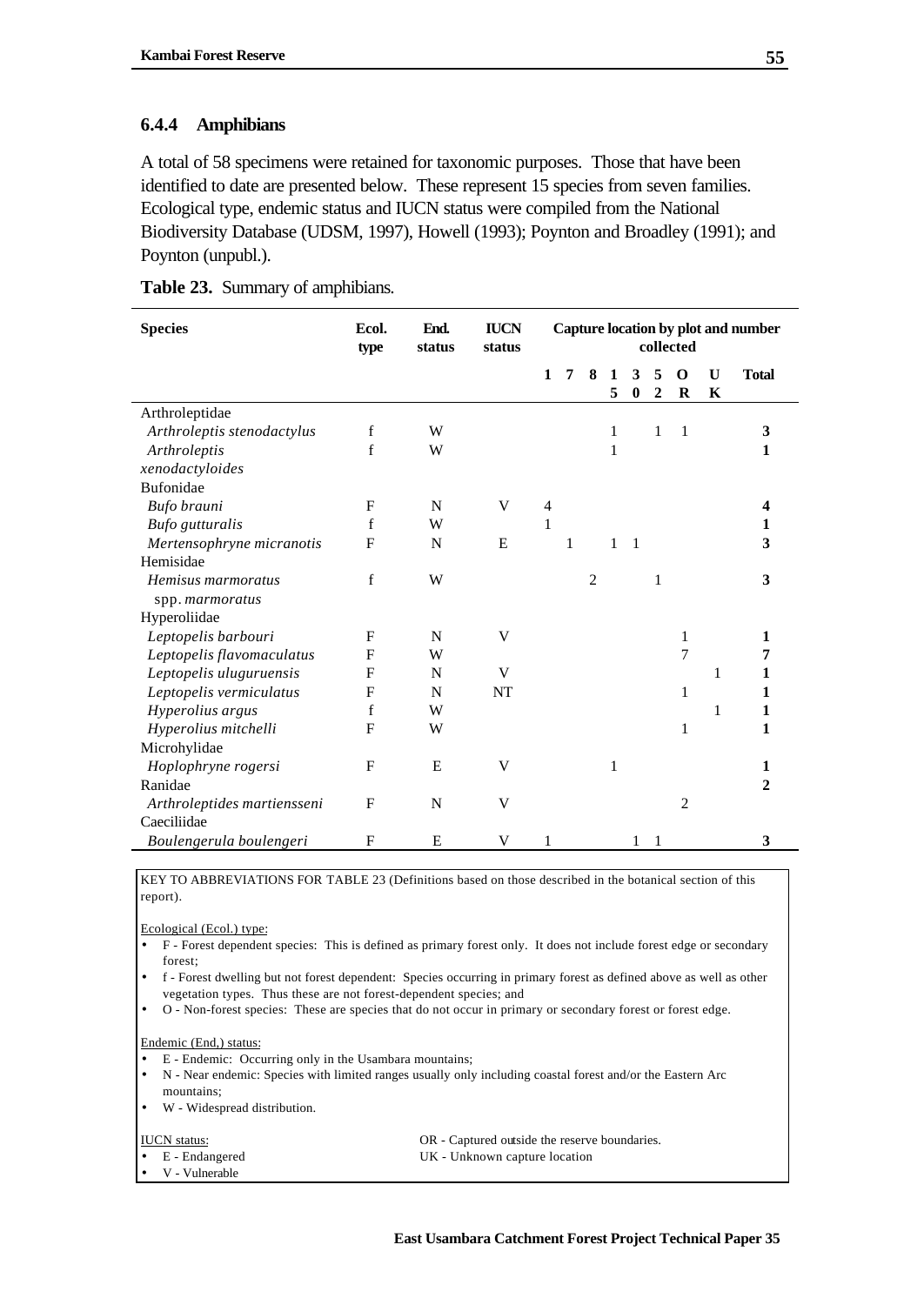### 6.4.4 Amphibians

A total of 58 specimens were retained for taxonomic purposes. Those that have been identified to date are presented below. These represent 15 species from seven families. Ecological type, endemic status and IUCN status were compiled from the National Biodiversity Database (UDSM, 1997), Howell (1993); Poynton and Broadley (1991); and Poynton (unpubl.).

**Table 23.** Summary of amphibians.

| Species | Ecol. type | End. status | IUCN status | Capture location by plot and number collected | | | | | | | | |
|---|---|---|---|---|---|---|---|---|---|---|---|---|
| | | | | 1 | 7 | 8 | 15 | 30 | 52 | OR | UK | Total |
| Arthroleptidae | | | | | | | | | | | | |
| *Arthroleptis stenodactylus* | f | W | | | | | 1 | | 1 | 1 | | 3 |
| *Arthroleptis xenodactyloides* | f | W | | | | | 1 | | | | | 1 |
| Bufonidae | | | | | | | | | | | | |
| *Bufo brauni* | F | N | V | 4 | | | | | | | | 4 |
| *Bufo gutturalis* | f | W | | 1 | | | | | | | | 1 |
| *Mertensophryne micranotis* | F | N | E | | 1 | | 1 | 1 | | | | 3 |
| Hemisidae | | | | | | | | | | | | |
| *Hemisus marmoratus* spp. *marmoratus* | f | W | | | | 2 | | | 1 | | | 3 |
| Hyperoliidae | | | | | | | | | | | | |
| *Leptopelis barbouri* | F | N | V | | | | | | | 1 | | 1 |
| *Leptopelis flavomaculatus* | F | W | | | | | | | | 7 | | 7 |
| *Leptopelis uluguruensis* | F | N | V | | | | | | | | 1 | 1 |
| *Leptopelis vermiculatus* | F | N | NT | | | | | | | 1 | | 1 |
| *Hyperolius argus* | f | W | | | | | | | | | 1 | 1 |
| *Hyperolius mitchelli* | F | W | | | | | | | | 1 | | 1 |
| Microhylidae | | | | | | | | | | | | |
| *Hoplophryne rogersi* | F | E | V | | | | 1 | | | | | 1 |
| Ranidae | | | | | | | | | | | | 2 |
| *Arthroleptides martiensseni* | F | N | V | | | | | | | 2 | | |
| Caeciliidae | | | | | | | | | | | | |
| *Boulengerula boulengeri* | F | E | V | 1 | | | | 1 | 1 | | | 3 |

KEY TO ABBREVIATIONS FOR TABLE 23 (Definitions based on those described in the botanical section of this report).

Ecological (Ecol.) type:

- F - Forest dependent species: This is defined as primary forest only. It does not include forest edge or secondary forest;
- f - Forest dwelling but not forest dependent: Species occurring in primary forest as defined above as well as other vegetation types. Thus these are not forest-dependent species; and
- O - Non-forest species: These are species that do not occur in primary or secondary forest or forest edge.

Endemic (End,) status:

- E - Endemic: Occurring only in the Usambara mountains;
- N - Near endemic: Species with limited ranges usually only including coastal forest and/or the Eastern Arc mountains;
- W - Widespread distribution.

IUCN status:

- E - Endangered
- V - Vulnerable

OR - Captured outside the reserve boundaries.
UK - Unknown capture location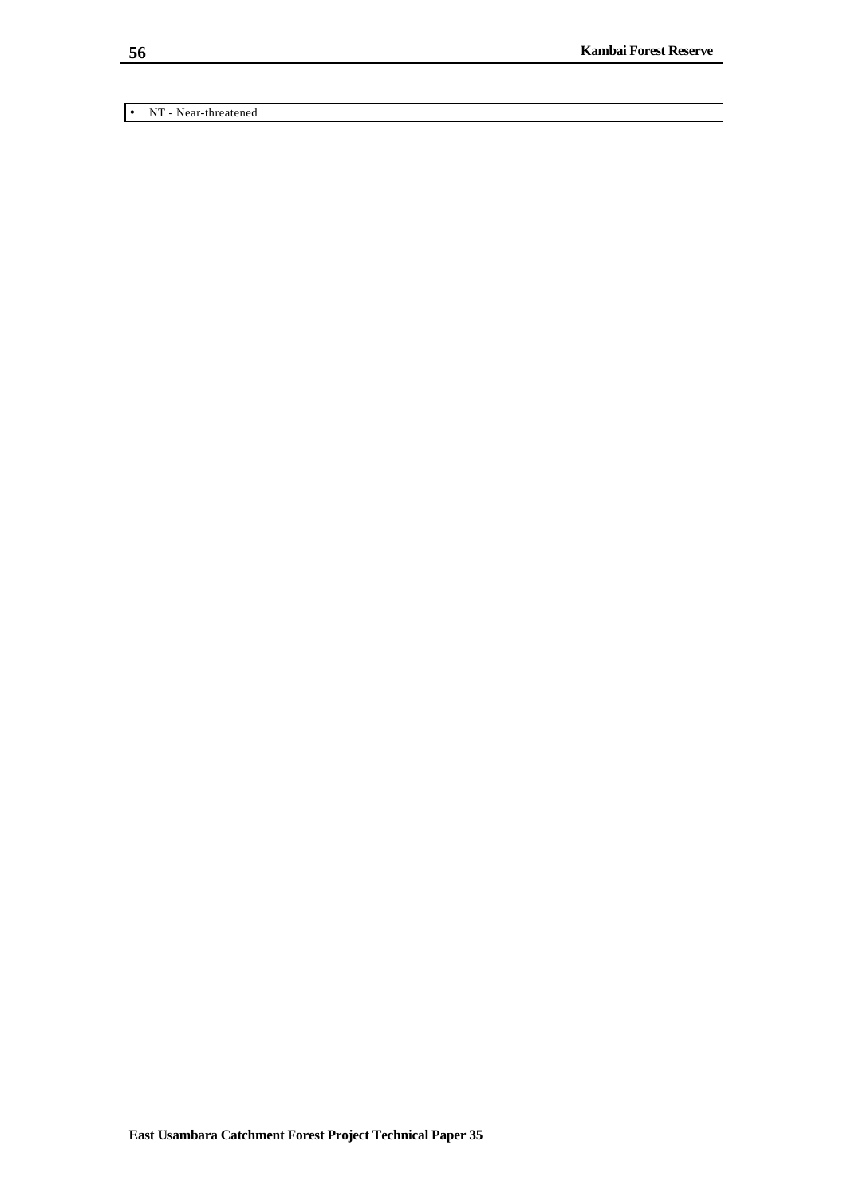- NT - Near-threatened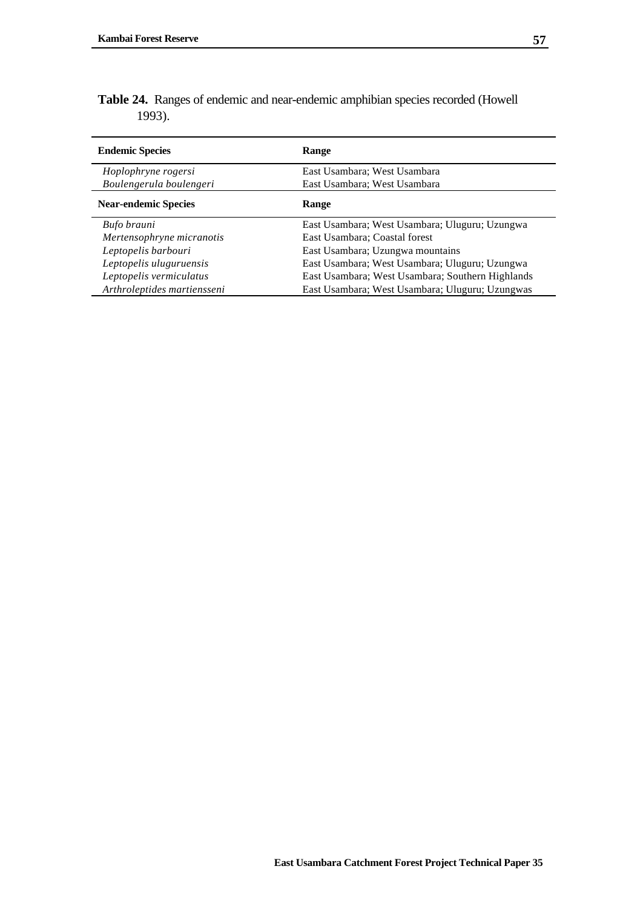**Table 24.** Ranges of endemic and near-endemic amphibian species recorded (Howell 1993).

| **Endemic Species** | **Range** |
|---|---|
| *Hoplophryne rogersi* | East Usambara; West Usambara |
| *Boulengerula boulengeri* | East Usambara; West Usambara |
| **Near-endemic Species** | **Range** |
| *Bufo brauni* | East Usambara; West Usambara; Uluguru; Uzungwa |
| *Mertensophryne micranotis* | East Usambara; Coastal forest |
| *Leptopelis barbouri* | East Usambara; Uzungwa mountains |
| *Leptopelis uluguruensis* | East Usambara; West Usambara; Uluguru; Uzungwa |
| *Leptopelis vermiculatus* | East Usambara; West Usambara; Southern Highlands |
| *Arthroleptides martiensseni* | East Usambara; West Usambara; Uluguru; Uzungwas |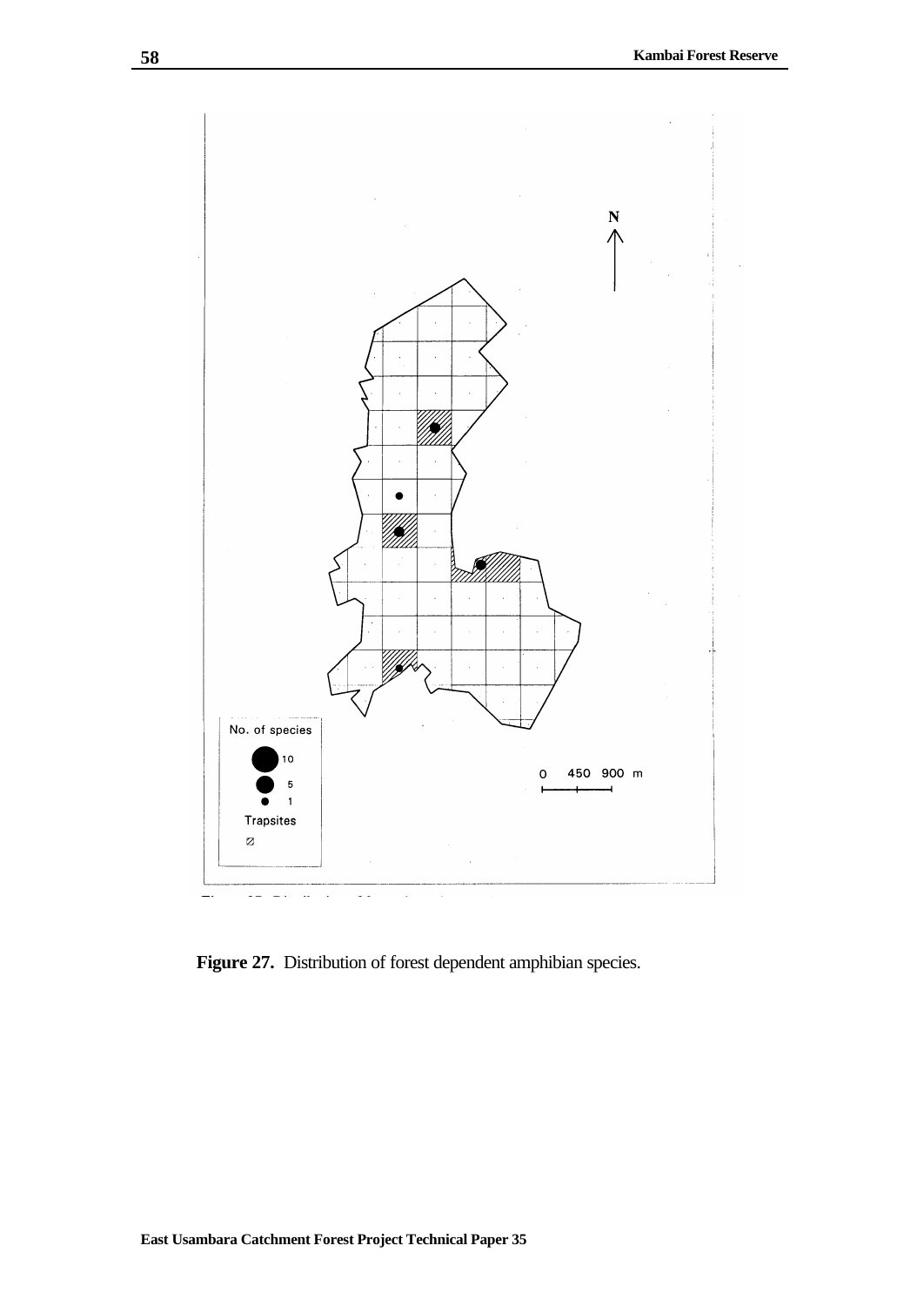No. of species

10

5

1

Trapsites

N

0 450 900 m

**Figure 27.** Distribution of forest dependent amphibian species.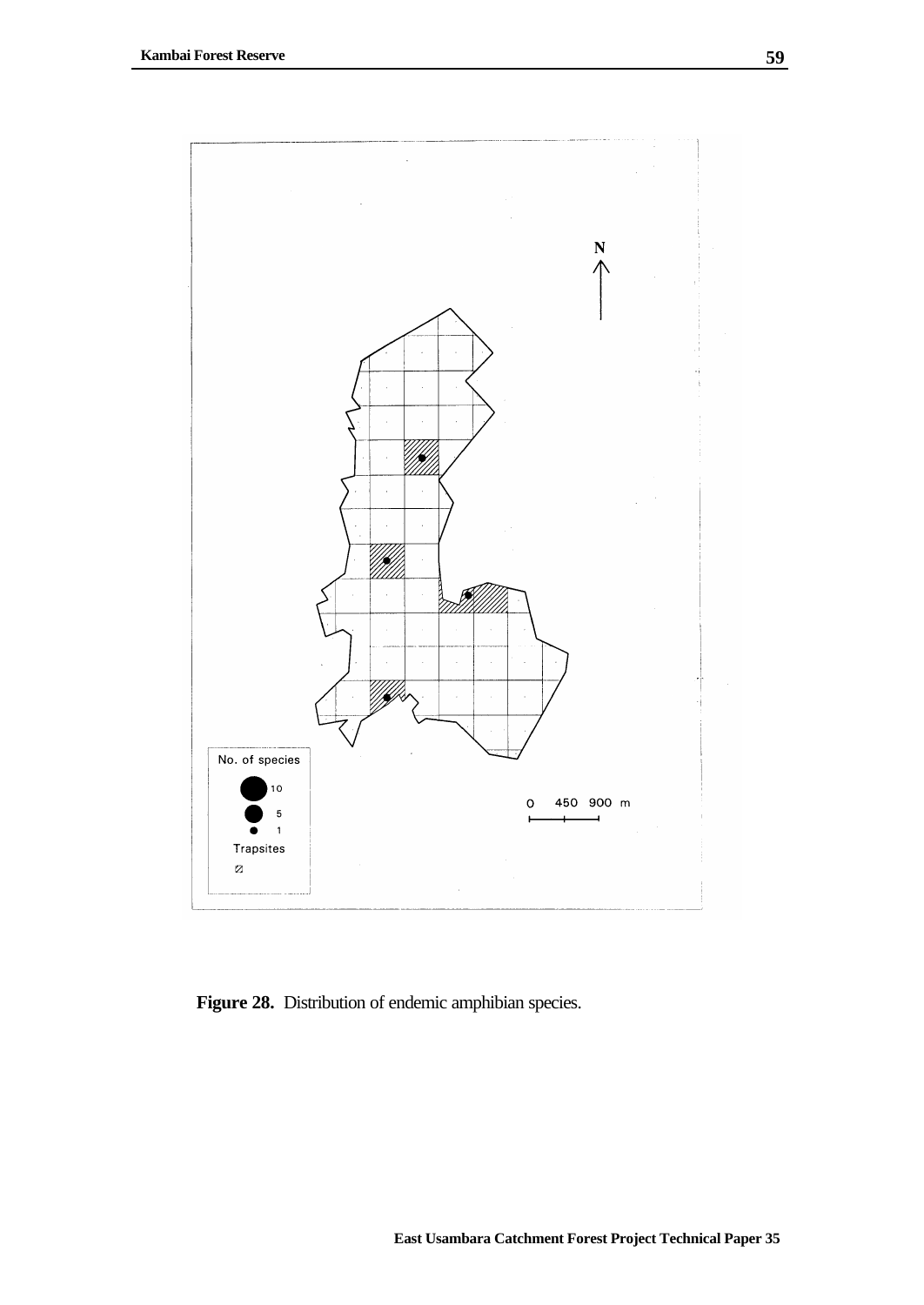**Figure 28.** Distribution of endemic amphibian species.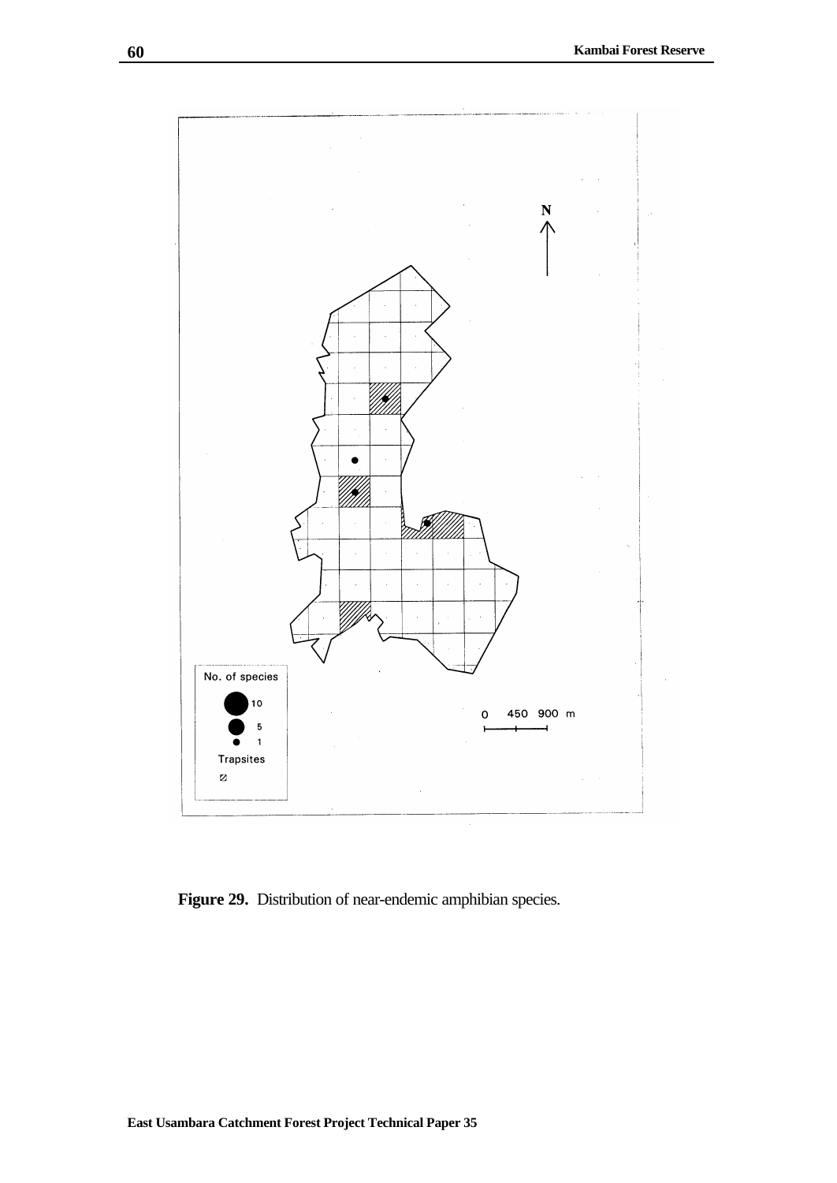**Figure 29.** Distribution of near-endemic amphibian species.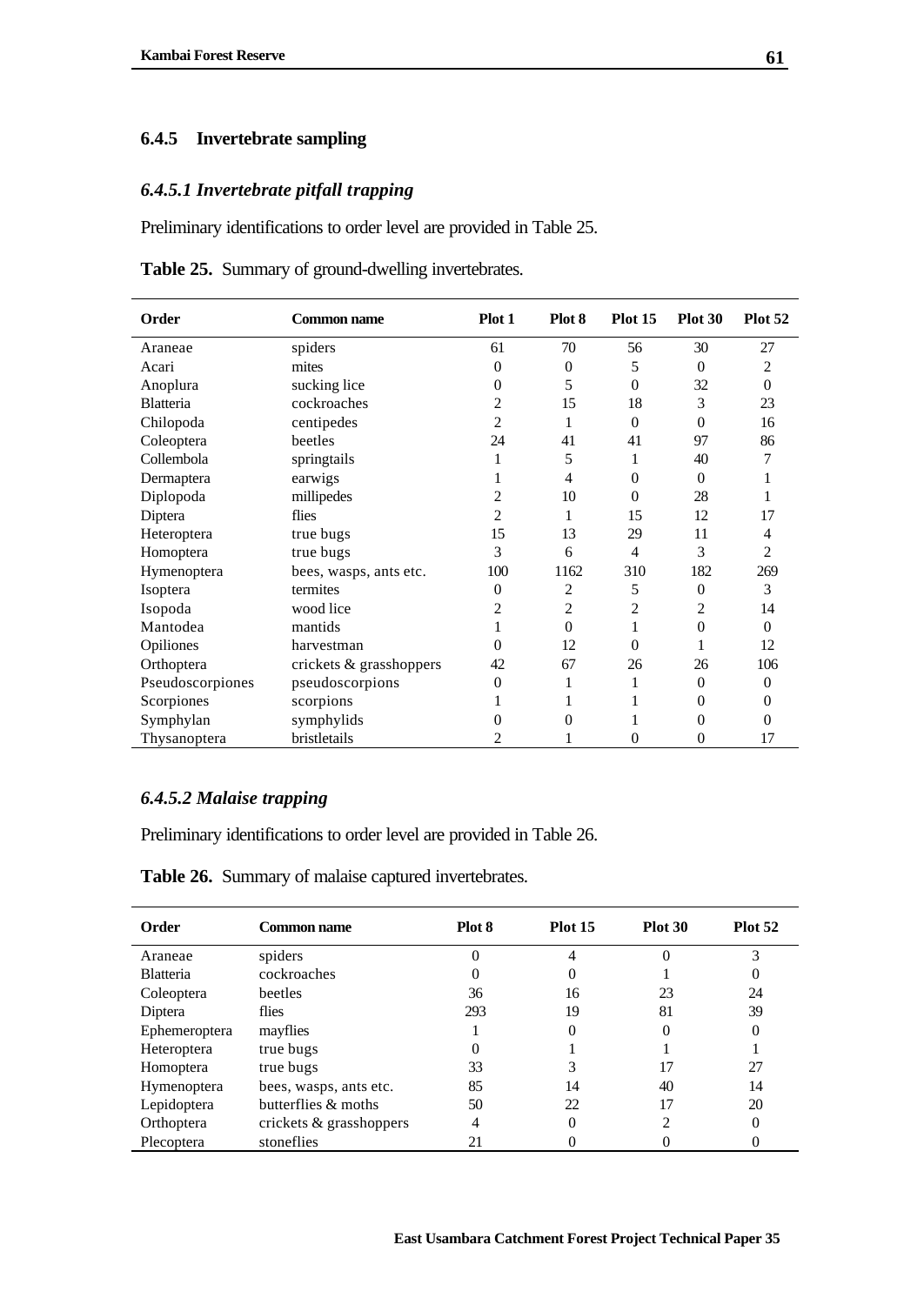### 6.4.5 Invertebrate sampling

#### *6.4.5.1 Invertebrate pitfall trapping*

Preliminary identifications to order level are provided in Table 25.

**Table 25.** Summary of ground-dwelling invertebrates.

| Order | Common name | Plot 1 | Plot 8 | Plot 15 | Plot 30 | Plot 52 |
|---|---|---|---|---|---|---|
| Araneae | spiders | 61 | 70 | 56 | 30 | 27 |
| Acari | mites | 0 | 0 | 5 | 0 | 2 |
| Anoplura | sucking lice | 0 | 5 | 0 | 32 | 0 |
| Blatteria | cockroaches | 2 | 15 | 18 | 3 | 23 |
| Chilopoda | centipedes | 2 | 1 | 0 | 0 | 16 |
| Coleoptera | beetles | 24 | 41 | 41 | 97 | 86 |
| Collembola | springtails | 1 | 5 | 1 | 40 | 7 |
| Dermaptera | earwigs | 1 | 4 | 0 | 0 | 1 |
| Diplopoda | millipedes | 2 | 10 | 0 | 28 | 1 |
| Diptera | flies | 2 | 1 | 15 | 12 | 17 |
| Heteroptera | true bugs | 15 | 13 | 29 | 11 | 4 |
| Homoptera | true bugs | 3 | 6 | 4 | 3 | 2 |
| Hymenoptera | bees, wasps, ants etc. | 100 | 1162 | 310 | 182 | 269 |
| Isoptera | termites | 0 | 2 | 5 | 0 | 3 |
| Isopoda | wood lice | 2 | 2 | 2 | 2 | 14 |
| Mantodea | mantids | 1 | 0 | 1 | 0 | 0 |
| Opiliones | harvestman | 0 | 12 | 0 | 1 | 12 |
| Orthoptera | crickets & grasshoppers | 42 | 67 | 26 | 26 | 106 |
| Pseudoscorpiones | pseudoscorpions | 0 | 1 | 1 | 0 | 0 |
| Scorpiones | scorpions | 1 | 1 | 1 | 0 | 0 |
| Symphylan | symphylids | 0 | 0 | 1 | 0 | 0 |
| Thysanoptera | bristletails | 2 | 1 | 0 | 0 | 17 |

#### *6.4.5.2 Malaise trapping*

Preliminary identifications to order level are provided in Table 26.

**Table 26.** Summary of malaise captured invertebrates.

| Order | Common name | Plot 8 | Plot 15 | Plot 30 | Plot 52 |
|---|---|---|---|---|---|
| Araneae | spiders | 0 | 4 | 0 | 3 |
| Blatteria | cockroaches | 0 | 0 | 1 | 0 |
| Coleoptera | beetles | 36 | 16 | 23 | 24 |
| Diptera | flies | 293 | 19 | 81 | 39 |
| Ephemeroptera | mayflies | 1 | 0 | 0 | 0 |
| Heteroptera | true bugs | 0 | 1 | 1 | 1 |
| Homoptera | true bugs | 33 | 3 | 17 | 27 |
| Hymenoptera | bees, wasps, ants etc. | 85 | 14 | 40 | 14 |
| Lepidoptera | butterflies & moths | 50 | 22 | 17 | 20 |
| Orthoptera | crickets & grasshoppers | 4 | 0 | 2 | 0 |
| Plecoptera | stoneflies | 21 | 0 | 0 | 0 |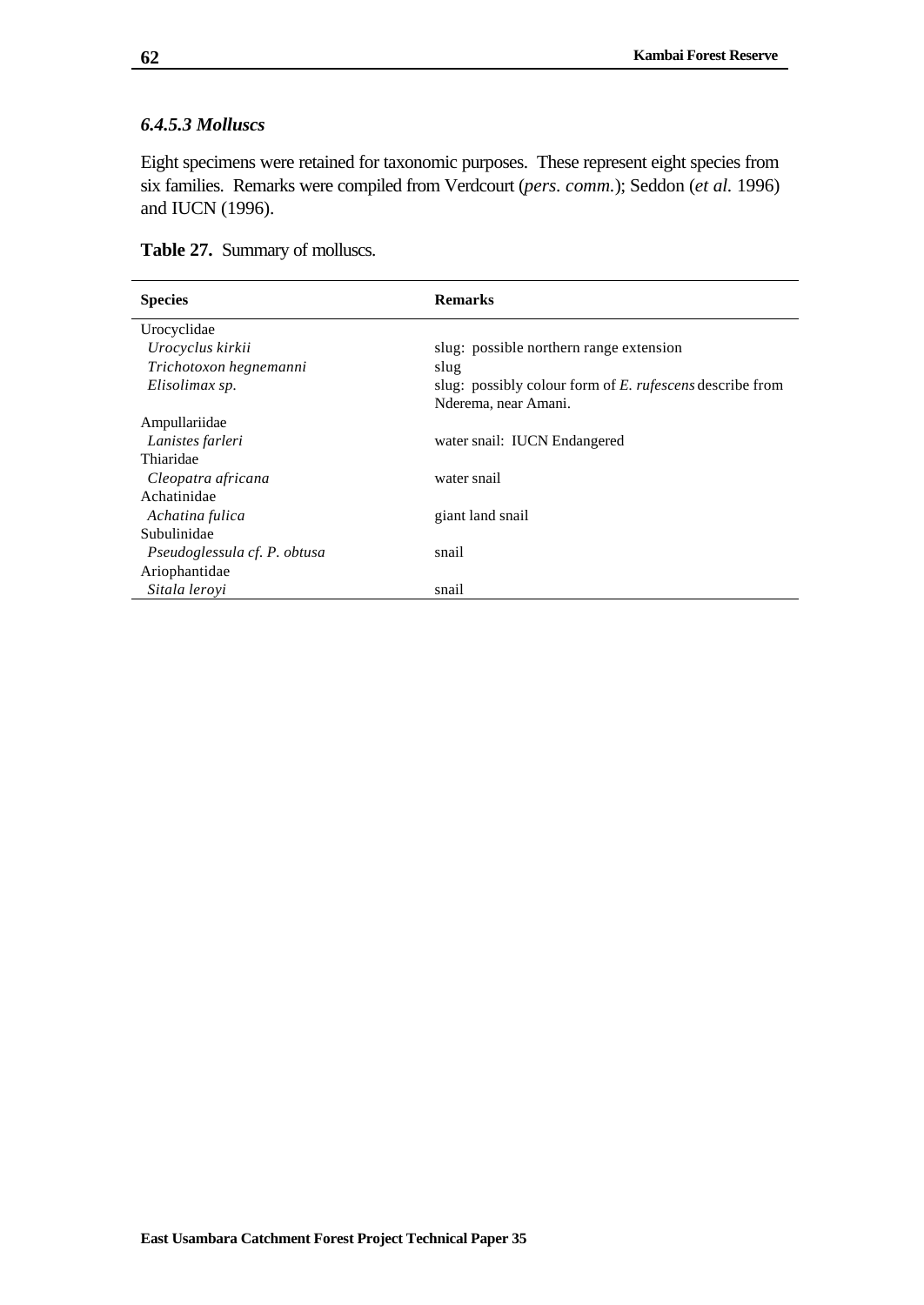### *6.4.5.3 Molluscs*

Eight specimens were retained for taxonomic purposes. These represent eight species from six families. Remarks were compiled from Verdcourt (*pers. comm.*); Seddon (*et al.* 1996) and IUCN (1996).

**Table 27.** Summary of molluscs.

| Species | Remarks |
|---|---|
| Urocyclidae | |
| *Urocyclus kirkii* | slug: possible northern range extension |
| *Trichotoxon hegnemanni* | slug |
| *Elisolimax sp.* | slug: possibly colour form of *E. rufescens* describe from Nderema, near Amani. |
| Ampullariidae | |
| *Lanistes farleri* | water snail: IUCN Endangered |
| Thiaridae | |
| *Cleopatra africana* | water snail |
| Achatinidae | |
| *Achatina fulica* | giant land snail |
| Subulinidae | |
| *Pseudoglessula cf. P. obtusa* | snail |
| Ariophantidae | |
| *Sitala leroyi* | snail |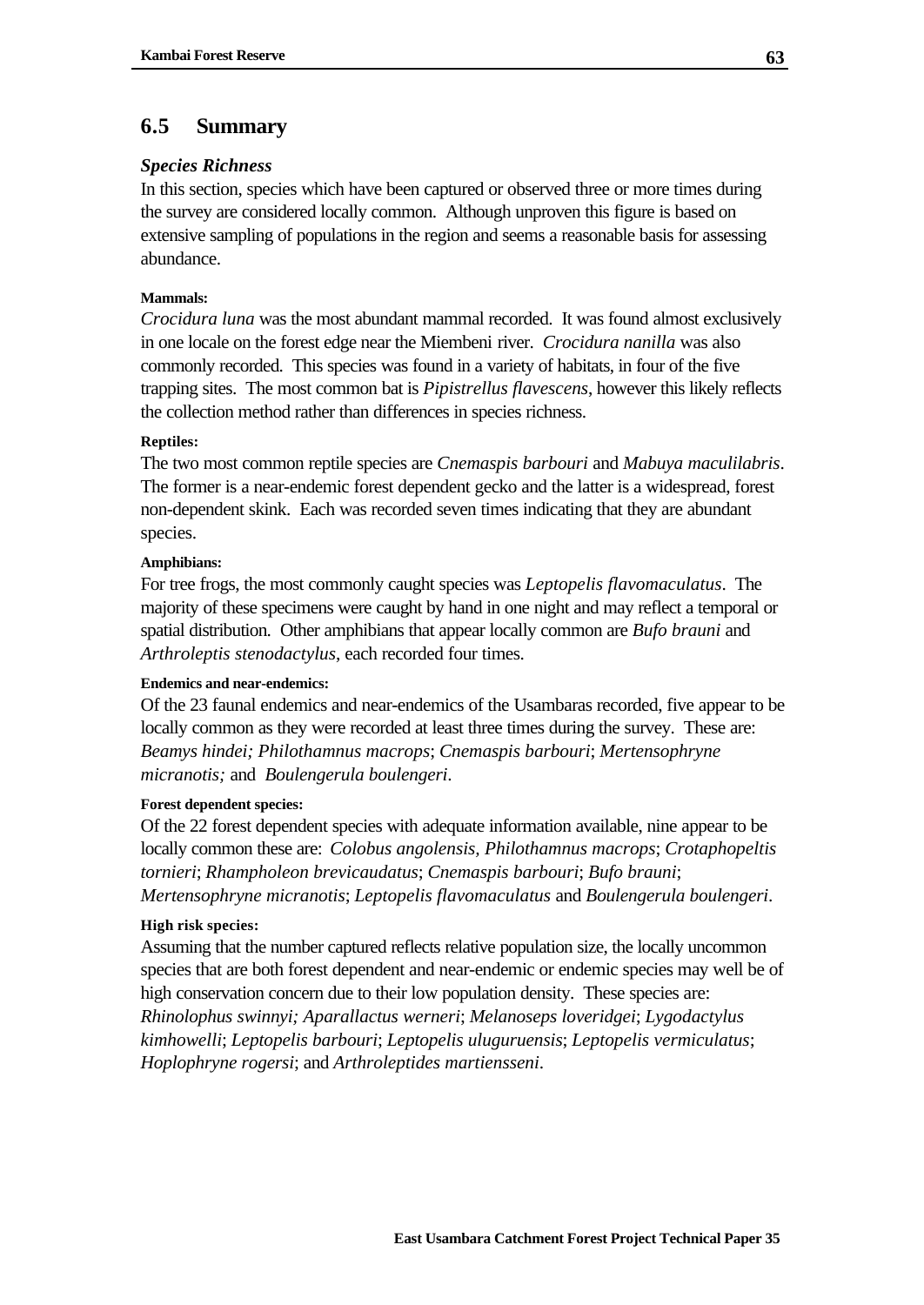## 6.5 Summary

### *Species Richness*

In this section, species which have been captured or observed three or more times during the survey are considered locally common. Although unproven this figure is based on extensive sampling of populations in the region and seems a reasonable basis for assessing abundance.

**Mammals:**

*Crocidura luna* was the most abundant mammal recorded. It was found almost exclusively in one locale on the forest edge near the Miembeni river. *Crocidura nanilla* was also commonly recorded. This species was found in a variety of habitats, in four of the five trapping sites. The most common bat is *Pipistrellus flavescens*, however this likely reflects the collection method rather than differences in species richness.

**Reptiles:**

The two most common reptile species are *Cnemaspis barbouri* and *Mabuya maculilabris*. The former is a near-endemic forest dependent gecko and the latter is a widespread, forest non-dependent skink. Each was recorded seven times indicating that they are abundant species.

**Amphibians:**

For tree frogs, the most commonly caught species was *Leptopelis flavomaculatus*. The majority of these specimens were caught by hand in one night and may reflect a temporal or spatial distribution. Other amphibians that appear locally common are *Bufo brauni* and *Arthroleptis stenodactylus*, each recorded four times.

**Endemics and near-endemics:**

Of the 23 faunal endemics and near-endemics of the Usambaras recorded, five appear to be locally common as they were recorded at least three times during the survey. These are: *Beamys hindei; Philothamnus macrops*; *Cnemaspis barbouri*; *Mertensophryne micranotis;* and *Boulengerula boulengeri*.

**Forest dependent species:**

Of the 22 forest dependent species with adequate information available, nine appear to be locally common these are: *Colobus angolensis, Philothamnus macrops*; *Crotaphopeltis tornieri*; *Rhampholeon brevicaudatus*; *Cnemaspis barbouri*; *Bufo brauni*; *Mertensophryne micranotis*; *Leptopelis flavomaculatus* and *Boulengerula boulengeri*.

**High risk species:**

Assuming that the number captured reflects relative population size, the locally uncommon species that are both forest dependent and near-endemic or endemic species may well be of high conservation concern due to their low population density. These species are: *Rhinolophus swinnyi; Aparallactus werneri*; *Melanoseps loveridgei*; *Lygodactylus kimhowelli*; *Leptopelis barbouri*; *Leptopelis uluguruensis*; *Leptopelis vermiculatus*; *Hoplophryne rogersi*; and *Arthroleptides martiensseni*.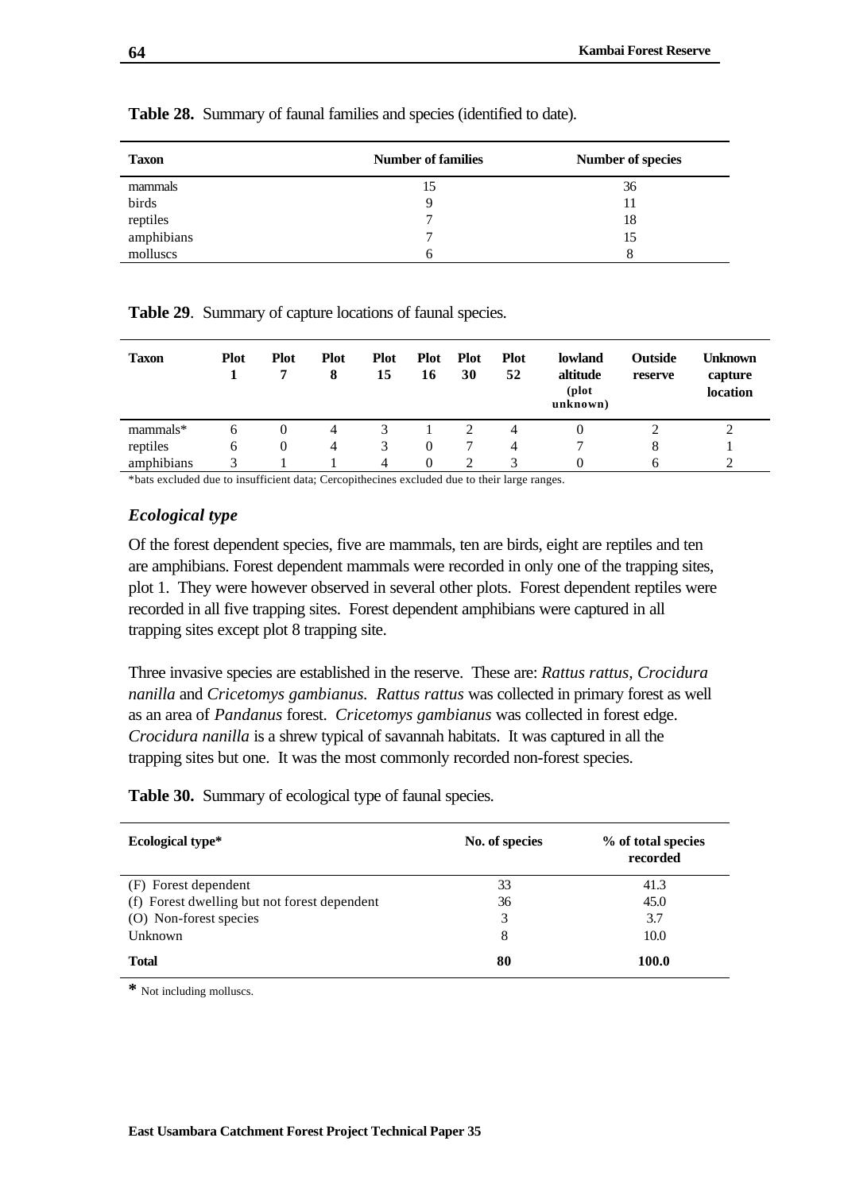**Table 28.** Summary of faunal families and species (identified to date).

| Taxon | Number of families | Number of species |
|---|---|---|
| mammals | 15 | 36 |
| birds | 9 | 11 |
| reptiles | 7 | 18 |
| amphibians | 7 | 15 |
| molluscs | 6 | 8 |

**Table 29**. Summary of capture locations of faunal species.

| Taxon | Plot 1 | Plot 7 | Plot 8 | Plot 15 | Plot 16 | Plot 30 | Plot 52 | lowland altitude (plot unknown) | Outside reserve | Unknown capture location |
|---|---|---|---|---|---|---|---|---|---|---|
| mammals* | 6 | 0 | 4 | 3 | 1 | 2 | 4 | 0 | 2 | 2 |
| reptiles | 6 | 0 | 4 | 3 | 0 | 7 | 4 | 7 | 8 | 1 |
| amphibians | 3 | 1 | 1 | 4 | 0 | 2 | 3 | 0 | 6 | 2 |

*bats excluded due to insufficient data; Cercopithecines excluded due to their large ranges.

### *Ecological type*

Of the forest dependent species, five are mammals, ten are birds, eight are reptiles and ten are amphibians. Forest dependent mammals were recorded in only one of the trapping sites, plot 1. They were however observed in several other plots. Forest dependent reptiles were recorded in all five trapping sites. Forest dependent amphibians were captured in all trapping sites except plot 8 trapping site.

Three invasive species are established in the reserve. These are: *Rattus rattus*, *Crocidura nanilla* and *Cricetomys gambianus*. *Rattus rattus* was collected in primary forest as well as an area of *Pandanus* forest. *Cricetomys gambianus* was collected in forest edge. *Crocidura nanilla* is a shrew typical of savannah habitats. It was captured in all the trapping sites but one. It was the most commonly recorded non-forest species.

**Table 30.** Summary of ecological type of faunal species.

| Ecological type* | No. of species | % of total species recorded |
|---|---|---|
| (F) Forest dependent | 33 | 41.3 |
| (f) Forest dwelling but not forest dependent | 36 | 45.0 |
| (O) Non-forest species | 3 | 3.7 |
| Unknown | 8 | 10.0 |
| **Total** | **80** | **100.0** |

* Not including molluscs.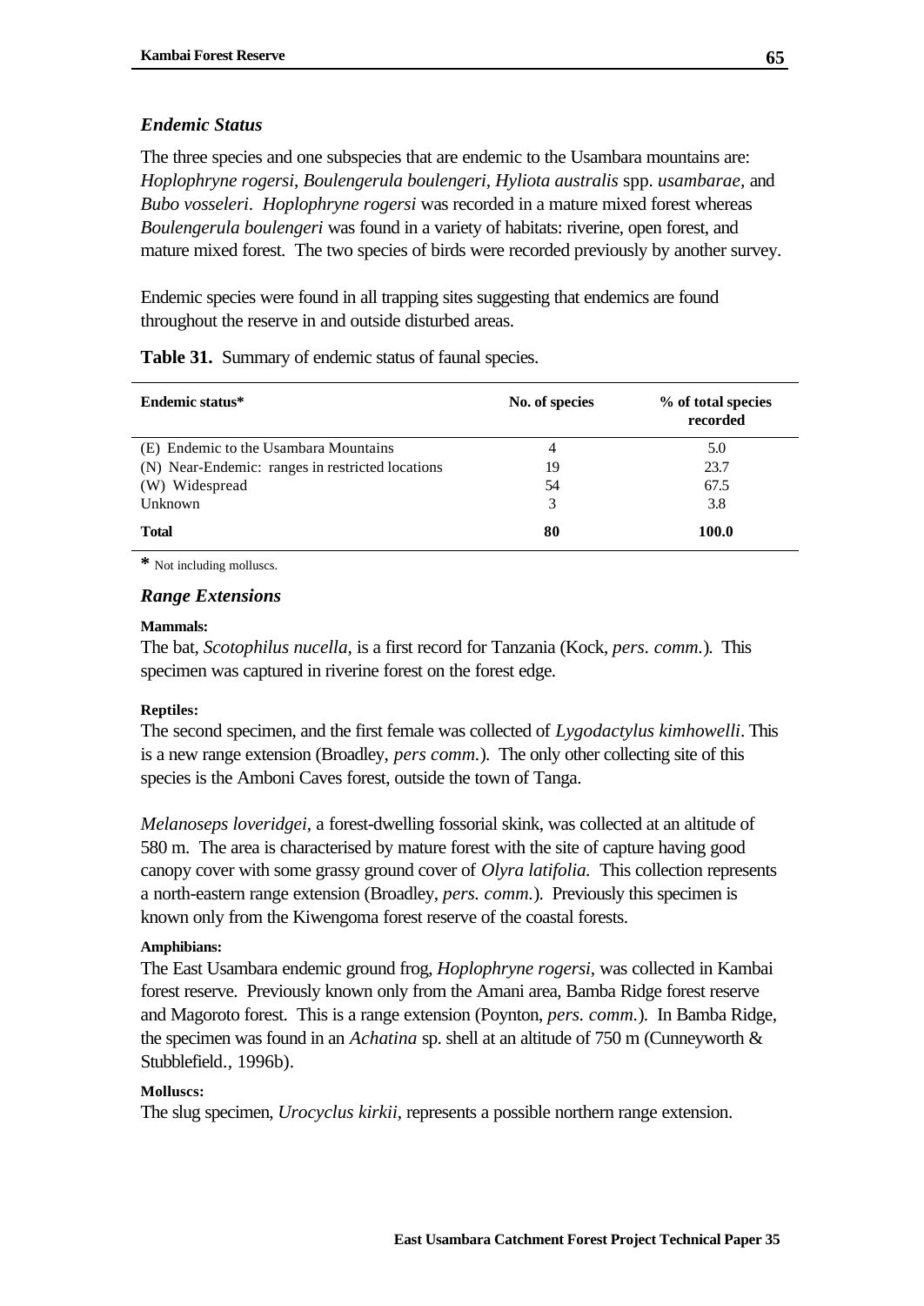### *Endemic Status*

The three species and one subspecies that are endemic to the Usambara mountains are: *Hoplophryne rogersi*, *Boulengerula boulengeri*, *Hyliota australis* spp. *usambarae,* and *Bubo vosseleri*. *Hoplophryne rogersi* was recorded in a mature mixed forest whereas *Boulengerula boulengeri* was found in a variety of habitats: riverine, open forest, and mature mixed forest. The two species of birds were recorded previously by another survey.

Endemic species were found in all trapping sites suggesting that endemics are found throughout the reserve in and outside disturbed areas.

**Table 31.** Summary of endemic status of faunal species.

| Endemic status* | No. of species | % of total species recorded |
|---|---|---|
| (E) Endemic to the Usambara Mountains | 4 | 5.0 |
| (N) Near-Endemic: ranges in restricted locations | 19 | 23.7 |
| (W) Widespread | 54 | 67.5 |
| Unknown | 3 | 3.8 |
| **Total** | **80** | **100.0** |

**\*** Not including molluscs.

### *Range Extensions*

**Mammals:**

The bat, *Scotophilus nucella,* is a first record for Tanzania (Kock, *pers. comm.*). This specimen was captured in riverine forest on the forest edge.

**Reptiles:**

The second specimen, and the first female was collected of *Lygodactylus kimhowelli*. This is a new range extension (Broadley, *pers comm*.). The only other collecting site of this species is the Amboni Caves forest, outside the town of Tanga.

*Melanoseps loveridgei,* a forest-dwelling fossorial skink, was collected at an altitude of 580 m. The area is characterised by mature forest with the site of capture having good canopy cover with some grassy ground cover of *Olyra latifolia.* This collection represents a north-eastern range extension (Broadley, *pers. comm.*). Previously this specimen is known only from the Kiwengoma forest reserve of the coastal forests.

**Amphibians:**

The East Usambara endemic ground frog, *Hoplophryne rogersi,* was collected in Kambai forest reserve. Previously known only from the Amani area, Bamba Ridge forest reserve and Magoroto forest. This is a range extension (Poynton, *pers. comm.*). In Bamba Ridge, the specimen was found in an *Achatina* sp. shell at an altitude of 750 m (Cunneyworth & Stubblefield., 1996b).

**Molluscs:**

The slug specimen, *Urocyclus kirkii*, represents a possible northern range extension.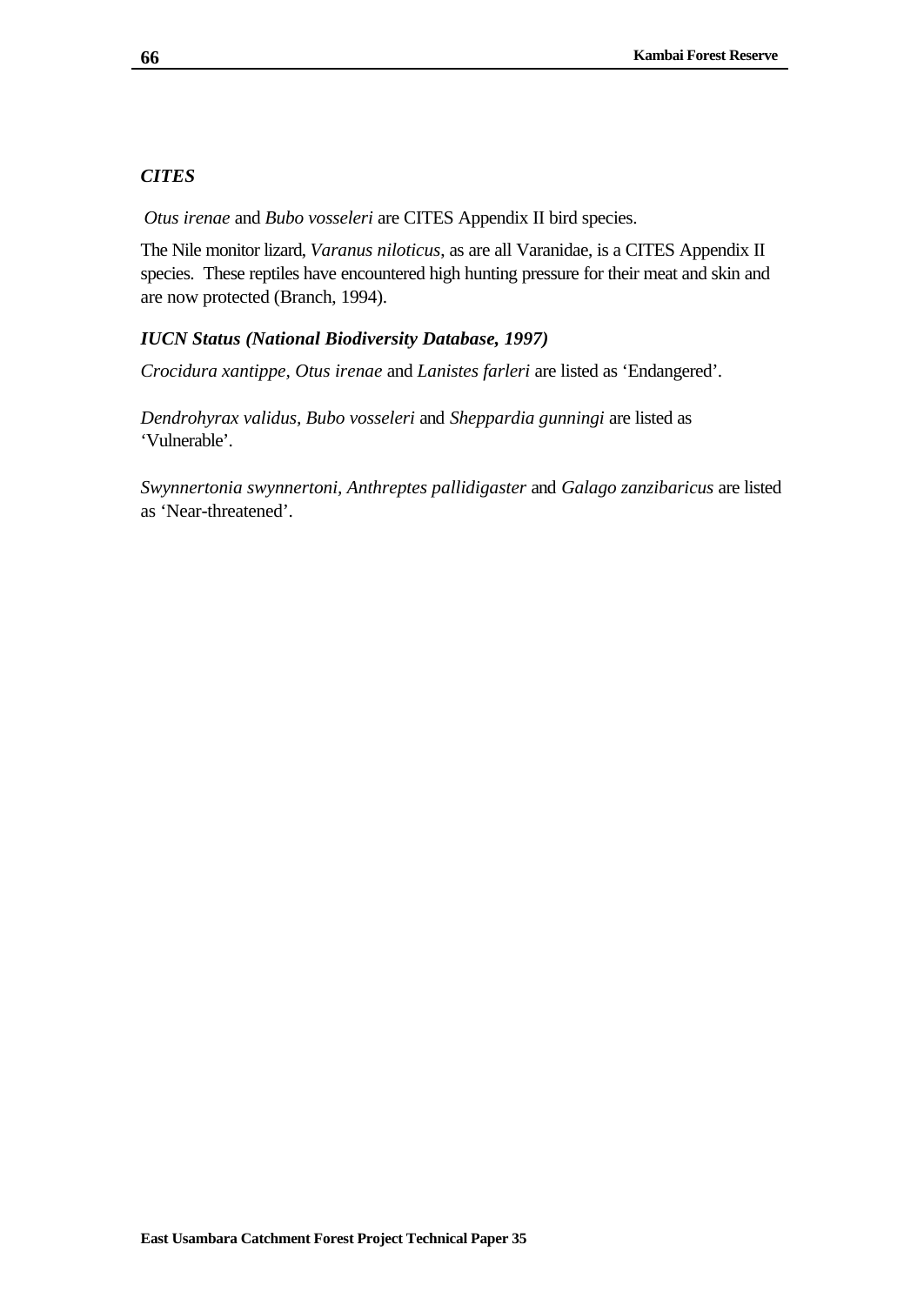### *CITES*

*Otus irenae* and *Bubo vosseleri* are CITES Appendix II bird species.

The Nile monitor lizard, *Varanus niloticus*, as are all Varanidae, is a CITES Appendix II species. These reptiles have encountered high hunting pressure for their meat and skin and are now protected (Branch, 1994).

### *IUCN Status (National Biodiversity Database, 1997)*

*Crocidura xantippe, Otus irenae* and *Lanistes farleri* are listed as 'Endangered'.

*Dendrohyrax validus, Bubo vosseleri* and *Sheppardia gunningi* are listed as 'Vulnerable'.

*Swynnertonia swynnertoni, Anthreptes pallidigaster* and *Galago zanzibaricus* are listed as 'Near-threatened'.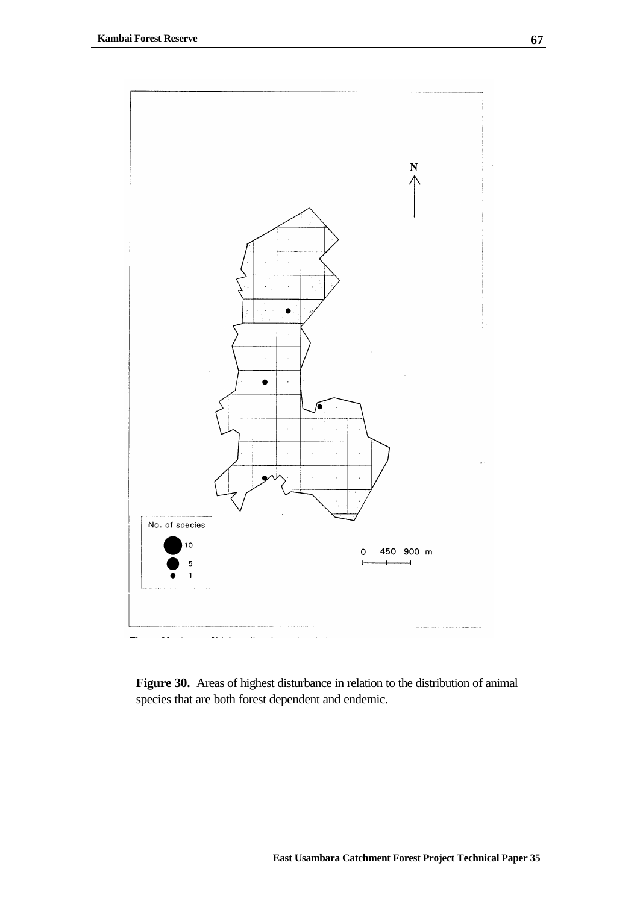**Figure 30.** Areas of highest disturbance in relation to the distribution of animal species that are both forest dependent and endemic.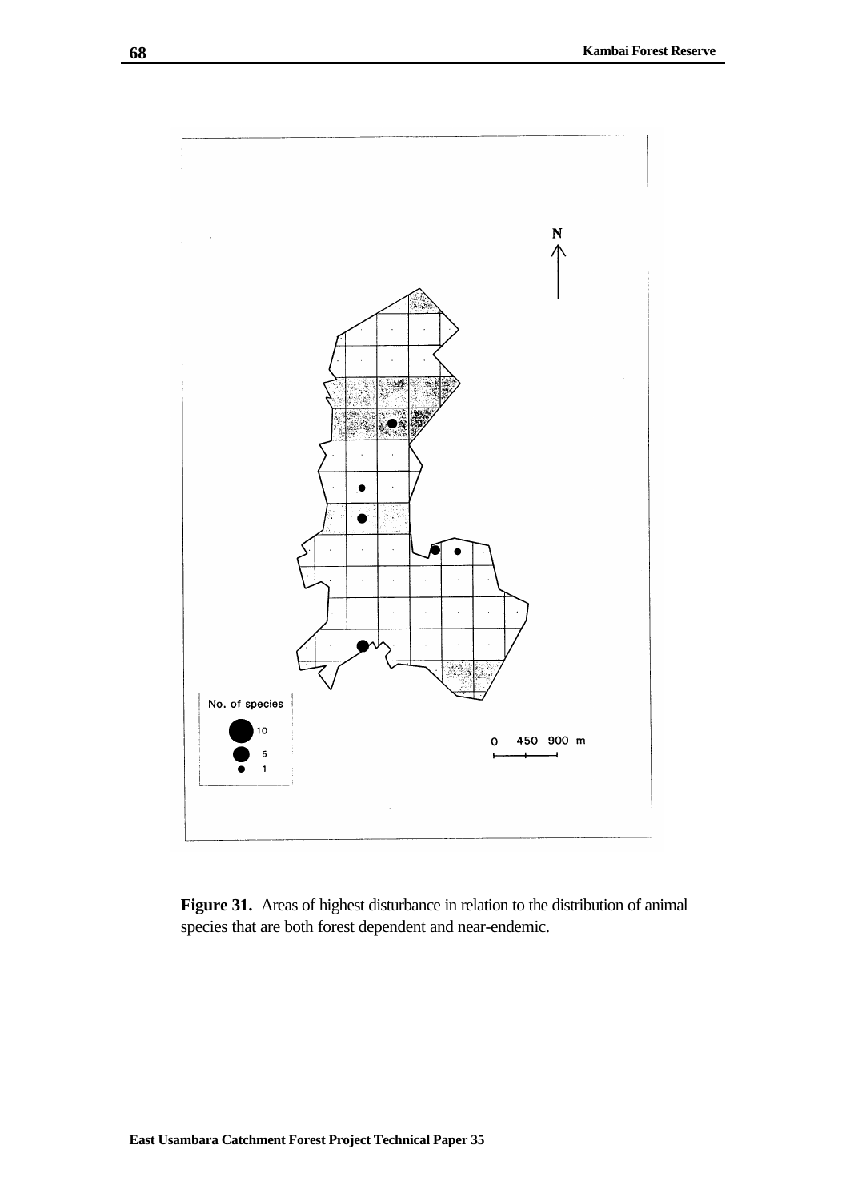**Figure 31.** Areas of highest disturbance in relation to the distribution of animal species that are both forest dependent and near-endemic.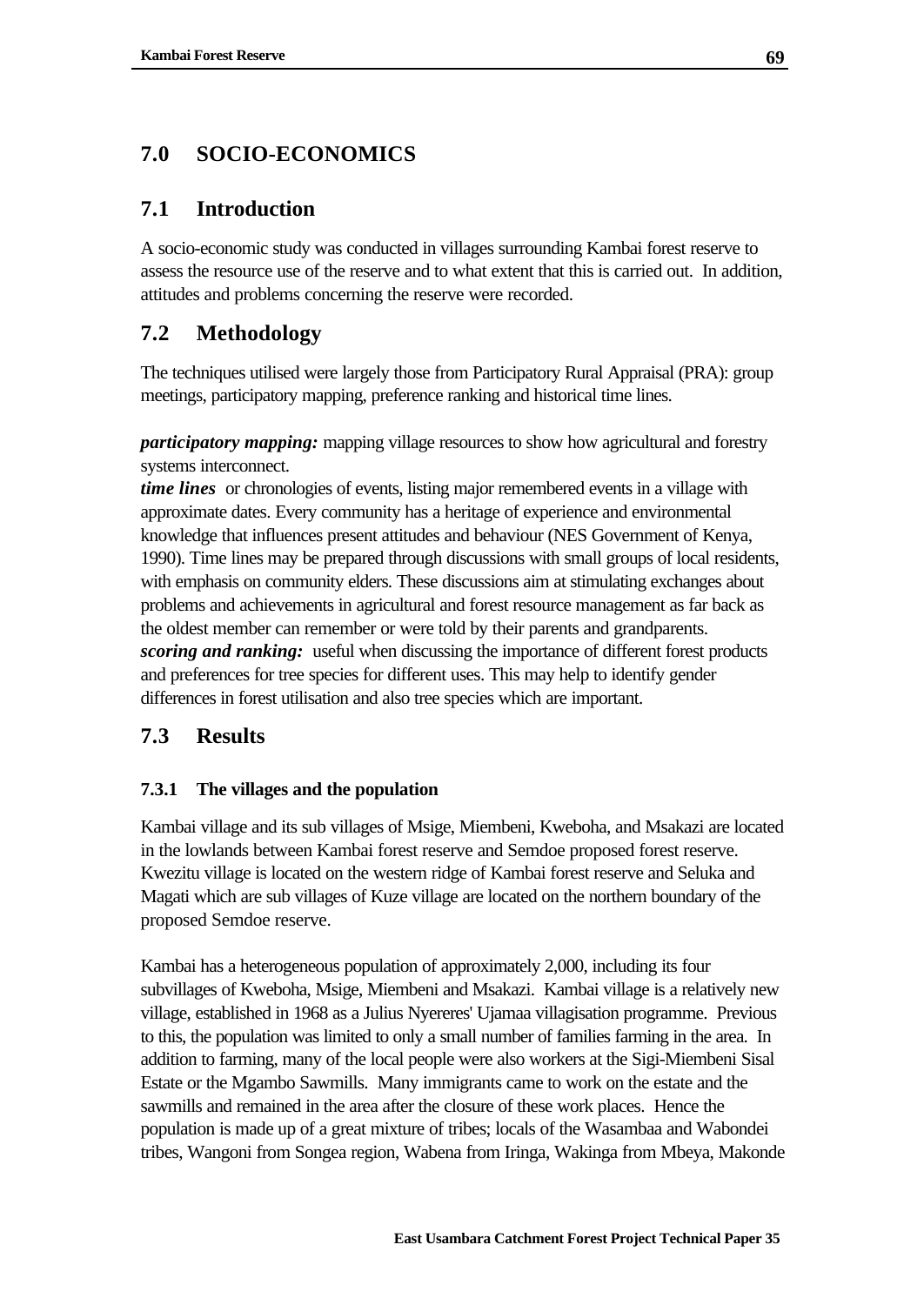# 7.0 SOCIO-ECONOMICS

## 7.1 Introduction

A socio-economic study was conducted in villages surrounding Kambai forest reserve to assess the resource use of the reserve and to what extent that this is carried out. In addition, attitudes and problems concerning the reserve were recorded.

## 7.2 Methodology

The techniques utilised were largely those from Participatory Rural Appraisal (PRA): group meetings, participatory mapping, preference ranking and historical time lines.

***participatory mapping:*** mapping village resources to show how agricultural and forestry systems interconnect.
***time lines*** or chronologies of events, listing major remembered events in a village with approximate dates. Every community has a heritage of experience and environmental knowledge that influences present attitudes and behaviour (NES Government of Kenya, 1990). Time lines may be prepared through discussions with small groups of local residents, with emphasis on community elders. These discussions aim at stimulating exchanges about problems and achievements in agricultural and forest resource management as far back as the oldest member can remember or were told by their parents and grandparents.
***scoring and ranking:*** useful when discussing the importance of different forest products and preferences for tree species for different uses. This may help to identify gender differences in forest utilisation and also tree species which are important.

## 7.3 Results

### 7.3.1 The villages and the population

Kambai village and its sub villages of Msige, Miembeni, Kweboha, and Msakazi are located in the lowlands between Kambai forest reserve and Semdoe proposed forest reserve. Kwezitu village is located on the western ridge of Kambai forest reserve and Seluka and Magati which are sub villages of Kuze village are located on the northern boundary of the proposed Semdoe reserve.

Kambai has a heterogeneous population of approximately 2,000, including its four subvillages of Kweboha, Msige, Miembeni and Msakazi. Kambai village is a relatively new village, established in 1968 as a Julius Nyereres' Ujamaa villagisation programme. Previous to this, the population was limited to only a small number of families farming in the area. In addition to farming, many of the local people were also workers at the Sigi-Miembeni Sisal Estate or the Mgambo Sawmills. Many immigrants came to work on the estate and the sawmills and remained in the area after the closure of these work places. Hence the population is made up of a great mixture of tribes; locals of the Wasambaa and Wabondei tribes, Wangoni from Songea region, Wabena from Iringa, Wakinga from Mbeya, Makonde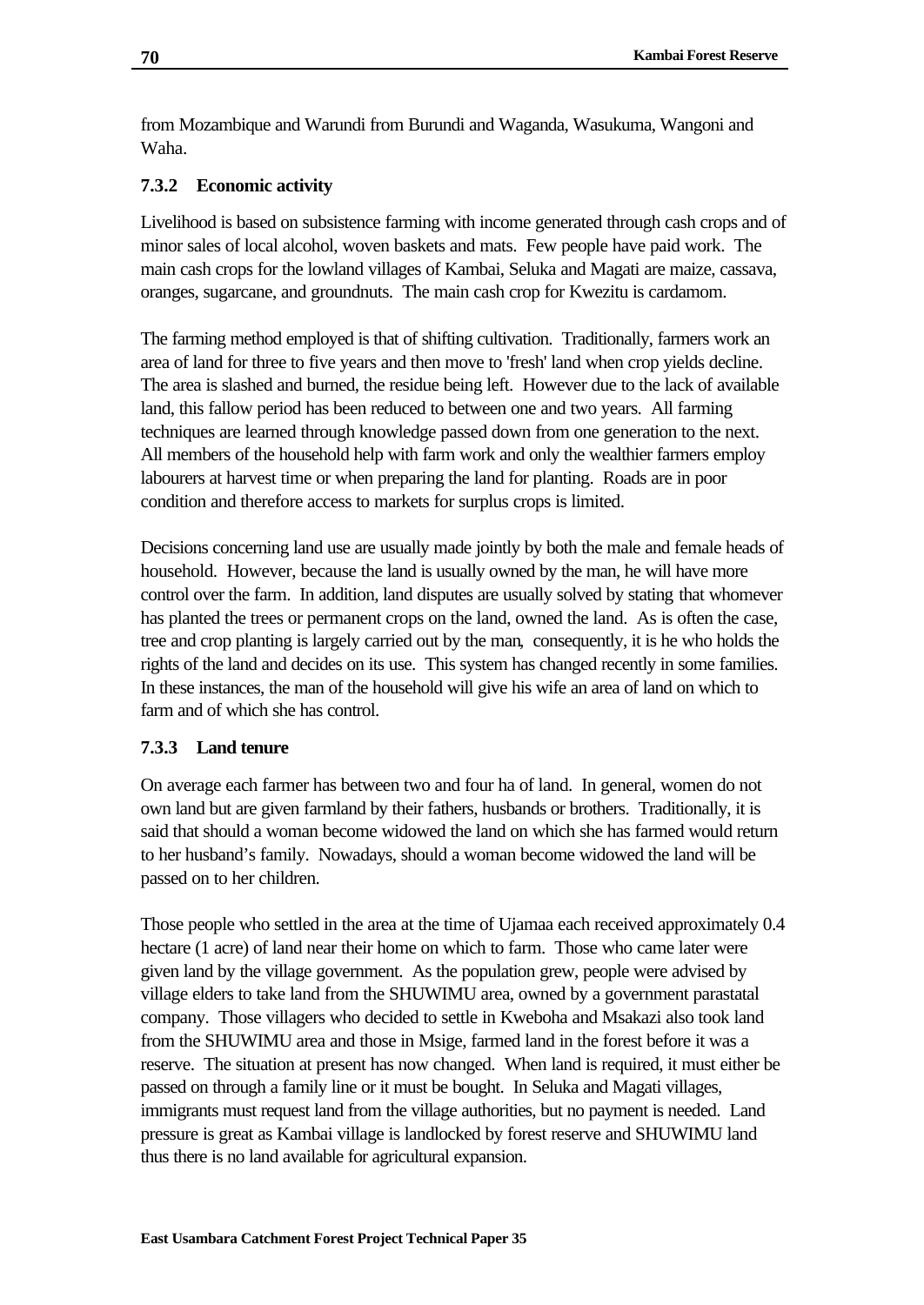from Mozambique and Warundi from Burundi and Waganda, Wasukuma, Wangoni and Waha.

### 7.3.2 Economic activity

Livelihood is based on subsistence farming with income generated through cash crops and of minor sales of local alcohol, woven baskets and mats. Few people have paid work. The main cash crops for the lowland villages of Kambai, Seluka and Magati are maize, cassava, oranges, sugarcane, and groundnuts. The main cash crop for Kwezitu is cardamom.

The farming method employed is that of shifting cultivation. Traditionally, farmers work an area of land for three to five years and then move to 'fresh' land when crop yields decline. The area is slashed and burned, the residue being left. However due to the lack of available land, this fallow period has been reduced to between one and two years. All farming techniques are learned through knowledge passed down from one generation to the next. All members of the household help with farm work and only the wealthier farmers employ labourers at harvest time or when preparing the land for planting. Roads are in poor condition and therefore access to markets for surplus crops is limited.

Decisions concerning land use are usually made jointly by both the male and female heads of household. However, because the land is usually owned by the man, he will have more control over the farm. In addition, land disputes are usually solved by stating that whomever has planted the trees or permanent crops on the land, owned the land. As is often the case, tree and crop planting is largely carried out by the man, consequently, it is he who holds the rights of the land and decides on its use. This system has changed recently in some families. In these instances, the man of the household will give his wife an area of land on which to farm and of which she has control.

### 7.3.3 Land tenure

On average each farmer has between two and four ha of land. In general, women do not own land but are given farmland by their fathers, husbands or brothers. Traditionally, it is said that should a woman become widowed the land on which she has farmed would return to her husband's family. Nowadays, should a woman become widowed the land will be passed on to her children.

Those people who settled in the area at the time of Ujamaa each received approximately 0.4 hectare (1 acre) of land near their home on which to farm. Those who came later were given land by the village government. As the population grew, people were advised by village elders to take land from the SHUWIMU area, owned by a government parastatal company. Those villagers who decided to settle in Kweboha and Msakazi also took land from the SHUWIMU area and those in Msige, farmed land in the forest before it was a reserve. The situation at present has now changed. When land is required, it must either be passed on through a family line or it must be bought. In Seluka and Magati villages, immigrants must request land from the village authorities, but no payment is needed. Land pressure is great as Kambai village is landlocked by forest reserve and SHUWIMU land thus there is no land available for agricultural expansion.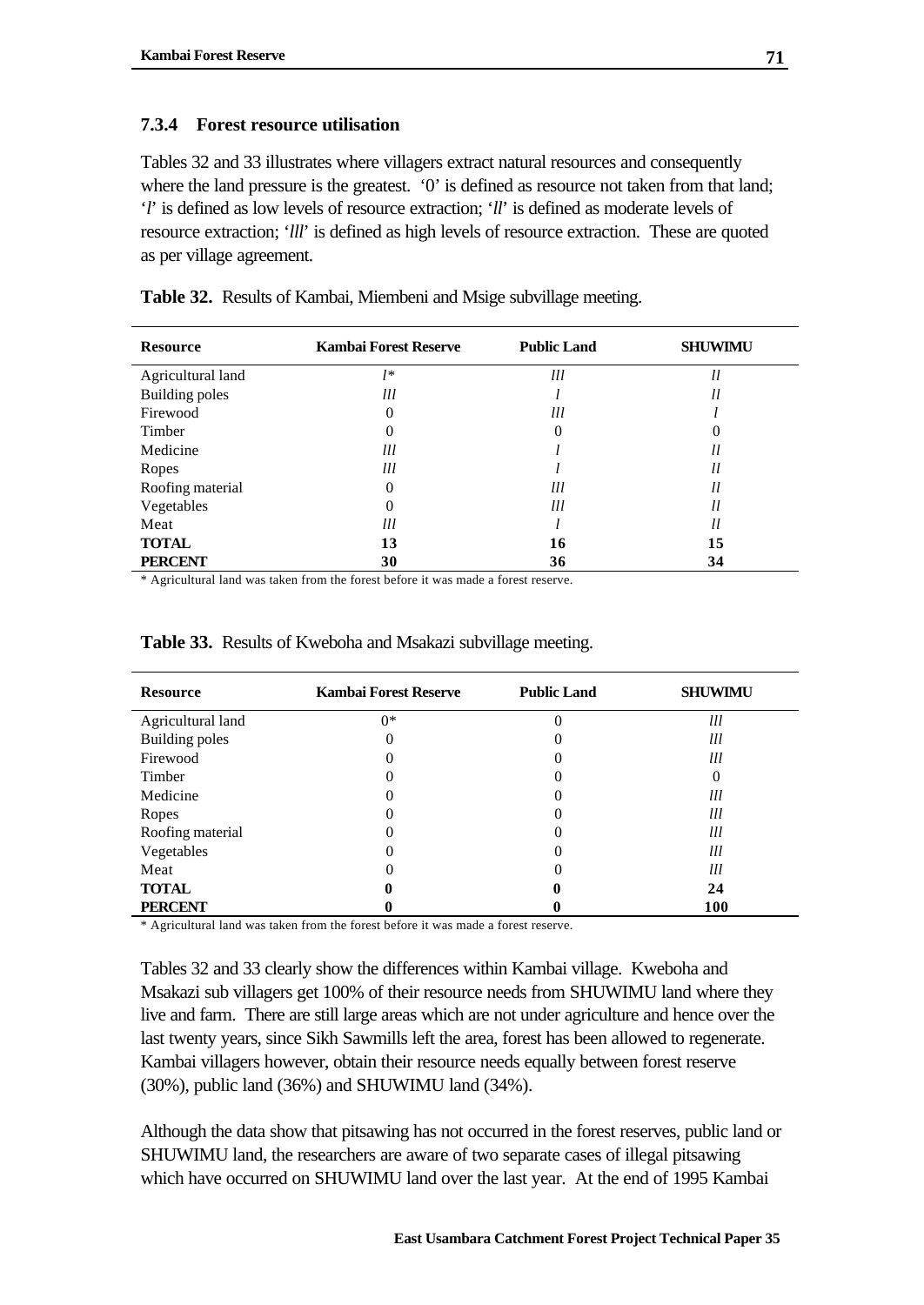### 7.3.4 Forest resource utilisation

Tables 32 and 33 illustrates where villagers extract natural resources and consequently where the land pressure is the greatest. '0' is defined as resource not taken from that land; '*l*' is defined as low levels of resource extraction; '*ll*' is defined as moderate levels of resource extraction; '*lll*' is defined as high levels of resource extraction. These are quoted as per village agreement.

**Table 32.** Results of Kambai, Miembeni and Msige subvillage meeting.

| Resource | Kambai Forest Reserve | Public Land | SHUWIMU |
|---|---|---|---|
| Agricultural land | *l**  | *lll* | *ll* |
| Building poles | *lll* | *l* | *ll* |
| Firewood | 0 | *lll* | *l* |
| Timber | 0 | 0 | 0 |
| Medicine | *lll* | *l* | *ll* |
| Ropes | *lll* | *l* | *ll* |
| Roofing material | 0 | *lll* | *ll* |
| Vegetables | 0 | *lll* | *ll* |
| Meat | *lll* | *l* | *ll* |
| **TOTAL** | **13** | **16** | **15** |
| **PERCENT** | **30** | **36** | **34** |

\* Agricultural land was taken from the forest before it was made a forest reserve.

**Table 33.** Results of Kweboha and Msakazi subvillage meeting.

| Resource | Kambai Forest Reserve | Public Land | SHUWIMU |
|---|---|---|---|
| Agricultural land | 0* | 0 | *lll* |
| Building poles | 0 | 0 | *lll* |
| Firewood | 0 | 0 | *lll* |
| Timber | 0 | 0 | 0 |
| Medicine | 0 | 0 | *lll* |
| Ropes | 0 | 0 | *lll* |
| Roofing material | 0 | 0 | *lll* |
| Vegetables | 0 | 0 | *lll* |
| Meat | 0 | 0 | *lll* |
| **TOTAL** | **0** | **0** | **24** |
| **PERCENT** | **0** | **0** | **100** |

\* Agricultural land was taken from the forest before it was made a forest reserve.

Tables 32 and 33 clearly show the differences within Kambai village. Kweboha and Msakazi sub villagers get 100% of their resource needs from SHUWIMU land where they live and farm. There are still large areas which are not under agriculture and hence over the last twenty years, since Sikh Sawmills left the area, forest has been allowed to regenerate. Kambai villagers however, obtain their resource needs equally between forest reserve (30%), public land (36%) and SHUWIMU land (34%).

Although the data show that pitsawing has not occurred in the forest reserves, public land or SHUWIMU land, the researchers are aware of two separate cases of illegal pitsawing which have occurred on SHUWIMU land over the last year. At the end of 1995 Kambai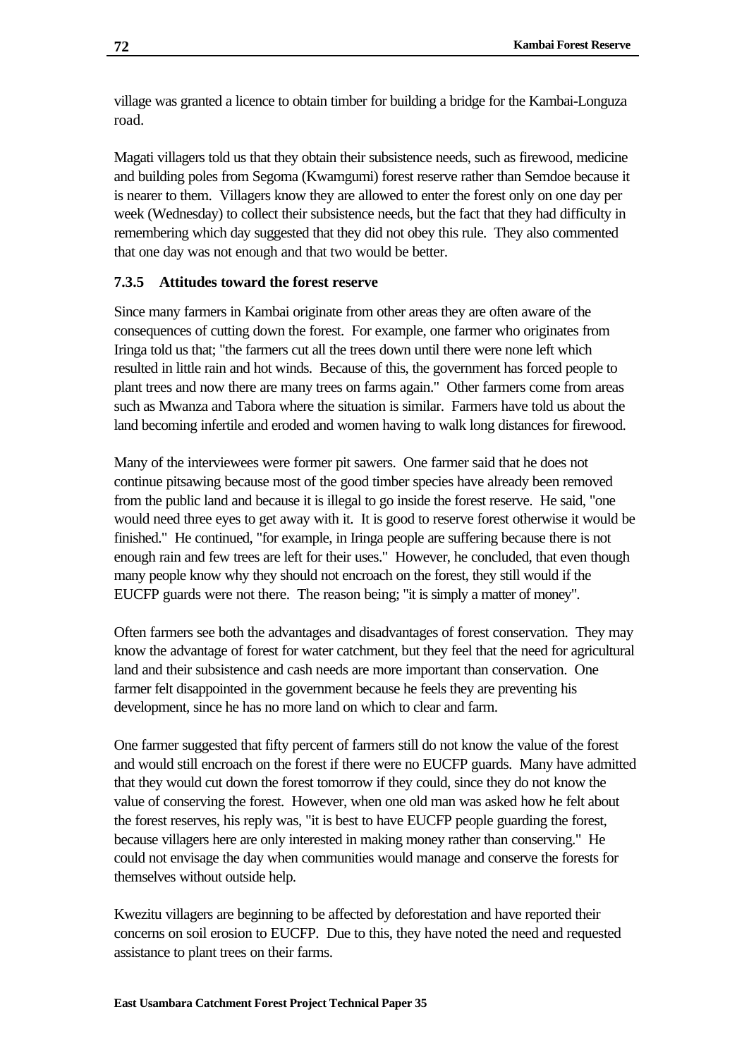village was granted a licence to obtain timber for building a bridge for the Kambai-Longuza road.

Magati villagers told us that they obtain their subsistence needs, such as firewood, medicine and building poles from Segoma (Kwamgumi) forest reserve rather than Semdoe because it is nearer to them. Villagers know they are allowed to enter the forest only on one day per week (Wednesday) to collect their subsistence needs, but the fact that they had difficulty in remembering which day suggested that they did not obey this rule. They also commented that one day was not enough and that two would be better.

### 7.3.5 Attitudes toward the forest reserve

Since many farmers in Kambai originate from other areas they are often aware of the consequences of cutting down the forest. For example, one farmer who originates from Iringa told us that; "the farmers cut all the trees down until there were none left which resulted in little rain and hot winds. Because of this, the government has forced people to plant trees and now there are many trees on farms again." Other farmers come from areas such as Mwanza and Tabora where the situation is similar. Farmers have told us about the land becoming infertile and eroded and women having to walk long distances for firewood.

Many of the interviewees were former pit sawers. One farmer said that he does not continue pitsawing because most of the good timber species have already been removed from the public land and because it is illegal to go inside the forest reserve. He said, "one would need three eyes to get away with it. It is good to reserve forest otherwise it would be finished." He continued, "for example, in Iringa people are suffering because there is not enough rain and few trees are left for their uses." However, he concluded, that even though many people know why they should not encroach on the forest, they still would if the EUCFP guards were not there. The reason being; "it is simply a matter of money".

Often farmers see both the advantages and disadvantages of forest conservation. They may know the advantage of forest for water catchment, but they feel that the need for agricultural land and their subsistence and cash needs are more important than conservation. One farmer felt disappointed in the government because he feels they are preventing his development, since he has no more land on which to clear and farm.

One farmer suggested that fifty percent of farmers still do not know the value of the forest and would still encroach on the forest if there were no EUCFP guards. Many have admitted that they would cut down the forest tomorrow if they could, since they do not know the value of conserving the forest. However, when one old man was asked how he felt about the forest reserves, his reply was, "it is best to have EUCFP people guarding the forest, because villagers here are only interested in making money rather than conserving." He could not envisage the day when communities would manage and conserve the forests for themselves without outside help.

Kwezitu villagers are beginning to be affected by deforestation and have reported their concerns on soil erosion to EUCFP. Due to this, they have noted the need and requested assistance to plant trees on their farms.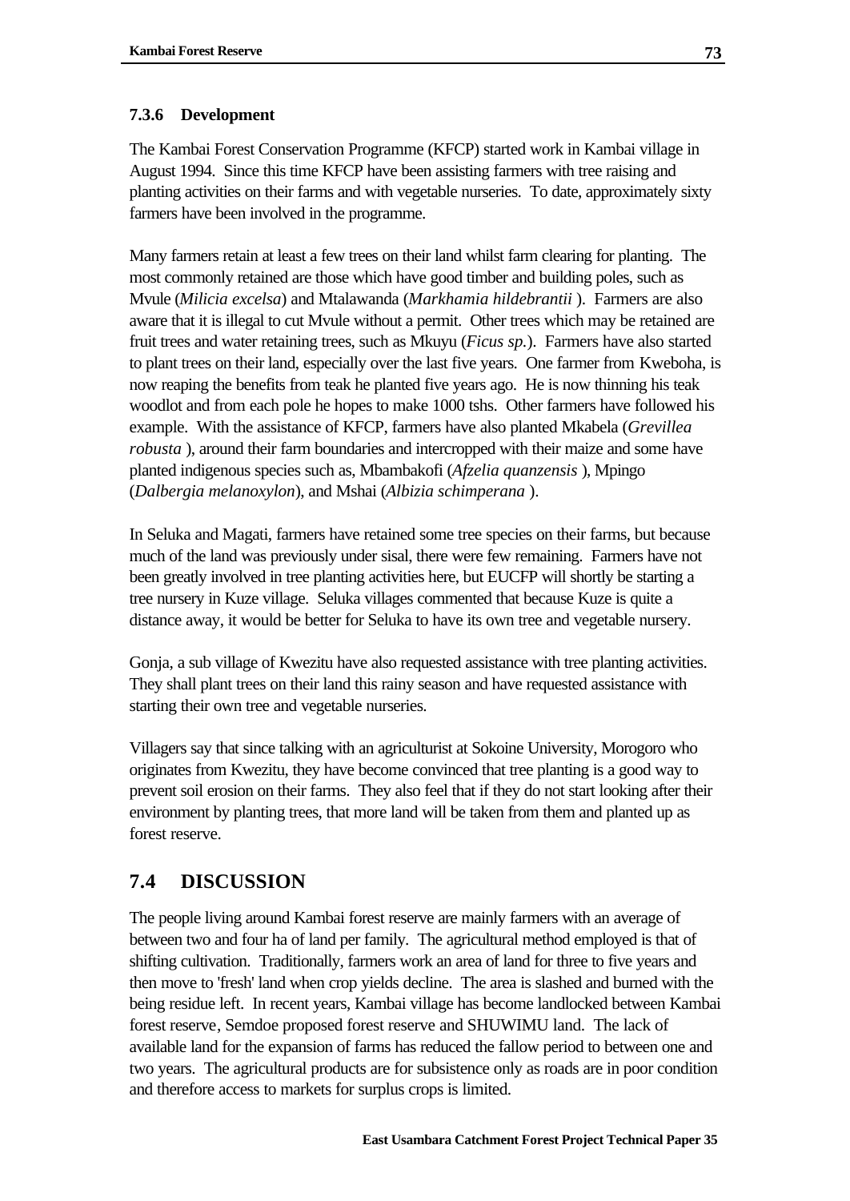### 7.3.6 Development

The Kambai Forest Conservation Programme (KFCP) started work in Kambai village in August 1994. Since this time KFCP have been assisting farmers with tree raising and planting activities on their farms and with vegetable nurseries. To date, approximately sixty farmers have been involved in the programme.

Many farmers retain at least a few trees on their land whilst farm clearing for planting. The most commonly retained are those which have good timber and building poles, such as Mvule (*Milicia excelsa*) and Mtalawanda (*Markhamia hildebrantii* ). Farmers are also aware that it is illegal to cut Mvule without a permit. Other trees which may be retained are fruit trees and water retaining trees, such as Mkuyu (*Ficus sp.*). Farmers have also started to plant trees on their land, especially over the last five years. One farmer from Kweboha, is now reaping the benefits from teak he planted five years ago. He is now thinning his teak woodlot and from each pole he hopes to make 1000 tshs. Other farmers have followed his example. With the assistance of KFCP, farmers have also planted Mkabela (*Grevillea robusta* ), around their farm boundaries and intercropped with their maize and some have planted indigenous species such as, Mbambakofi (*Afzelia quanzensis* ), Mpingo (*Dalbergia melanoxylon*), and Mshai (*Albizia schimperana* ).

In Seluka and Magati, farmers have retained some tree species on their farms, but because much of the land was previously under sisal, there were few remaining. Farmers have not been greatly involved in tree planting activities here, but EUCFP will shortly be starting a tree nursery in Kuze village. Seluka villages commented that because Kuze is quite a distance away, it would be better for Seluka to have its own tree and vegetable nursery.

Gonja, a sub village of Kwezitu have also requested assistance with tree planting activities. They shall plant trees on their land this rainy season and have requested assistance with starting their own tree and vegetable nurseries.

Villagers say that since talking with an agriculturist at Sokoine University, Morogoro who originates from Kwezitu, they have become convinced that tree planting is a good way to prevent soil erosion on their farms. They also feel that if they do not start looking after their environment by planting trees, that more land will be taken from them and planted up as forest reserve.

## 7.4 DISCUSSION

The people living around Kambai forest reserve are mainly farmers with an average of between two and four ha of land per family. The agricultural method employed is that of shifting cultivation. Traditionally, farmers work an area of land for three to five years and then move to 'fresh' land when crop yields decline. The area is slashed and burned with the being residue left. In recent years, Kambai village has become landlocked between Kambai forest reserve, Semdoe proposed forest reserve and SHUWIMU land. The lack of available land for the expansion of farms has reduced the fallow period to between one and two years. The agricultural products are for subsistence only as roads are in poor condition and therefore access to markets for surplus crops is limited.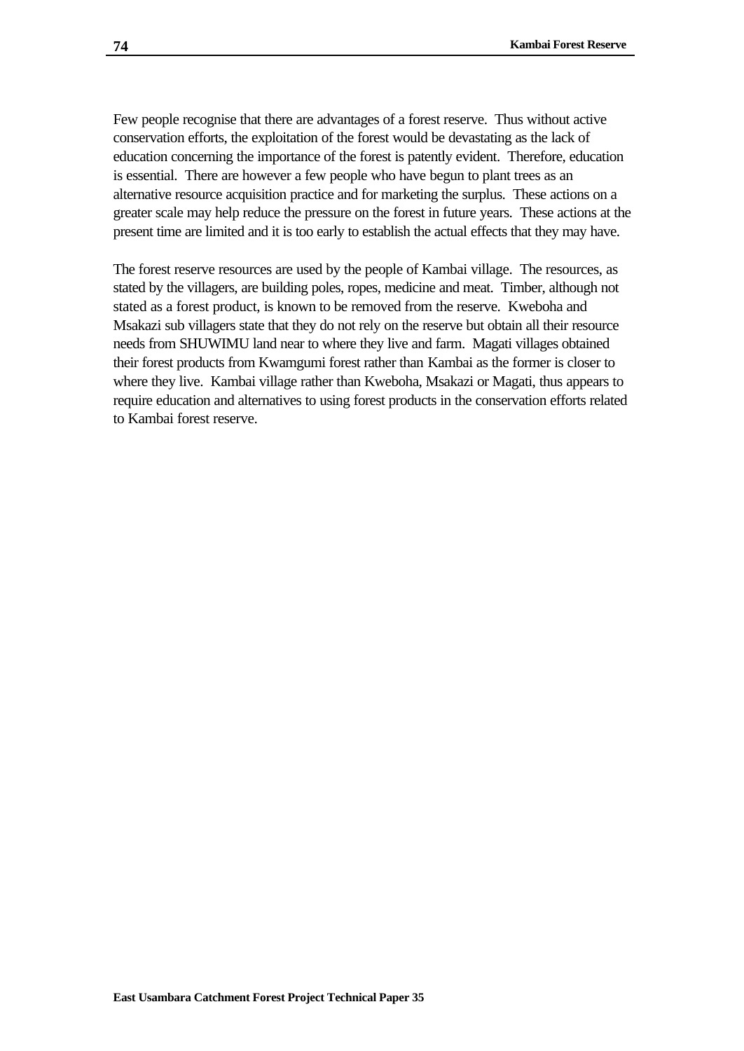Few people recognise that there are advantages of a forest reserve. Thus without active conservation efforts, the exploitation of the forest would be devastating as the lack of education concerning the importance of the forest is patently evident. Therefore, education is essential. There are however a few people who have begun to plant trees as an alternative resource acquisition practice and for marketing the surplus. These actions on a greater scale may help reduce the pressure on the forest in future years. These actions at the present time are limited and it is too early to establish the actual effects that they may have.

The forest reserve resources are used by the people of Kambai village. The resources, as stated by the villagers, are building poles, ropes, medicine and meat. Timber, although not stated as a forest product, is known to be removed from the reserve. Kweboha and Msakazi sub villagers state that they do not rely on the reserve but obtain all their resource needs from SHUWIMU land near to where they live and farm. Magati villages obtained their forest products from Kwamgumi forest rather than Kambai as the former is closer to where they live. Kambai village rather than Kweboha, Msakazi or Magati, thus appears to require education and alternatives to using forest products in the conservation efforts related to Kambai forest reserve.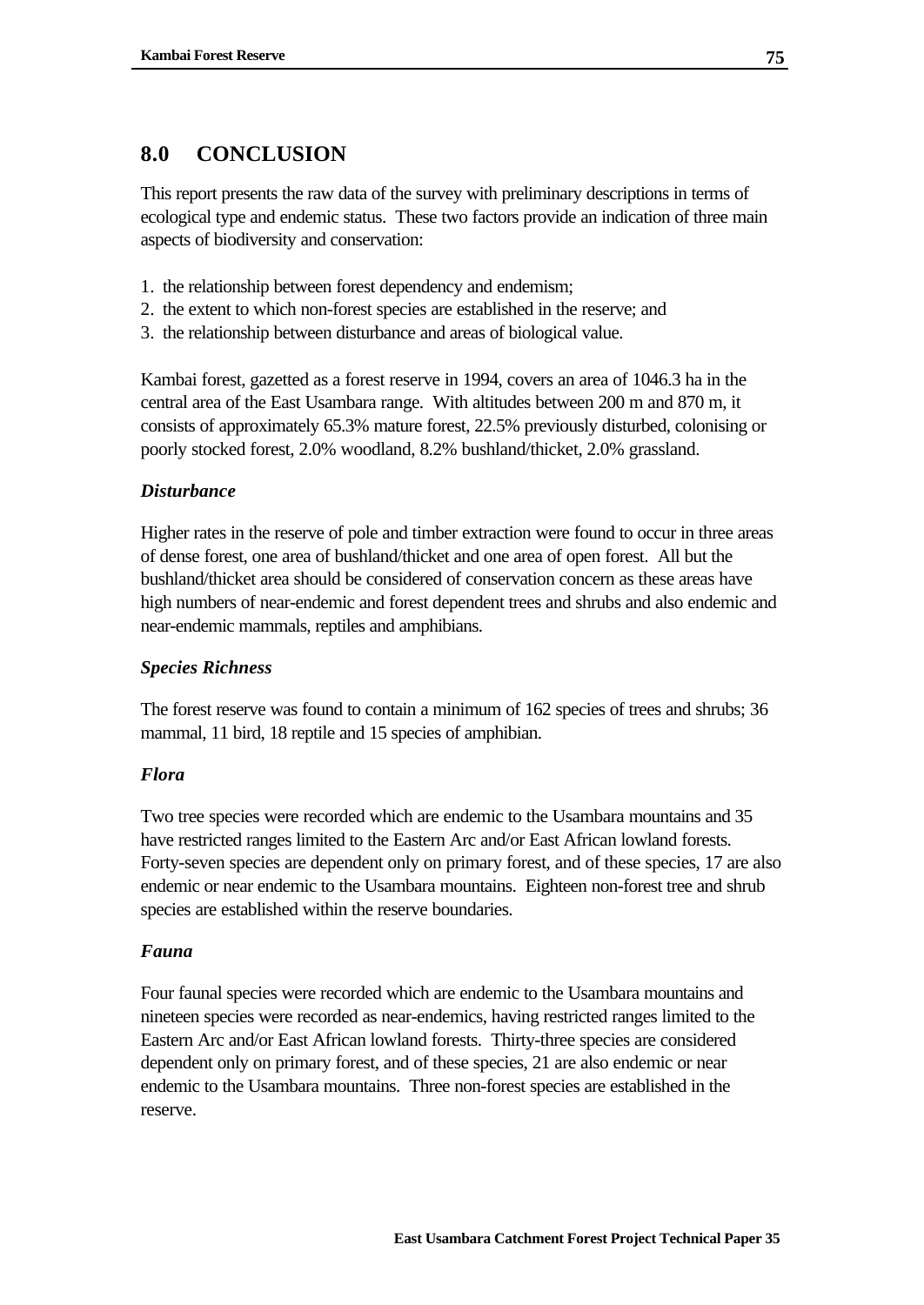## 8.0 CONCLUSION

This report presents the raw data of the survey with preliminary descriptions in terms of ecological type and endemic status. These two factors provide an indication of three main aspects of biodiversity and conservation:

1. the relationship between forest dependency and endemism;
2. the extent to which non-forest species are established in the reserve; and
3. the relationship between disturbance and areas of biological value.

Kambai forest, gazetted as a forest reserve in 1994, covers an area of 1046.3 ha in the central area of the East Usambara range. With altitudes between 200 m and 870 m, it consists of approximately 65.3% mature forest, 22.5% previously disturbed, colonising or poorly stocked forest, 2.0% woodland, 8.2% bushland/thicket, 2.0% grassland.

### *Disturbance*

Higher rates in the reserve of pole and timber extraction were found to occur in three areas of dense forest, one area of bushland/thicket and one area of open forest. All but the bushland/thicket area should be considered of conservation concern as these areas have high numbers of near-endemic and forest dependent trees and shrubs and also endemic and near-endemic mammals, reptiles and amphibians.

### *Species Richness*

The forest reserve was found to contain a minimum of 162 species of trees and shrubs; 36 mammal, 11 bird, 18 reptile and 15 species of amphibian.

### *Flora*

Two tree species were recorded which are endemic to the Usambara mountains and 35 have restricted ranges limited to the Eastern Arc and/or East African lowland forests. Forty-seven species are dependent only on primary forest, and of these species, 17 are also endemic or near endemic to the Usambara mountains. Eighteen non-forest tree and shrub species are established within the reserve boundaries.

### *Fauna*

Four faunal species were recorded which are endemic to the Usambara mountains and nineteen species were recorded as near-endemics, having restricted ranges limited to the Eastern Arc and/or East African lowland forests. Thirty-three species are considered dependent only on primary forest, and of these species, 21 are also endemic or near endemic to the Usambara mountains. Three non-forest species are established in the reserve.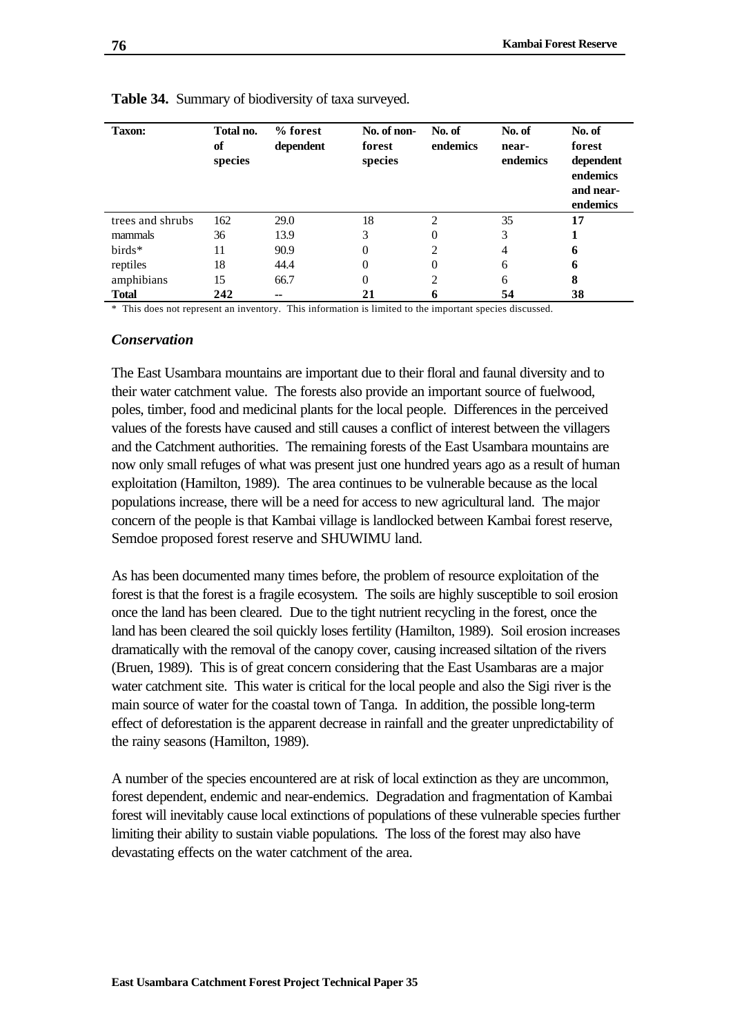**Table 34.** Summary of biodiversity of taxa surveyed.

| Taxon: | Total no. of species | % forest dependent | No. of non-forest species | No. of endemics | No. of near-endemics | No. of forest dependent endemics and near-endemics |
|---|---|---|---|---|---|---|
| trees and shrubs | 162 | 29.0 | 18 | 2 | 35 | **17** |
| mammals | 36 | 13.9 | 3 | 0 | 3 | **1** |
| birds* | 11 | 90.9 | 0 | 2 | 4 | **6** |
| reptiles | 18 | 44.4 | 0 | 0 | 6 | **6** |
| amphibians | 15 | 66.7 | 0 | 2 | 6 | **8** |
| **Total** | **242** | -- | **21** | **6** | **54** | **38** |

\* This does not represent an inventory. This information is limited to the important species discussed.

### *Conservation*

The East Usambara mountains are important due to their floral and faunal diversity and to their water catchment value. The forests also provide an important source of fuelwood, poles, timber, food and medicinal plants for the local people. Differences in the perceived values of the forests have caused and still causes a conflict of interest between the villagers and the Catchment authorities. The remaining forests of the East Usambara mountains are now only small refuges of what was present just one hundred years ago as a result of human exploitation (Hamilton, 1989). The area continues to be vulnerable because as the local populations increase, there will be a need for access to new agricultural land. The major concern of the people is that Kambai village is landlocked between Kambai forest reserve, Semdoe proposed forest reserve and SHUWIMU land.

As has been documented many times before, the problem of resource exploitation of the forest is that the forest is a fragile ecosystem. The soils are highly susceptible to soil erosion once the land has been cleared. Due to the tight nutrient recycling in the forest, once the land has been cleared the soil quickly loses fertility (Hamilton, 1989). Soil erosion increases dramatically with the removal of the canopy cover, causing increased siltation of the rivers (Bruen, 1989). This is of great concern considering that the East Usambaras are a major water catchment site. This water is critical for the local people and also the Sigi river is the main source of water for the coastal town of Tanga. In addition, the possible long-term effect of deforestation is the apparent decrease in rainfall and the greater unpredictability of the rainy seasons (Hamilton, 1989).

A number of the species encountered are at risk of local extinction as they are uncommon, forest dependent, endemic and near-endemics. Degradation and fragmentation of Kambai forest will inevitably cause local extinctions of populations of these vulnerable species further limiting their ability to sustain viable populations. The loss of the forest may also have devastating effects on the water catchment of the area.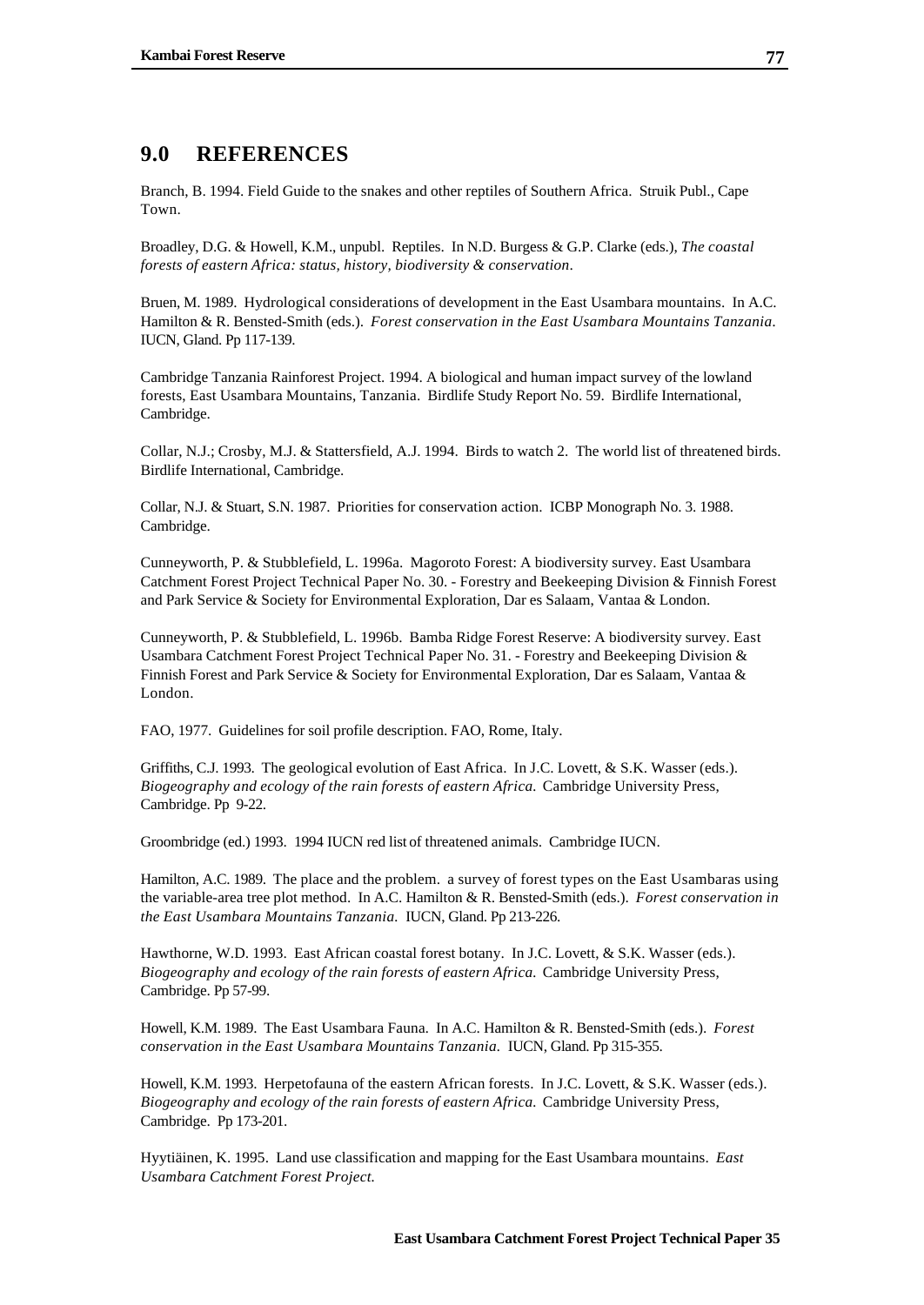## 9.0 REFERENCES

Branch, B. 1994. Field Guide to the snakes and other reptiles of Southern Africa. Struik Publ., Cape Town.

Broadley, D.G. & Howell, K.M., unpubl. Reptiles. In N.D. Burgess & G.P. Clarke (eds.), *The coastal forests of eastern Africa: status, history, biodiversity & conservation*.

Bruen, M. 1989. Hydrological considerations of development in the East Usambara mountains. In A.C. Hamilton & R. Bensted-Smith (eds.). *Forest conservation in the East Usambara Mountains Tanzania*. IUCN, Gland. Pp 117-139.

Cambridge Tanzania Rainforest Project. 1994. A biological and human impact survey of the lowland forests, East Usambara Mountains, Tanzania. Birdlife Study Report No. 59. Birdlife International, Cambridge.

Collar, N.J.; Crosby, M.J. & Stattersfield, A.J. 1994. Birds to watch 2. The world list of threatened birds. Birdlife International, Cambridge.

Collar, N.J. & Stuart, S.N. 1987. Priorities for conservation action. ICBP Monograph No. 3. 1988. Cambridge.

Cunneyworth, P. & Stubblefield, L. 1996a. Magoroto Forest: A biodiversity survey. East Usambara Catchment Forest Project Technical Paper No. 30. - Forestry and Beekeeping Division & Finnish Forest and Park Service & Society for Environmental Exploration, Dar es Salaam, Vantaa & London.

Cunneyworth, P. & Stubblefield, L. 1996b. Bamba Ridge Forest Reserve: A biodiversity survey. East Usambara Catchment Forest Project Technical Paper No. 31. - Forestry and Beekeeping Division & Finnish Forest and Park Service & Society for Environmental Exploration, Dar es Salaam, Vantaa & London.

FAO, 1977. Guidelines for soil profile description. FAO, Rome, Italy.

Griffiths, C.J. 1993. The geological evolution of East Africa. In J.C. Lovett, & S.K. Wasser (eds.). *Biogeography and ecology of the rain forests of eastern Africa.* Cambridge University Press, Cambridge. Pp 9-22.

Groombridge (ed.) 1993. 1994 IUCN red list of threatened animals. Cambridge IUCN.

Hamilton, A.C. 1989. The place and the problem. a survey of forest types on the East Usambaras using the variable-area tree plot method. In A.C. Hamilton & R. Bensted-Smith (eds.). *Forest conservation in the East Usambara Mountains Tanzania.* IUCN, Gland. Pp 213-226.

Hawthorne, W.D. 1993. East African coastal forest botany. In J.C. Lovett, & S.K. Wasser (eds.). *Biogeography and ecology of the rain forests of eastern Africa.* Cambridge University Press, Cambridge. Pp 57-99.

Howell, K.M. 1989. The East Usambara Fauna. In A.C. Hamilton & R. Bensted-Smith (eds.). *Forest conservation in the East Usambara Mountains Tanzania.* IUCN, Gland. Pp 315-355.

Howell, K.M. 1993. Herpetofauna of the eastern African forests. In J.C. Lovett, & S.K. Wasser (eds.). *Biogeography and ecology of the rain forests of eastern Africa.* Cambridge University Press, Cambridge. Pp 173-201.

Hyytiäinen, K. 1995. Land use classification and mapping for the East Usambara mountains. *East Usambara Catchment Forest Project.*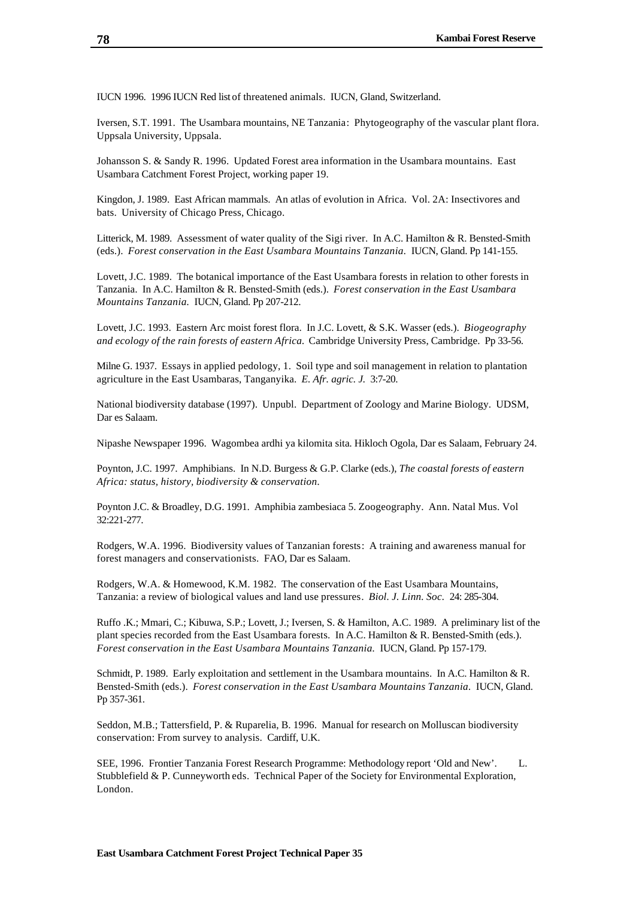IUCN 1996. 1996 IUCN Red list of threatened animals. IUCN, Gland, Switzerland.

Iversen, S.T. 1991. The Usambara mountains, NE Tanzania: Phytogeography of the vascular plant flora. Uppsala University, Uppsala.

Johansson S. & Sandy R. 1996. Updated Forest area information in the Usambara mountains. East Usambara Catchment Forest Project, working paper 19.

Kingdon, J. 1989. East African mammals. An atlas of evolution in Africa. Vol. 2A: Insectivores and bats. University of Chicago Press, Chicago.

Litterick, M. 1989. Assessment of water quality of the Sigi river. In A.C. Hamilton & R. Bensted-Smith (eds.). *Forest conservation in the East Usambara Mountains Tanzania*. IUCN, Gland. Pp 141-155.

Lovett, J.C. 1989. The botanical importance of the East Usambara forests in relation to other forests in Tanzania. In A.C. Hamilton & R. Bensted-Smith (eds.). *Forest conservation in the East Usambara Mountains Tanzania.* IUCN, Gland. Pp 207-212.

Lovett, J.C. 1993. Eastern Arc moist forest flora. In J.C. Lovett, & S.K. Wasser (eds.). *Biogeography and ecology of the rain forests of eastern Africa.* Cambridge University Press, Cambridge. Pp 33-56.

Milne G. 1937. Essays in applied pedology, 1. Soil type and soil management in relation to plantation agriculture in the East Usambaras, Tanganyika. *E. Afr. agric. J.* 3:7-20.

National biodiversity database (1997). Unpubl. Department of Zoology and Marine Biology. UDSM, Dar es Salaam.

Nipashe Newspaper 1996. Wagombea ardhi ya kilomita sita. Hikloch Ogola, Dar es Salaam, February 24.

Poynton, J.C. 1997. Amphibians. In N.D. Burgess & G.P. Clarke (eds.), *The coastal forests of eastern Africa: status, history, biodiversity & conservation.*

Poynton J.C. & Broadley, D.G. 1991. Amphibia zambesiaca 5. Zoogeography. Ann. Natal Mus. Vol 32:221-277.

Rodgers, W.A. 1996. Biodiversity values of Tanzanian forests: A training and awareness manual for forest managers and conservationists. FAO, Dar es Salaam.

Rodgers, W.A. & Homewood, K.M. 1982. The conservation of the East Usambara Mountains, Tanzania: a review of biological values and land use pressures. *Biol. J. Linn. Soc.* 24: 285-304.

Ruffo .K.; Mmari, C.; Kibuwa, S.P.; Lovett, J.; Iversen, S. & Hamilton, A.C. 1989. A preliminary list of the plant species recorded from the East Usambara forests. In A.C. Hamilton & R. Bensted-Smith (eds.). *Forest conservation in the East Usambara Mountains Tanzania.* IUCN, Gland. Pp 157-179.

Schmidt, P. 1989. Early exploitation and settlement in the Usambara mountains. In A.C. Hamilton & R. Bensted-Smith (eds.). *Forest conservation in the East Usambara Mountains Tanzania*. IUCN, Gland. Pp 357-361.

Seddon, M.B.; Tattersfield, P. & Ruparelia, B. 1996. Manual for research on Molluscan biodiversity conservation: From survey to analysis. Cardiff, U.K.

SEE, 1996. Frontier Tanzania Forest Research Programme: Methodology report 'Old and New'. L. Stubblefield & P. Cunneyworth eds. Technical Paper of the Society for Environmental Exploration, London.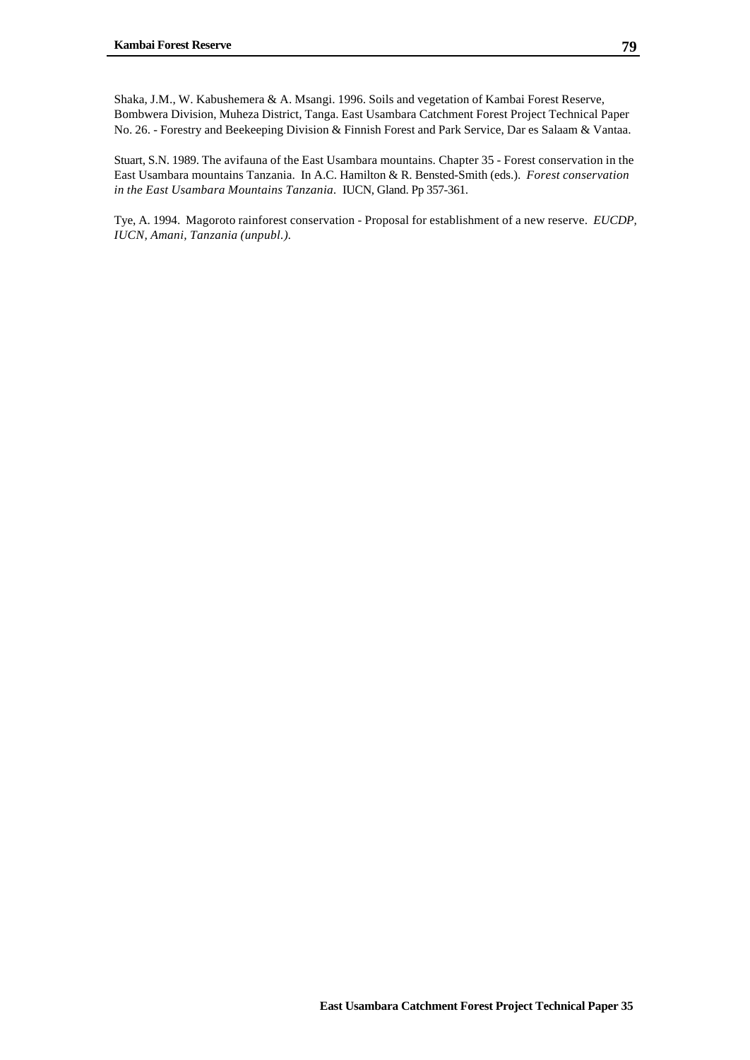Shaka, J.M., W. Kabushemera & A. Msangi. 1996. Soils and vegetation of Kambai Forest Reserve, Bombwera Division, Muheza District, Tanga. East Usambara Catchment Forest Project Technical Paper No. 26. - Forestry and Beekeeping Division & Finnish Forest and Park Service, Dar es Salaam & Vantaa.

Stuart, S.N. 1989. The avifauna of the East Usambara mountains. Chapter 35 - Forest conservation in the East Usambara mountains Tanzania. In A.C. Hamilton & R. Bensted-Smith (eds.). *Forest conservation in the East Usambara Mountains Tanzania*. IUCN, Gland. Pp 357-361.

Tye, A. 1994. Magoroto rainforest conservation - Proposal for establishment of a new reserve. *EUCDP, IUCN, Amani, Tanzania (unpubl.).*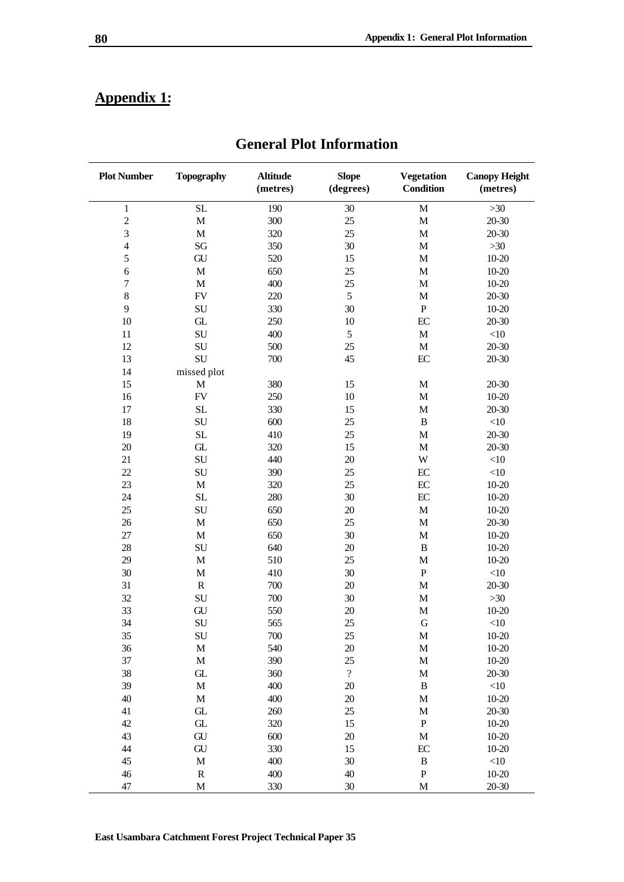# Appendix 1:

## General Plot Information

| Plot Number | Topography | Altitude (metres) | Slope (degrees) | Vegetation Condition | Canopy Height (metres) |
|---|---|---|---|---|---|
| 1 | SL | 190 | 30 | M | >30 |
| 2 | M | 300 | 25 | M | 20-30 |
| 3 | M | 320 | 25 | M | 20-30 |
| 4 | SG | 350 | 30 | M | >30 |
| 5 | GU | 520 | 15 | M | 10-20 |
| 6 | M | 650 | 25 | M | 10-20 |
| 7 | M | 400 | 25 | M | 10-20 |
| 8 | FV | 220 | 5 | M | 20-30 |
| 9 | SU | 330 | 30 | P | 10-20 |
| 10 | GL | 250 | 10 | EC | 20-30 |
| 11 | SU | 400 | 5 | M | <10 |
| 12 | SU | 500 | 25 | M | 20-30 |
| 13 | SU | 700 | 45 | EC | 20-30 |
| 14 | missed plot | | | | |
| 15 | M | 380 | 15 | M | 20-30 |
| 16 | FV | 250 | 10 | M | 10-20 |
| 17 | SL | 330 | 15 | M | 20-30 |
| 18 | SU | 600 | 25 | B | <10 |
| 19 | SL | 410 | 25 | M | 20-30 |
| 20 | GL | 320 | 15 | M | 20-30 |
| 21 | SU | 440 | 20 | W | <10 |
| 22 | SU | 390 | 25 | EC | <10 |
| 23 | M | 320 | 25 | EC | 10-20 |
| 24 | SL | 280 | 30 | EC | 10-20 |
| 25 | SU | 650 | 20 | M | 10-20 |
| 26 | M | 650 | 25 | M | 20-30 |
| 27 | M | 650 | 30 | M | 10-20 |
| 28 | SU | 640 | 20 | B | 10-20 |
| 29 | M | 510 | 25 | M | 10-20 |
| 30 | M | 410 | 30 | P | <10 |
| 31 | R | 700 | 20 | M | 20-30 |
| 32 | SU | 700 | 30 | M | >30 |
| 33 | GU | 550 | 20 | M | 10-20 |
| 34 | SU | 565 | 25 | G | <10 |
| 35 | SU | 700 | 25 | M | 10-20 |
| 36 | M | 540 | 20 | M | 10-20 |
| 37 | M | 390 | 25 | M | 10-20 |
| 38 | GL | 360 | ? | M | 20-30 |
| 39 | M | 400 | 20 | B | <10 |
| 40 | M | 400 | 20 | M | 10-20 |
| 41 | GL | 260 | 25 | M | 20-30 |
| 42 | GL | 320 | 15 | P | 10-20 |
| 43 | GU | 600 | 20 | M | 10-20 |
| 44 | GU | 330 | 15 | EC | 10-20 |
| 45 | M | 400 | 30 | B | <10 |
| 46 | R | 400 | 40 | P | 10-20 |
| 47 | M | 330 | 30 | M | 20-30 |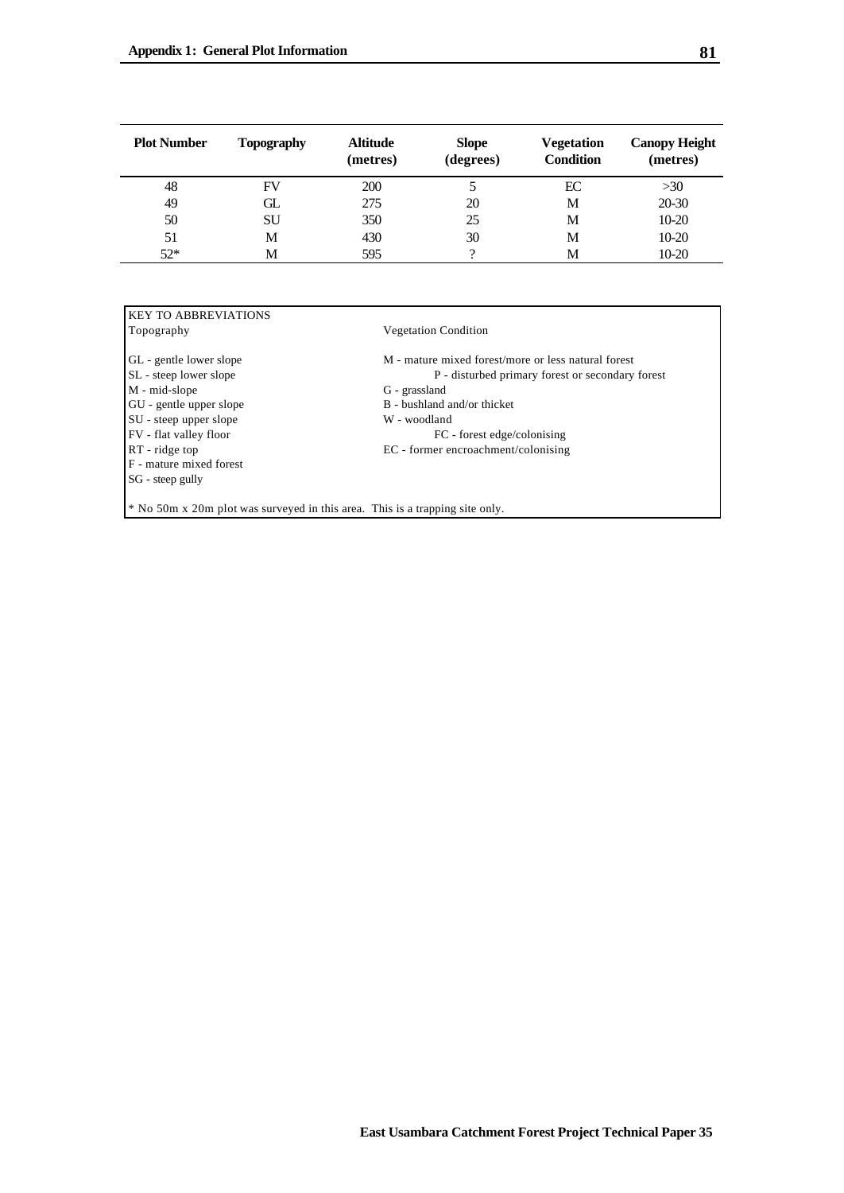| Plot Number | Topography | Altitude (metres) | Slope (degrees) | Vegetation Condition | Canopy Height (metres) |
|---|---|---|---|---|---|
| 48 | FV | 200 | 5 | EC | >30 |
| 49 | GL | 275 | 20 | M | 20-30 |
| 50 | SU | 350 | 25 | M | 10-20 |
| 51 | M | 430 | 30 | M | 10-20 |
| 52* | M | 595 | ? | M | 10-20 |

KEY TO ABBREVIATIONS

| Topography | Vegetation Condition |
|---|---|
| GL - gentle lower slope | M - mature mixed forest/more or less natural forest |
| SL - steep lower slope | P - disturbed primary forest or secondary forest |
| M - mid-slope | G - grassland |
| GU - gentle upper slope | B - bushland and/or thicket |
| SU - steep upper slope | W - woodland |
| FV - flat valley floor | FC - forest edge/colonising |
| RT - ridge top | EC - former encroachment/colonising |
| F - mature mixed forest | |
| SG - steep gully | |

\* No 50m x 20m plot was surveyed in this area. This is a trapping site only.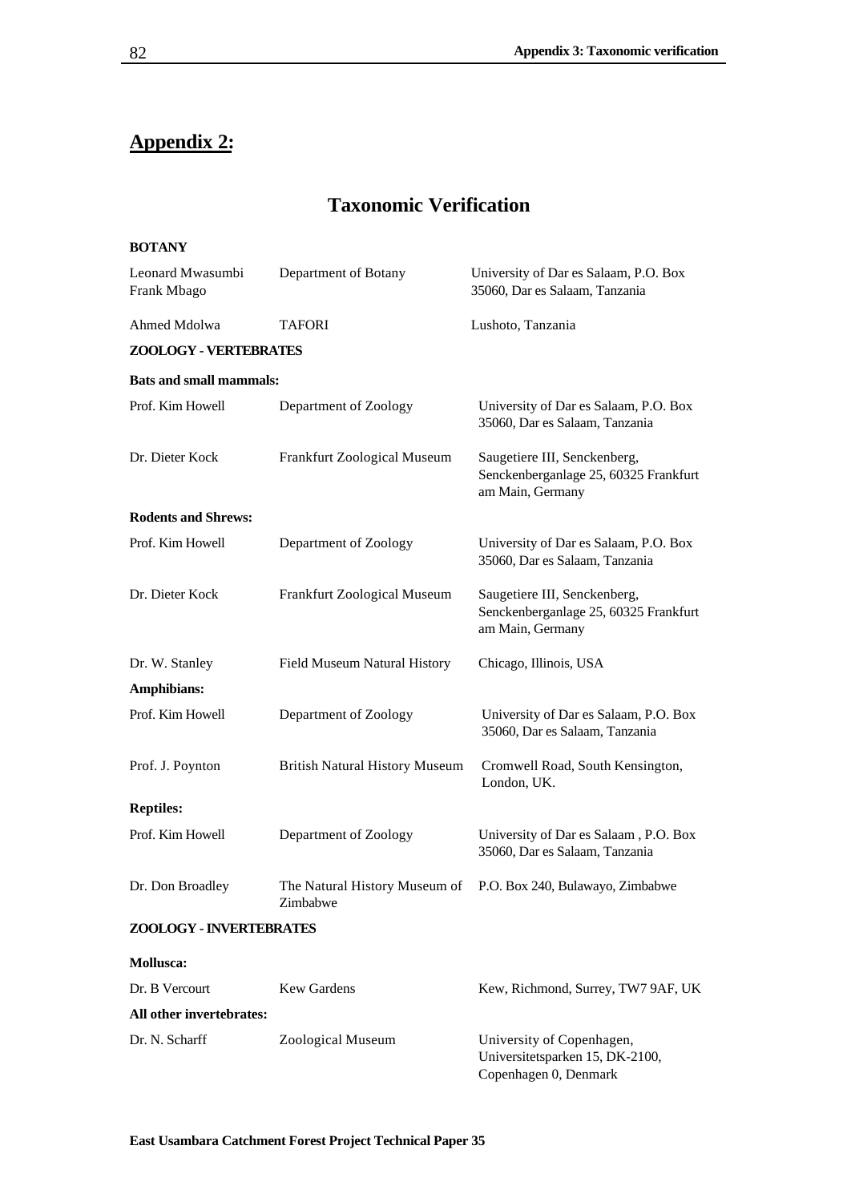## Appendix 2:

# Taxonomic Verification

**BOTANY**

| | | |
|---|---|---|
| Leonard Mwasumbi<br>Frank Mbago | Department of Botany | University of Dar es Salaam, P.O. Box 35060, Dar es Salaam, Tanzania |
| Ahmed Mdolwa | TAFORI | Lushoto, Tanzania |

**ZOOLOGY - VERTEBRATES**

**Bats and small mammals:**

| | | |
|---|---|---|
| Prof. Kim Howell | Department of Zoology | University of Dar es Salaam, P.O. Box 35060, Dar es Salaam, Tanzania |
| Dr. Dieter Kock | Frankfurt Zoological Museum | Saugetiere III, Senckenberg, Senckenberganlage 25, 60325 Frankfurt am Main, Germany |

**Rodents and Shrews:**

| | | |
|---|---|---|
| Prof. Kim Howell | Department of Zoology | University of Dar es Salaam, P.O. Box 35060, Dar es Salaam, Tanzania |
| Dr. Dieter Kock | Frankfurt Zoological Museum | Saugetiere III, Senckenberg, Senckenberganlage 25, 60325 Frankfurt am Main, Germany |
| Dr. W. Stanley | Field Museum Natural History | Chicago, Illinois, USA |

**Amphibians:**

| | | |
|---|---|---|
| Prof. Kim Howell | Department of Zoology | University of Dar es Salaam, P.O. Box 35060, Dar es Salaam, Tanzania |
| Prof. J. Poynton | British Natural History Museum | Cromwell Road, South Kensington, London, UK. |

**Reptiles:**

| | | |
|---|---|---|
| Prof. Kim Howell | Department of Zoology | University of Dar es Salaam , P.O. Box 35060, Dar es Salaam, Tanzania |
| Dr. Don Broadley | The Natural History Museum of Zimbabwe | P.O. Box 240, Bulawayo, Zimbabwe |

**ZOOLOGY - INVERTEBRATES**

**Mollusca:**

| | | |
|---|---|---|
| Dr. B Vercourt | Kew Gardens | Kew, Richmond, Surrey, TW7 9AF, UK |

**All other invertebrates:**

| | | |
|---|---|---|
| Dr. N. Scharff | Zoological Museum | University of Copenhagen, Universitetsparken 15, DK-2100, Copenhagen 0, Denmark |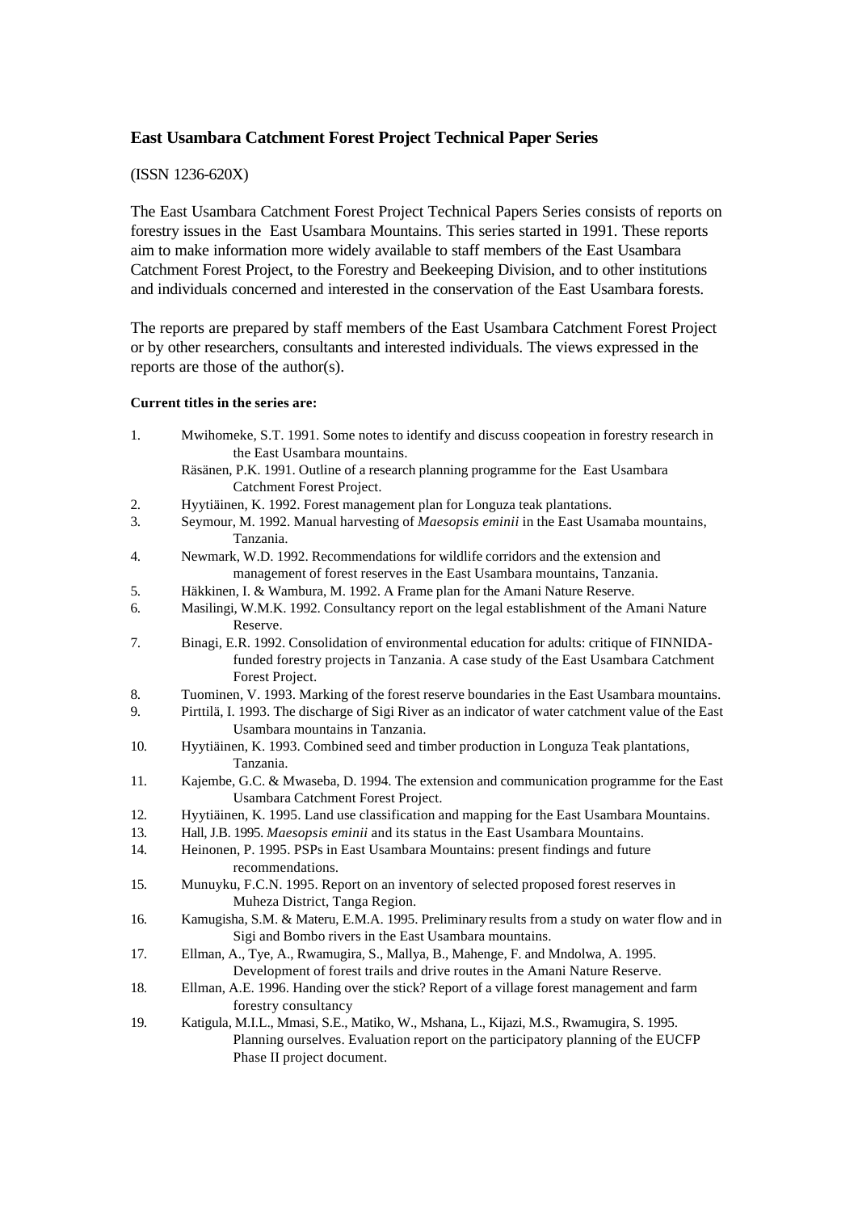## East Usambara Catchment Forest Project Technical Paper Series

(ISSN 1236-620X)

The East Usambara Catchment Forest Project Technical Papers Series consists of reports on forestry issues in the East Usambara Mountains. This series started in 1991. These reports aim to make information more widely available to staff members of the East Usambara Catchment Forest Project, to the Forestry and Beekeeping Division, and to other institutions and individuals concerned and interested in the conservation of the East Usambara forests.

The reports are prepared by staff members of the East Usambara Catchment Forest Project or by other researchers, consultants and interested individuals. The views expressed in the reports are those of the author(s).

**Current titles in the series are:**

1. Mwihomeke, S.T. 1991. Some notes to identify and discuss coopeation in forestry research in the East Usambara mountains.
   Räsänen, P.K. 1991. Outline of a research planning programme for the East Usambara Catchment Forest Project.
2. Hyytiäinen, K. 1992. Forest management plan for Longuza teak plantations.
3. Seymour, M. 1992. Manual harvesting of *Maesopsis eminii* in the East Usamaba mountains, Tanzania.
4. Newmark, W.D. 1992. Recommendations for wildlife corridors and the extension and management of forest reserves in the East Usambara mountains, Tanzania.
5. Häkkinen, I. & Wambura, M. 1992. A Frame plan for the Amani Nature Reserve.
6. Masilingi, W.M.K. 1992. Consultancy report on the legal establishment of the Amani Nature Reserve.
7. Binagi, E.R. 1992. Consolidation of environmental education for adults: critique of FINNIDA-funded forestry projects in Tanzania. A case study of the East Usambara Catchment Forest Project.
8. Tuominen, V. 1993. Marking of the forest reserve boundaries in the East Usambara mountains.
9. Pirttilä, I. 1993. The discharge of Sigi River as an indicator of water catchment value of the East Usambara mountains in Tanzania.
10. Hyytiäinen, K. 1993. Combined seed and timber production in Longuza Teak plantations, Tanzania.
11. Kajembe, G.C. & Mwaseba, D. 1994. The extension and communication programme for the East Usambara Catchment Forest Project.
12. Hyytiäinen, K. 1995. Land use classification and mapping for the East Usambara Mountains.
13. Hall, J.B. 1995. *Maesopsis eminii* and its status in the East Usambara Mountains.
14. Heinonen, P. 1995. PSPs in East Usambara Mountains: present findings and future recommendations.
15. Munuyku, F.C.N. 1995. Report on an inventory of selected proposed forest reserves in Muheza District, Tanga Region.
16. Kamugisha, S.M. & Materu, E.M.A. 1995. Preliminary results from a study on water flow and in Sigi and Bombo rivers in the East Usambara mountains.
17. Ellman, A., Tye, A., Rwamugira, S., Mallya, B., Mahenge, F. and Mndolwa, A. 1995. Development of forest trails and drive routes in the Amani Nature Reserve.
18. Ellman, A.E. 1996. Handing over the stick? Report of a village forest management and farm forestry consultancy
19. Katigula, M.I.L., Mmasi, S.E., Matiko, W., Mshana, L., Kijazi, M.S., Rwamugira, S. 1995. Planning ourselves. Evaluation report on the participatory planning of the EUCFP Phase II project document.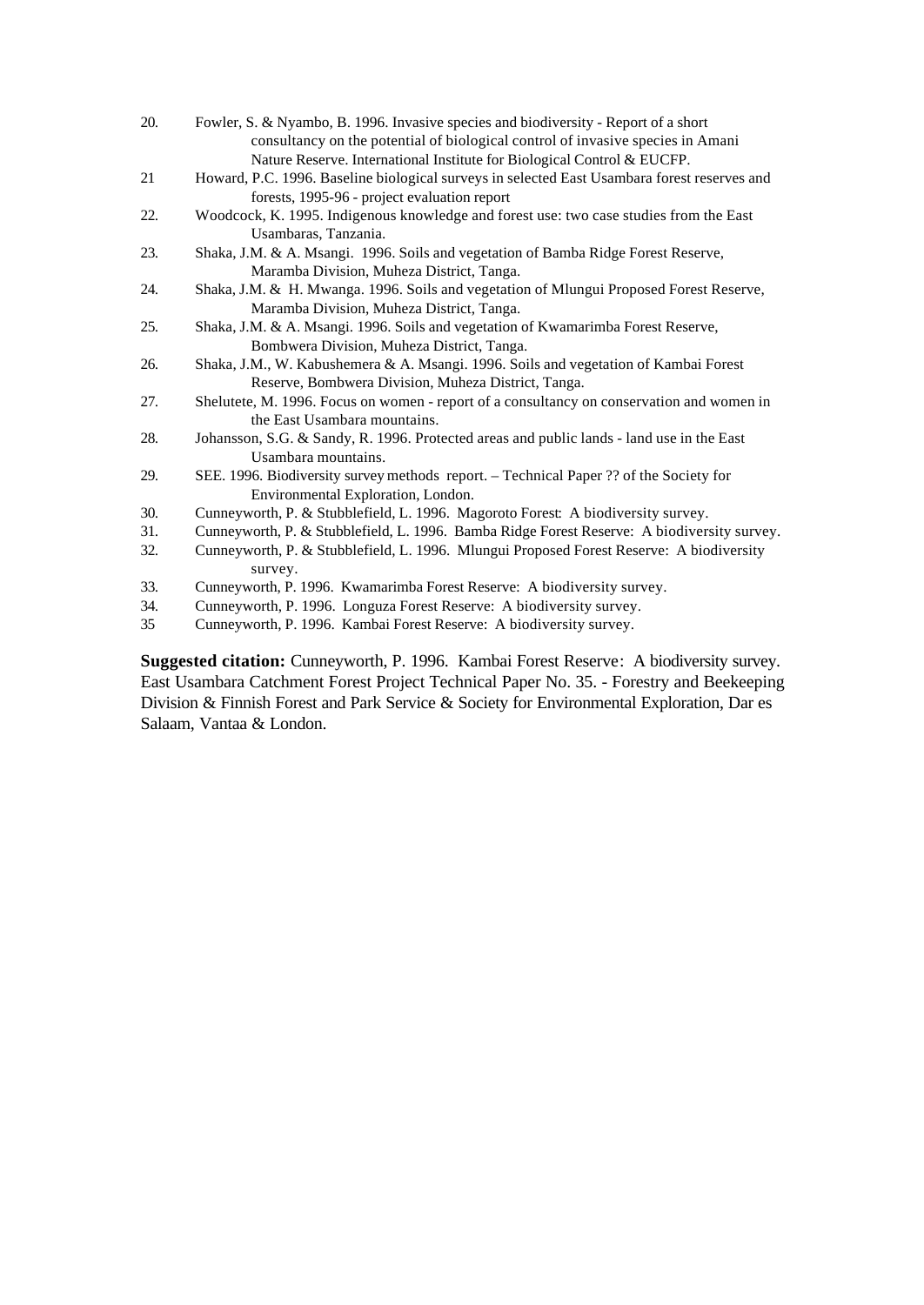20. Fowler, S. & Nyambo, B. 1996. Invasive species and biodiversity - Report of a short consultancy on the potential of biological control of invasive species in Amani Nature Reserve. International Institute for Biological Control & EUCFP.
21 Howard, P.C. 1996. Baseline biological surveys in selected East Usambara forest reserves and forests, 1995-96 - project evaluation report
22. Woodcock, K. 1995. Indigenous knowledge and forest use: two case studies from the East Usambaras, Tanzania.
23. Shaka, J.M. & A. Msangi. 1996. Soils and vegetation of Bamba Ridge Forest Reserve, Maramba Division, Muheza District, Tanga.
24. Shaka, J.M. & H. Mwanga. 1996. Soils and vegetation of Mlungui Proposed Forest Reserve, Maramba Division, Muheza District, Tanga.
25. Shaka, J.M. & A. Msangi. 1996. Soils and vegetation of Kwamarimba Forest Reserve, Bombwera Division, Muheza District, Tanga.
26. Shaka, J.M., W. Kabushemera & A. Msangi. 1996. Soils and vegetation of Kambai Forest Reserve, Bombwera Division, Muheza District, Tanga.
27. Shelutete, M. 1996. Focus on women - report of a consultancy on conservation and women in the East Usambara mountains.
28. Johansson, S.G. & Sandy, R. 1996. Protected areas and public lands - land use in the East Usambara mountains.
29. SEE. 1996. Biodiversity survey methods report. – Technical Paper ?? of the Society for Environmental Exploration, London.
30. Cunneyworth, P. & Stubblefield, L. 1996. Magoroto Forest: A biodiversity survey.
31. Cunneyworth, P. & Stubblefield, L. 1996. Bamba Ridge Forest Reserve: A biodiversity survey.
32. Cunneyworth, P. & Stubblefield, L. 1996. Mlungui Proposed Forest Reserve: A biodiversity survey.
33. Cunneyworth, P. 1996. Kwamarimba Forest Reserve: A biodiversity survey.
34. Cunneyworth, P. 1996. Longuza Forest Reserve: A biodiversity survey.
35 Cunneyworth, P. 1996. Kambai Forest Reserve: A biodiversity survey.

**Suggested citation:** Cunneyworth, P. 1996. Kambai Forest Reserve: A biodiversity survey. East Usambara Catchment Forest Project Technical Paper No. 35. - Forestry and Beekeeping Division & Finnish Forest and Park Service & Society for Environmental Exploration, Dar es Salaam, Vantaa & London.